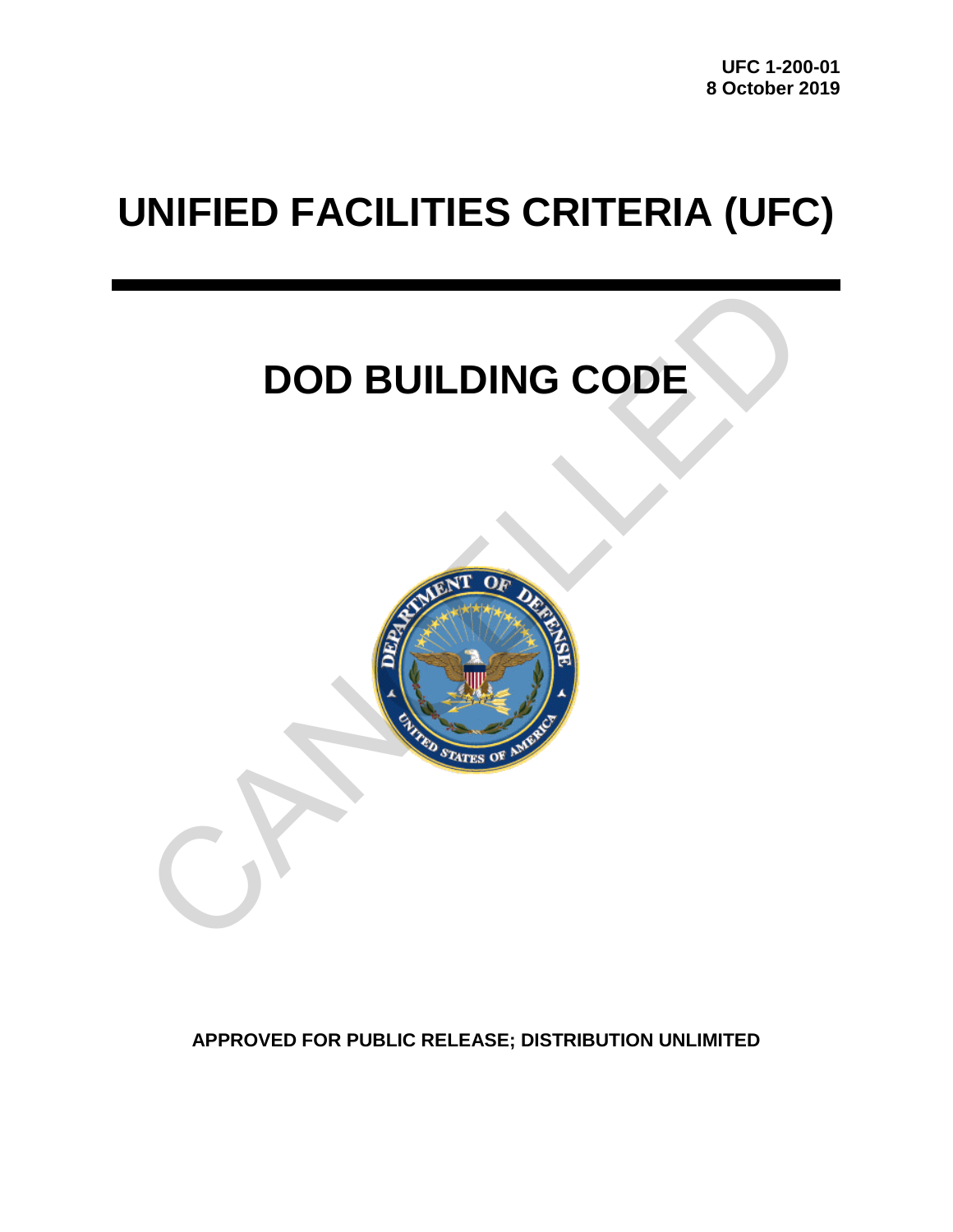**UFC 1-200-01**
**8 October 2019**

# UNIFIED FACILITIES CRITERIA (UFC)

## DOD BUILDING CODE

CANCELLED

**APPROVED FOR PUBLIC RELEASE; DISTRIBUTION UNLIMITED**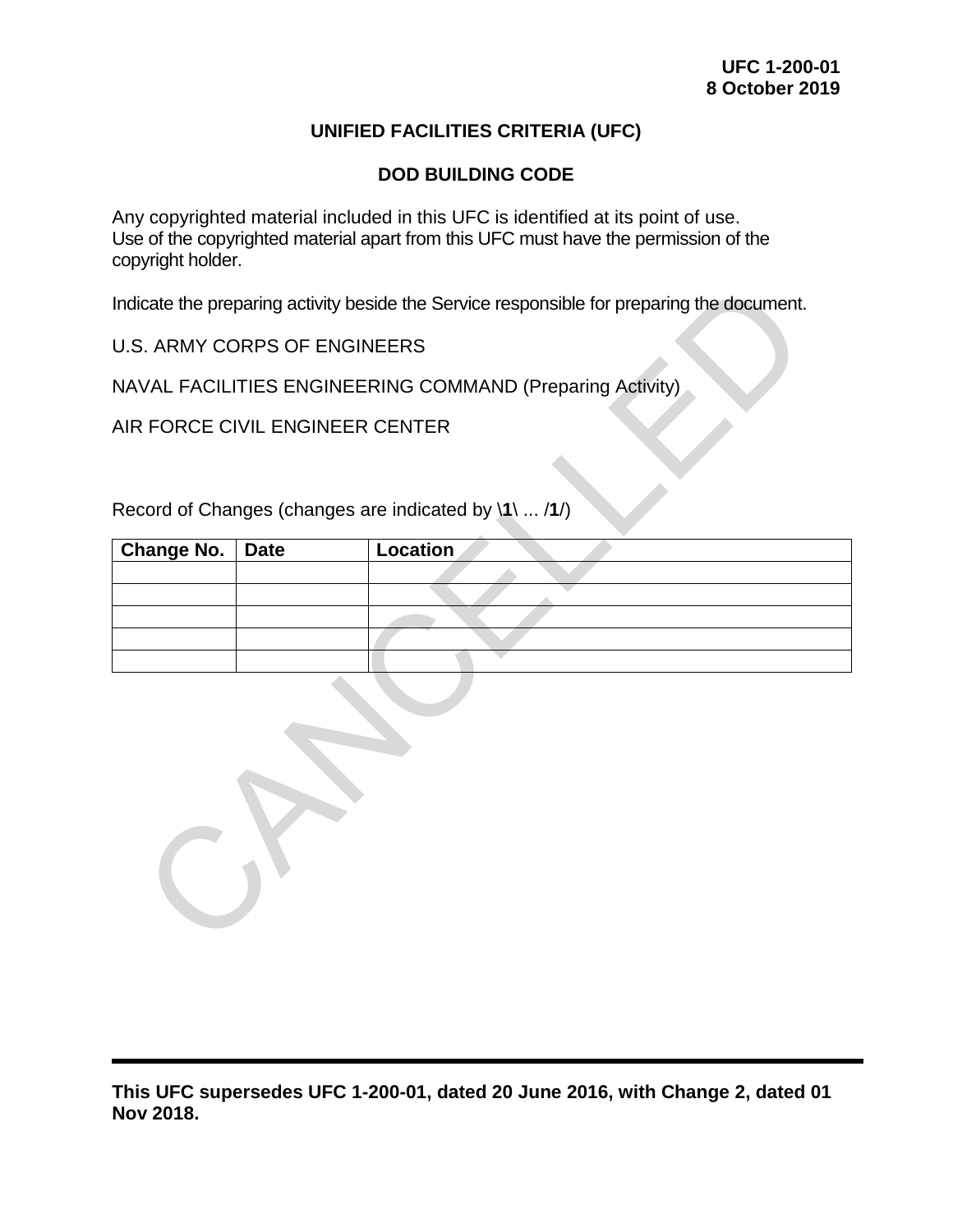**UFC 1-200-01**
**8 October 2019**

**UNIFIED FACILITIES CRITERIA (UFC)**

**DOD BUILDING CODE**

Any copyrighted material included in this UFC is identified at its point of use.
Use of the copyrighted material apart from this UFC must have the permission of the copyright holder.

Indicate the preparing activity beside the Service responsible for preparing the document.

U.S. ARMY CORPS OF ENGINEERS

NAVAL FACILITIES ENGINEERING COMMAND (Preparing Activity)

AIR FORCE CIVIL ENGINEER CENTER

Record of Changes (changes are indicated by **\1\** ... **/1/**)

| Change No. | Date | Location |
|---|---|---|
| | | |
| | | |
| | | |
| | | |
| | | |

CANCELLED

**This UFC supersedes UFC 1-200-01, dated 20 June 2016, with Change 2, dated 01 Nov 2018.**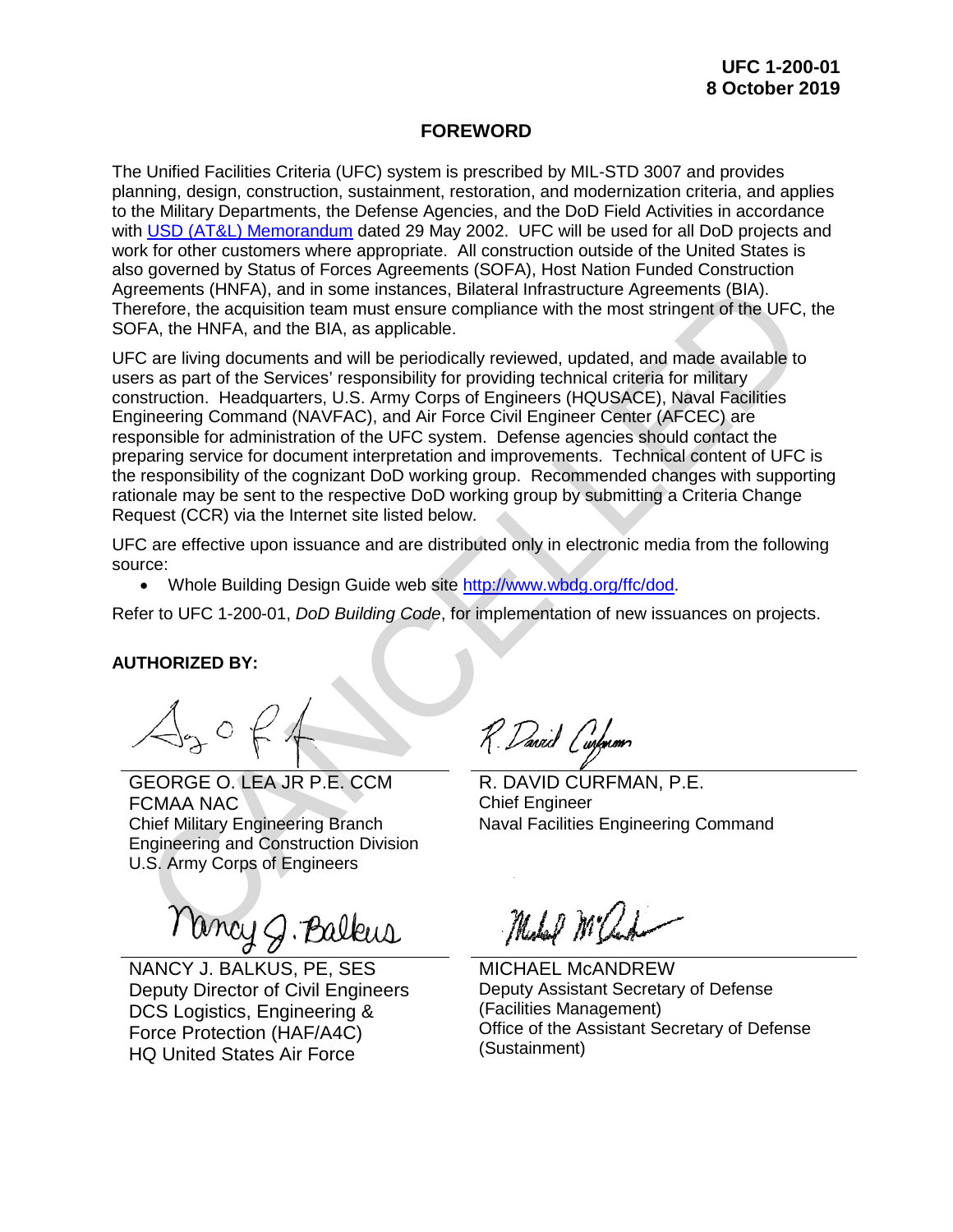# FOREWORD

The Unified Facilities Criteria (UFC) system is prescribed by MIL-STD 3007 and provides planning, design, construction, sustainment, restoration, and modernization criteria, and applies to the Military Departments, the Defense Agencies, and the DoD Field Activities in accordance with [USD (AT&L) Memorandum](#) dated 29 May 2002. UFC will be used for all DoD projects and work for other customers where appropriate. All construction outside of the United States is also governed by Status of Forces Agreements (SOFA), Host Nation Funded Construction Agreements (HNFA), and in some instances, Bilateral Infrastructure Agreements (BIA). Therefore, the acquisition team must ensure compliance with the most stringent of the UFC, the SOFA, the HNFA, and the BIA, as applicable.

UFC are living documents and will be periodically reviewed, updated, and made available to users as part of the Services' responsibility for providing technical criteria for military construction. Headquarters, U.S. Army Corps of Engineers (HQUSACE), Naval Facilities Engineering Command (NAVFAC), and Air Force Civil Engineer Center (AFCEC) are responsible for administration of the UFC system. Defense agencies should contact the preparing service for document interpretation and improvements. Technical content of UFC is the responsibility of the cognizant DoD working group. Recommended changes with supporting rationale may be sent to the respective DoD working group by submitting a Criteria Change Request (CCR) via the Internet site listed below.

UFC are effective upon issuance and are distributed only in electronic media from the following source:

- Whole Building Design Guide web site http://www.wbdg.org/ffc/dod.

Refer to UFC 1-200-01, *DoD Building Code*, for implementation of new issuances on projects.

**AUTHORIZED BY:**

GEORGE O. LEA JR P.E. CCM FCMAA NAC
Chief Military Engineering Branch
Engineering and Construction Division
U.S. Army Corps of Engineers

R. DAVID CURFMAN, P.E.
Chief Engineer
Naval Facilities Engineering Command

NANCY J. BALKUS, PE, SES
Deputy Director of Civil Engineers
DCS Logistics, Engineering & Force Protection (HAF/A4C)
HQ United States Air Force

MICHAEL McANDREW
Deputy Assistant Secretary of Defense (Facilities Management)
Office of the Assistant Secretary of Defense (Sustainment)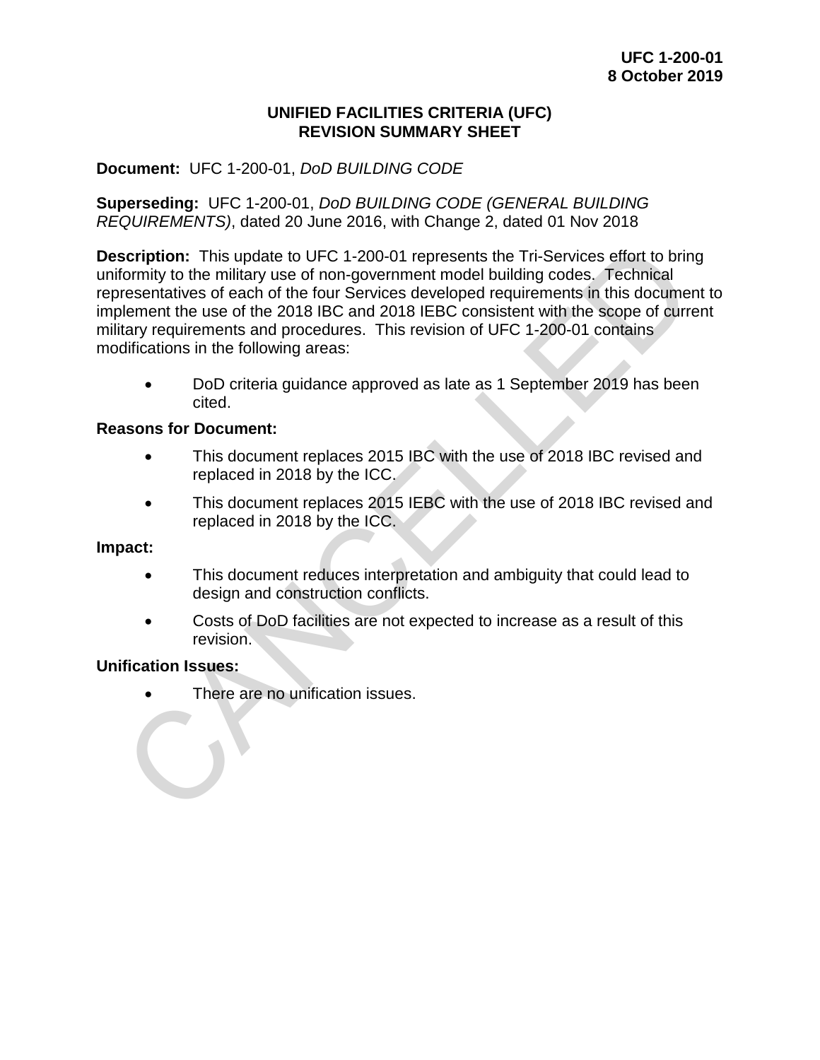# UNIFIED FACILITIES CRITERIA (UFC)
# REVISION SUMMARY SHEET

**Document:** UFC 1-200-01, *DoD BUILDING CODE*

**Superseding:** UFC 1-200-01, *DoD BUILDING CODE (GENERAL BUILDING REQUIREMENTS)*, dated 20 June 2016, with Change 2, dated 01 Nov 2018

**Description:** This update to UFC 1-200-01 represents the Tri-Services effort to bring uniformity to the military use of non-government model building codes. Technical representatives of each of the four Services developed requirements in this document to implement the use of the 2018 IBC and 2018 IEBC consistent with the scope of current military requirements and procedures. This revision of UFC 1-200-01 contains modifications in the following areas:

- DoD criteria guidance approved as late as 1 September 2019 has been cited.

**Reasons for Document:**

- This document replaces 2015 IBC with the use of 2018 IBC revised and replaced in 2018 by the ICC.
- This document replaces 2015 IEBC with the use of 2018 IBC revised and replaced in 2018 by the ICC.

**Impact:**

- This document reduces interpretation and ambiguity that could lead to design and construction conflicts.
- Costs of DoD facilities are not expected to increase as a result of this revision.

**Unification Issues:**

- There are no unification issues.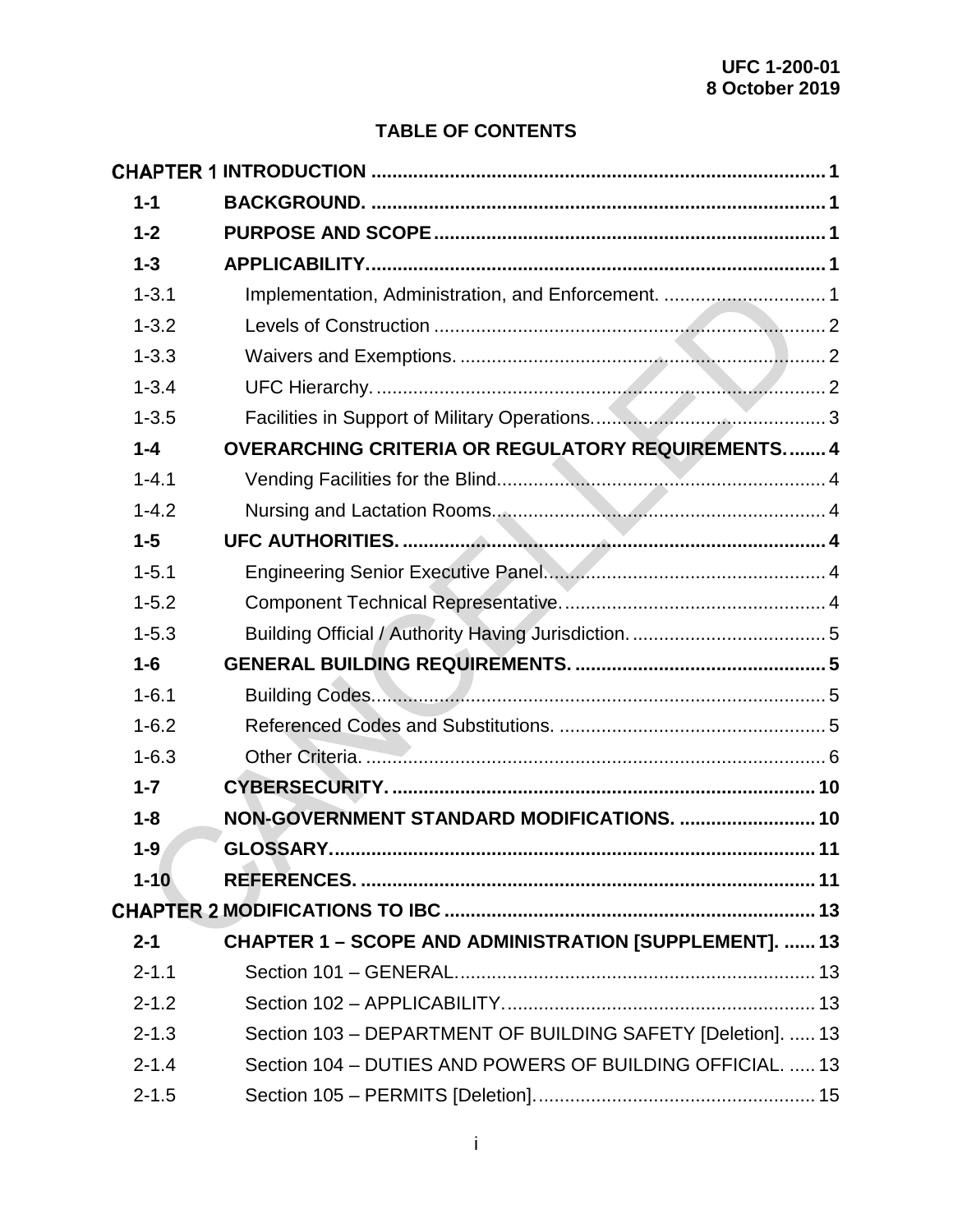## TABLE OF CONTENTS

| | | |
|---|---|---|
| **CHAPTER 1** | **INTRODUCTION** | **1** |
| **1-1** | **BACKGROUND.** | **1** |
| **1-2** | **PURPOSE AND SCOPE** | **1** |
| **1-3** | **APPLICABILITY.** | **1** |
| 1-3.1 | Implementation, Administration, and Enforcement. | 1 |
| 1-3.2 | Levels of Construction | 2 |
| 1-3.3 | Waivers and Exemptions. | 2 |
| 1-3.4 | UFC Hierarchy. | 2 |
| 1-3.5 | Facilities in Support of Military Operations. | 3 |
| **1-4** | **OVERARCHING CRITERIA OR REGULATORY REQUIREMENTS.** | **4** |
| 1-4.1 | Vending Facilities for the Blind. | 4 |
| 1-4.2 | Nursing and Lactation Rooms. | 4 |
| **1-5** | **UFC AUTHORITIES.** | **4** |
| 1-5.1 | Engineering Senior Executive Panel. | 4 |
| 1-5.2 | Component Technical Representative. | 4 |
| 1-5.3 | Building Official / Authority Having Jurisdiction. | 5 |
| **1-6** | **GENERAL BUILDING REQUIREMENTS.** | **5** |
| 1-6.1 | Building Codes. | 5 |
| 1-6.2 | Referenced Codes and Substitutions. | 5 |
| 1-6.3 | Other Criteria. | 6 |
| **1-7** | **CYBERSECURITY.** | **10** |
| **1-8** | **NON-GOVERNMENT STANDARD MODIFICATIONS.** | **10** |
| **1-9** | **GLOSSARY.** | **11** |
| **1-10** | **REFERENCES.** | **11** |
| **CHAPTER 2** | **MODIFICATIONS TO IBC** | **13** |
| **2-1** | **CHAPTER 1 – SCOPE AND ADMINISTRATION [SUPPLEMENT].** | **13** |
| 2-1.1 | Section 101 – GENERAL. | 13 |
| 2-1.2 | Section 102 – APPLICABILITY. | 13 |
| 2-1.3 | Section 103 – DEPARTMENT OF BUILDING SAFETY [Deletion]. | 13 |
| 2-1.4 | Section 104 – DUTIES AND POWERS OF BUILDING OFFICIAL. | 13 |
| 2-1.5 | Section 105 – PERMITS [Deletion]. | 15 |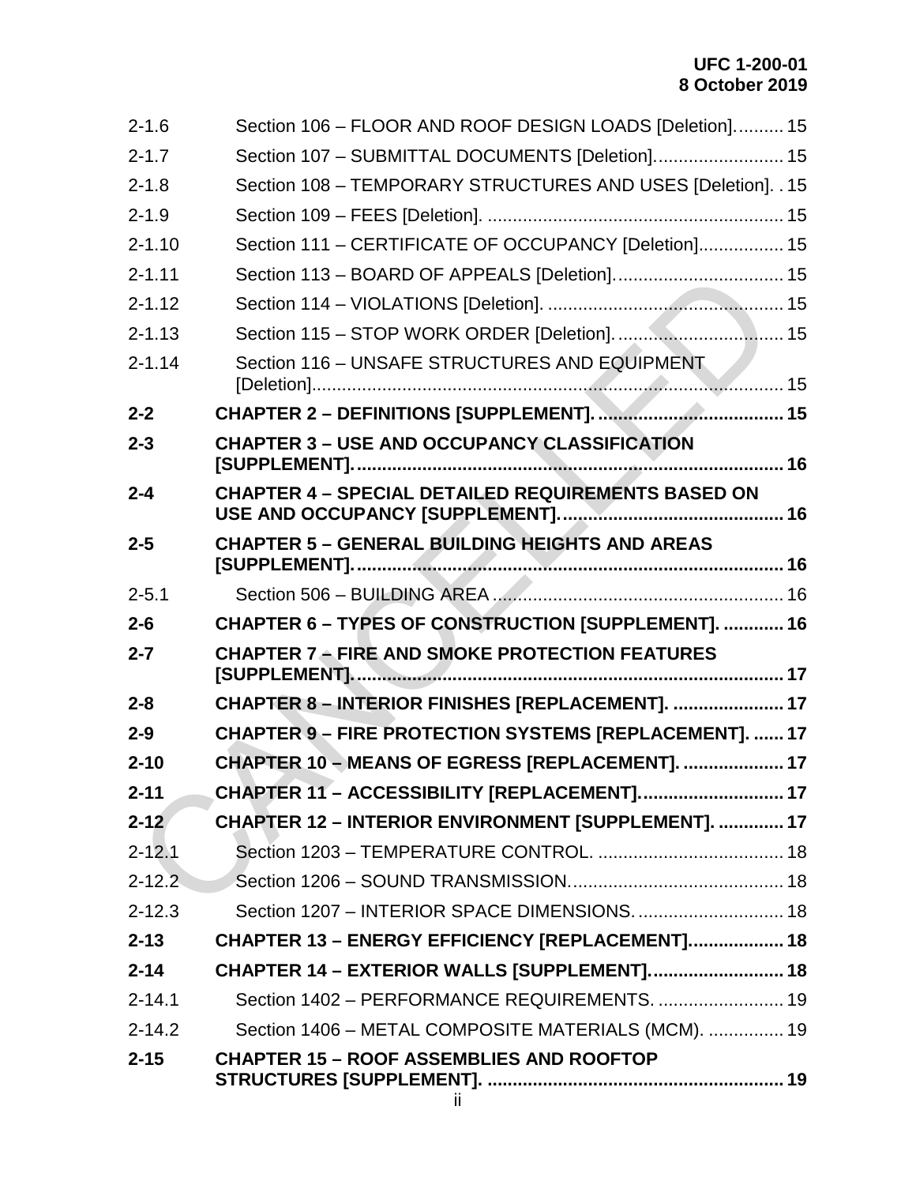| | | |
|---|---|---|
| 2-1.6 | Section 106 – FLOOR AND ROOF DESIGN LOADS [Deletion]. | 15 |
| 2-1.7 | Section 107 – SUBMITTAL DOCUMENTS [Deletion]. | 15 |
| 2-1.8 | Section 108 – TEMPORARY STRUCTURES AND USES [Deletion]. | 15 |
| 2-1.9 | Section 109 – FEES [Deletion]. | 15 |
| 2-1.10 | Section 111 – CERTIFICATE OF OCCUPANCY [Deletion]. | 15 |
| 2-1.11 | Section 113 – BOARD OF APPEALS [Deletion]. | 15 |
| 2-1.12 | Section 114 – VIOLATIONS [Deletion]. | 15 |
| 2-1.13 | Section 115 – STOP WORK ORDER [Deletion]. | 15 |
| 2-1.14 | Section 116 – UNSAFE STRUCTURES AND EQUIPMENT [Deletion]. | 15 |
| **2-2** | **CHAPTER 2 – DEFINITIONS [SUPPLEMENT].** | **15** |
| **2-3** | **CHAPTER 3 – USE AND OCCUPANCY CLASSIFICATION [SUPPLEMENT].** | **16** |
| **2-4** | **CHAPTER 4 – SPECIAL DETAILED REQUIREMENTS BASED ON USE AND OCCUPANCY [SUPPLEMENT].** | **16** |
| **2-5** | **CHAPTER 5 – GENERAL BUILDING HEIGHTS AND AREAS [SUPPLEMENT].** | **16** |
| 2-5.1 | Section 506 – BUILDING AREA | 16 |
| **2-6** | **CHAPTER 6 – TYPES OF CONSTRUCTION [SUPPLEMENT].** | **16** |
| **2-7** | **CHAPTER 7 – FIRE AND SMOKE PROTECTION FEATURES [SUPPLEMENT].** | **17** |
| **2-8** | **CHAPTER 8 – INTERIOR FINISHES [REPLACEMENT].** | **17** |
| **2-9** | **CHAPTER 9 – FIRE PROTECTION SYSTEMS [REPLACEMENT].** | **17** |
| **2-10** | **CHAPTER 10 – MEANS OF EGRESS [REPLACEMENT].** | **17** |
| **2-11** | **CHAPTER 11 – ACCESSIBILITY [REPLACEMENT].** | **17** |
| **2-12** | **CHAPTER 12 – INTERIOR ENVIRONMENT [SUPPLEMENT].** | **17** |
| 2-12.1 | Section 1203 – TEMPERATURE CONTROL. | 18 |
| 2-12.2 | Section 1206 – SOUND TRANSMISSION. | 18 |
| 2-12.3 | Section 1207 – INTERIOR SPACE DIMENSIONS. | 18 |
| **2-13** | **CHAPTER 13 – ENERGY EFFICIENCY [REPLACEMENT].** | **18** |
| **2-14** | **CHAPTER 14 – EXTERIOR WALLS [SUPPLEMENT].** | **18** |
| 2-14.1 | Section 1402 – PERFORMANCE REQUIREMENTS. | 19 |
| 2-14.2 | Section 1406 – METAL COMPOSITE MATERIALS (MCM). | 19 |
| **2-15** | **CHAPTER 15 – ROOF ASSEMBLIES AND ROOFTOP STRUCTURES [SUPPLEMENT].** | **19** |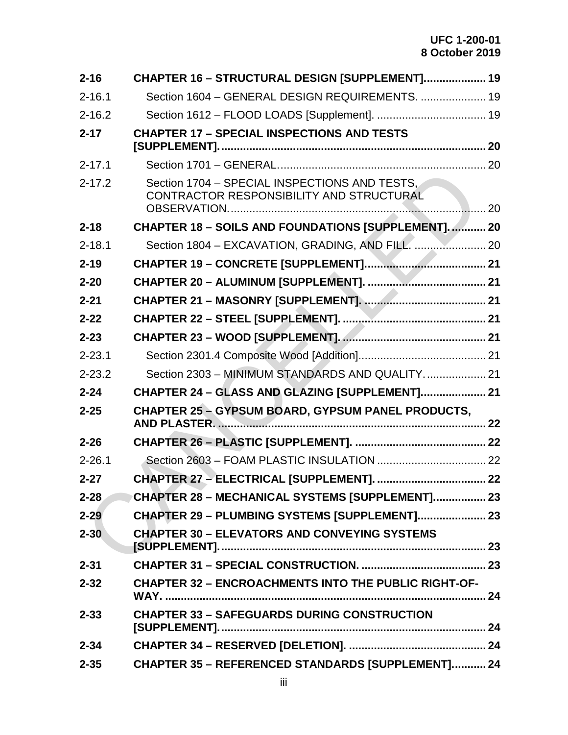| | | |
|---|---|---|
| **2-16** | **CHAPTER 16 – STRUCTURAL DESIGN [SUPPLEMENT]** | **19** |
| 2-16.1 | Section 1604 – GENERAL DESIGN REQUIREMENTS. | 19 |
| 2-16.2 | Section 1612 – FLOOD LOADS [Supplement]. | 19 |
| **2-17** | **CHAPTER 17 – SPECIAL INSPECTIONS AND TESTS [SUPPLEMENT].** | **20** |
| 2-17.1 | Section 1701 – GENERAL. | 20 |
| 2-17.2 | Section 1704 – SPECIAL INSPECTIONS AND TESTS, CONTRACTOR RESPONSIBILITY AND STRUCTURAL OBSERVATION. | 20 |
| **2-18** | **CHAPTER 18 – SOILS AND FOUNDATIONS [SUPPLEMENT].** | **20** |
| 2-18.1 | Section 1804 – EXCAVATION, GRADING, AND FILL. | 20 |
| **2-19** | **CHAPTER 19 – CONCRETE [SUPPLEMENT].** | **21** |
| **2-20** | **CHAPTER 20 – ALUMINUM [SUPPLEMENT].** | **21** |
| **2-21** | **CHAPTER 21 – MASONRY [SUPPLEMENT].** | **21** |
| **2-22** | **CHAPTER 22 – STEEL [SUPPLEMENT].** | **21** |
| **2-23** | **CHAPTER 23 – WOOD [SUPPLEMENT].** | **21** |
| 2-23.1 | Section 2301.4 Composite Wood [Addition] | 21 |
| 2-23.2 | Section 2303 – MINIMUM STANDARDS AND QUALITY. | 21 |
| **2-24** | **CHAPTER 24 – GLASS AND GLAZING [SUPPLEMENT].** | **21** |
| **2-25** | **CHAPTER 25 – GYPSUM BOARD, GYPSUM PANEL PRODUCTS, AND PLASTER.** | **22** |
| **2-26** | **CHAPTER 26 – PLASTIC [SUPPLEMENT].** | **22** |
| 2-26.1 | Section 2603 – FOAM PLASTIC INSULATION | 22 |
| **2-27** | **CHAPTER 27 – ELECTRICAL [SUPPLEMENT].** | **22** |
| **2-28** | **CHAPTER 28 – MECHANICAL SYSTEMS [SUPPLEMENT].** | **23** |
| **2-29** | **CHAPTER 29 – PLUMBING SYSTEMS [SUPPLEMENT].** | **23** |
| **2-30** | **CHAPTER 30 – ELEVATORS AND CONVEYING SYSTEMS [SUPPLEMENT].** | **23** |
| **2-31** | **CHAPTER 31 – SPECIAL CONSTRUCTION.** | **23** |
| **2-32** | **CHAPTER 32 – ENCROACHMENTS INTO THE PUBLIC RIGHT-OF-WAY.** | **24** |
| **2-33** | **CHAPTER 33 – SAFEGUARDS DURING CONSTRUCTION [SUPPLEMENT].** | **24** |
| **2-34** | **CHAPTER 34 – RESERVED [DELETION].** | **24** |
| **2-35** | **CHAPTER 35 – REFERENCED STANDARDS [SUPPLEMENT].** | **24** |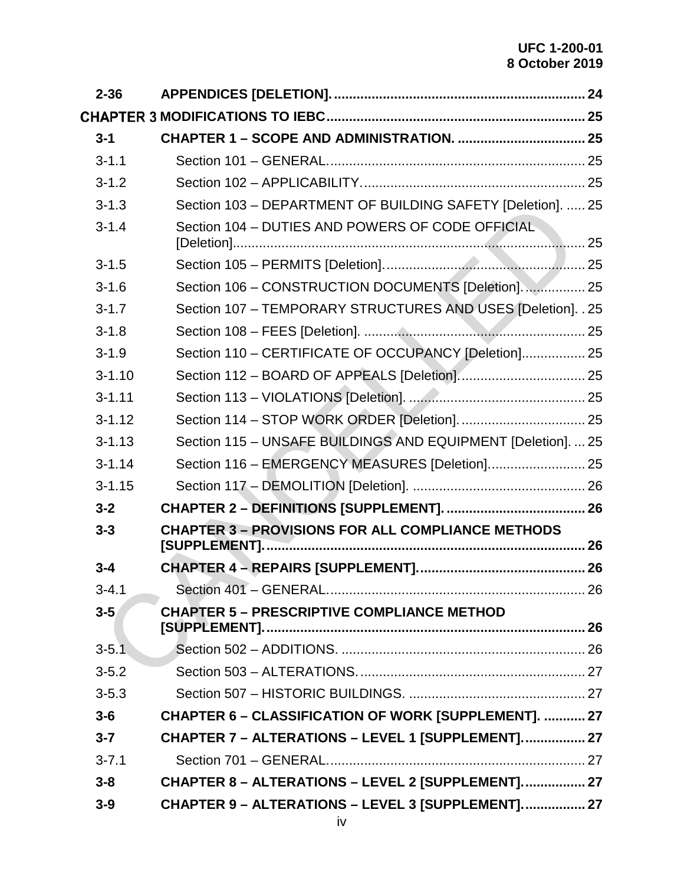| | | |
|---|---|---|
| **2-36** | **APPENDICES [DELETION].** | **24** |
| **CHAPTER 3** | **MODIFICATIONS TO IEBC** | **25** |
| **3-1** | **CHAPTER 1 – SCOPE AND ADMINISTRATION.** | **25** |
| 3-1.1 | Section 101 – GENERAL. | 25 |
| 3-1.2 | Section 102 – APPLICABILITY. | 25 |
| 3-1.3 | Section 103 – DEPARTMENT OF BUILDING SAFETY [Deletion]. | 25 |
| 3-1.4 | Section 104 – DUTIES AND POWERS OF CODE OFFICIAL [Deletion] | 25 |
| 3-1.5 | Section 105 – PERMITS [Deletion]. | 25 |
| 3-1.6 | Section 106 – CONSTRUCTION DOCUMENTS [Deletion]. | 25 |
| 3-1.7 | Section 107 – TEMPORARY STRUCTURES AND USES [Deletion]. | 25 |
| 3-1.8 | Section 108 – FEES [Deletion]. | 25 |
| 3-1.9 | Section 110 – CERTIFICATE OF OCCUPANCY [Deletion] | 25 |
| 3-1.10 | Section 112 – BOARD OF APPEALS [Deletion]. | 25 |
| 3-1.11 | Section 113 – VIOLATIONS [Deletion]. | 25 |
| 3-1.12 | Section 114 – STOP WORK ORDER [Deletion]. | 25 |
| 3-1.13 | Section 115 – UNSAFE BUILDINGS AND EQUIPMENT [Deletion]. | 25 |
| 3-1.14 | Section 116 – EMERGENCY MEASURES [Deletion]. | 25 |
| 3-1.15 | Section 117 – DEMOLITION [Deletion]. | 26 |
| **3-2** | **CHAPTER 2 – DEFINITIONS [SUPPLEMENT].** | **26** |
| **3-3** | **CHAPTER 3 – PROVISIONS FOR ALL COMPLIANCE METHODS [SUPPLEMENT].** | **26** |
| **3-4** | **CHAPTER 4 – REPAIRS [SUPPLEMENT].** | **26** |
| 3-4.1 | Section 401 – GENERAL. | 26 |
| **3-5** | **CHAPTER 5 – PRESCRIPTIVE COMPLIANCE METHOD [SUPPLEMENT].** | **26** |
| 3-5.1 | Section 502 – ADDITIONS. | 26 |
| 3-5.2 | Section 503 – ALTERATIONS. | 27 |
| 3-5.3 | Section 507 – HISTORIC BUILDINGS. | 27 |
| **3-6** | **CHAPTER 6 – CLASSIFICATION OF WORK [SUPPLEMENT].** | **27** |
| **3-7** | **CHAPTER 7 – ALTERATIONS – LEVEL 1 [SUPPLEMENT].** | **27** |
| 3-7.1 | Section 701 – GENERAL. | 27 |
| **3-8** | **CHAPTER 8 – ALTERATIONS – LEVEL 2 [SUPPLEMENT].** | **27** |
| **3-9** | **CHAPTER 9 – ALTERATIONS – LEVEL 3 [SUPPLEMENT].** | **27** |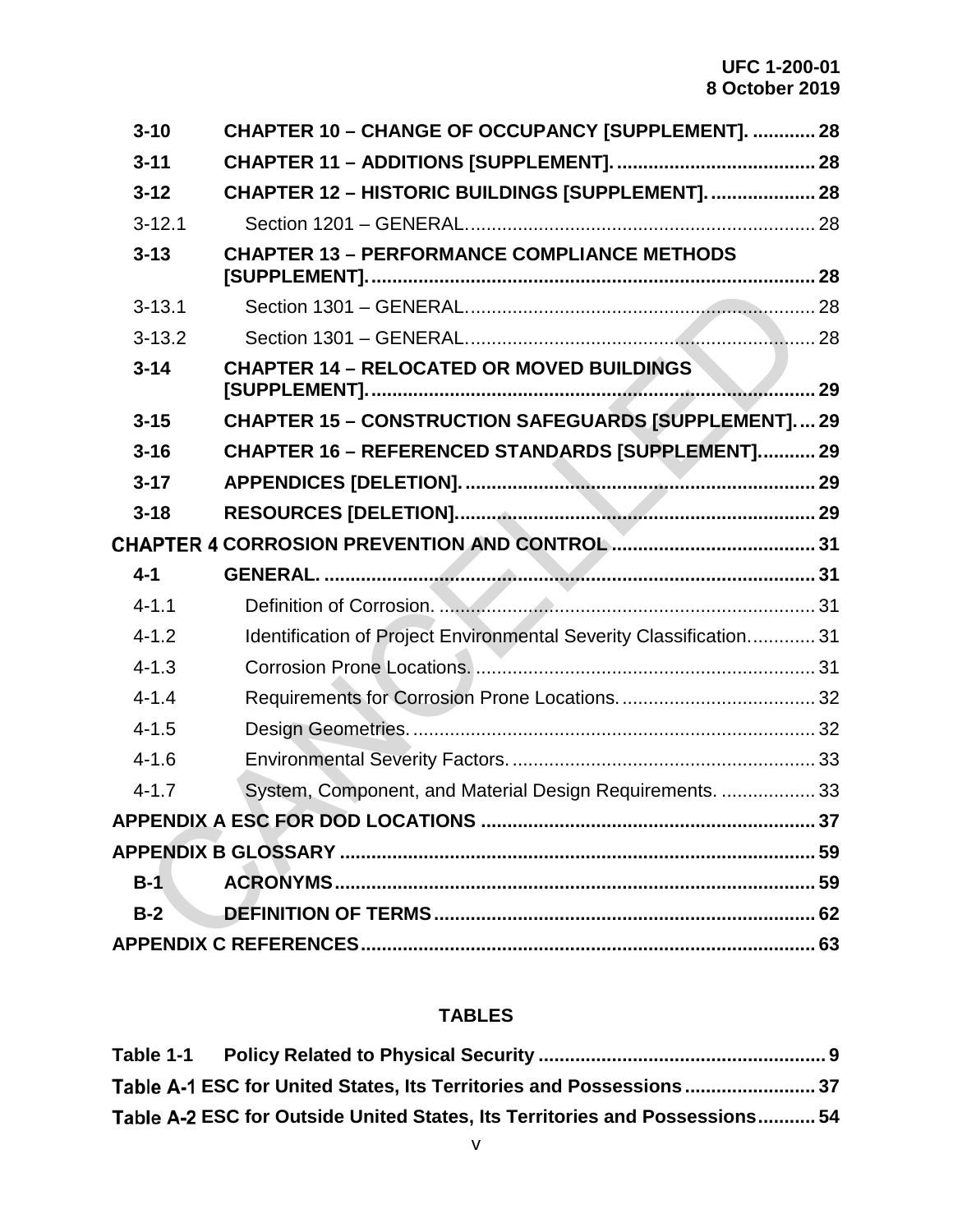| | | |
|---|---|---|
| **3-10** | **CHAPTER 10 – CHANGE OF OCCUPANCY [SUPPLEMENT].** | **28** |
| **3-11** | **CHAPTER 11 – ADDITIONS [SUPPLEMENT].** | **28** |
| **3-12** | **CHAPTER 12 – HISTORIC BUILDINGS [SUPPLEMENT].** | **28** |
| 3-12.1 | Section 1201 – GENERAL. | 28 |
| **3-13** | **CHAPTER 13 – PERFORMANCE COMPLIANCE METHODS [SUPPLEMENT].** | **28** |
| 3-13.1 | Section 1301 – GENERAL. | 28 |
| 3-13.2 | Section 1301 – GENERAL. | 28 |
| **3-14** | **CHAPTER 14 – RELOCATED OR MOVED BUILDINGS [SUPPLEMENT].** | **29** |
| **3-15** | **CHAPTER 15 – CONSTRUCTION SAFEGUARDS [SUPPLEMENT].** | **29** |
| **3-16** | **CHAPTER 16 – REFERENCED STANDARDS [SUPPLEMENT]** | **29** |
| **3-17** | **APPENDICES [DELETION].** | **29** |
| **3-18** | **RESOURCES [DELETION].** | **29** |
| **CHAPTER 4** | **CORROSION PREVENTION AND CONTROL** | **31** |
| **4-1** | **GENERAL.** | **31** |
| 4-1.1 | Definition of Corrosion. | 31 |
| 4-1.2 | Identification of Project Environmental Severity Classification. | 31 |
| 4-1.3 | Corrosion Prone Locations. | 31 |
| 4-1.4 | Requirements for Corrosion Prone Locations. | 32 |
| 4-1.5 | Design Geometries. | 32 |
| 4-1.6 | Environmental Severity Factors. | 33 |
| 4-1.7 | System, Component, and Material Design Requirements. | 33 |
| **APPENDIX A** | **ESC FOR DOD LOCATIONS** | **37** |
| **APPENDIX B** | **GLOSSARY** | **59** |
| **B-1** | **ACRONYMS** | **59** |
| **B-2** | **DEFINITION OF TERMS** | **62** |
| **APPENDIX C** | **REFERENCES** | **63** |

## TABLES

| | | |
|---|---|---|
| **Table 1-1** | **Policy Related to Physical Security** | **9** |
| **Table A-1** | **ESC for United States, Its Territories and Possessions** | **37** |
| **Table A-2** | **ESC for Outside United States, Its Territories and Possessions** | **54** |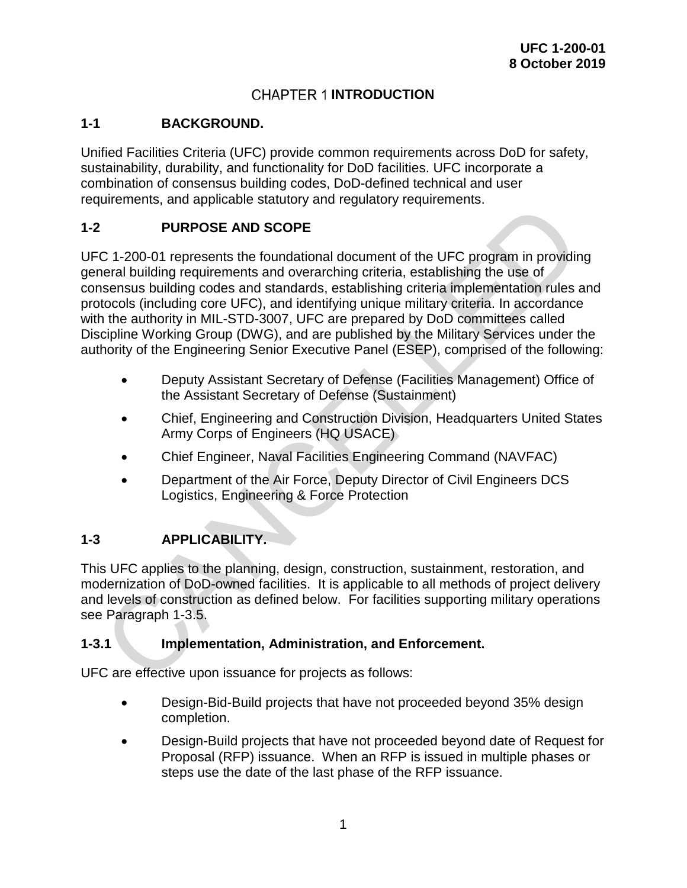# CHAPTER 1 INTRODUCTION

## 1-1 BACKGROUND.

Unified Facilities Criteria (UFC) provide common requirements across DoD for safety, sustainability, durability, and functionality for DoD facilities. UFC incorporate a combination of consensus building codes, DoD-defined technical and user requirements, and applicable statutory and regulatory requirements.

## 1-2 PURPOSE AND SCOPE

UFC 1-200-01 represents the foundational document of the UFC program in providing general building requirements and overarching criteria, establishing the use of consensus building codes and standards, establishing criteria implementation rules and protocols (including core UFC), and identifying unique military criteria. In accordance with the authority in MIL-STD-3007, UFC are prepared by DoD committees called Discipline Working Group (DWG), and are published by the Military Services under the authority of the Engineering Senior Executive Panel (ESEP), comprised of the following:

- Deputy Assistant Secretary of Defense (Facilities Management) Office of the Assistant Secretary of Defense (Sustainment)
- Chief, Engineering and Construction Division, Headquarters United States Army Corps of Engineers (HQ USACE)
- Chief Engineer, Naval Facilities Engineering Command (NAVFAC)
- Department of the Air Force, Deputy Director of Civil Engineers DCS Logistics, Engineering & Force Protection

## 1-3 APPLICABILITY.

This UFC applies to the planning, design, construction, sustainment, restoration, and modernization of DoD-owned facilities. It is applicable to all methods of project delivery and levels of construction as defined below. For facilities supporting military operations see Paragraph 1-3.5.

### 1-3.1 Implementation, Administration, and Enforcement.

UFC are effective upon issuance for projects as follows:

- Design-Bid-Build projects that have not proceeded beyond 35% design completion.
- Design-Build projects that have not proceeded beyond date of Request for Proposal (RFP) issuance. When an RFP is issued in multiple phases or steps use the date of the last phase of the RFP issuance.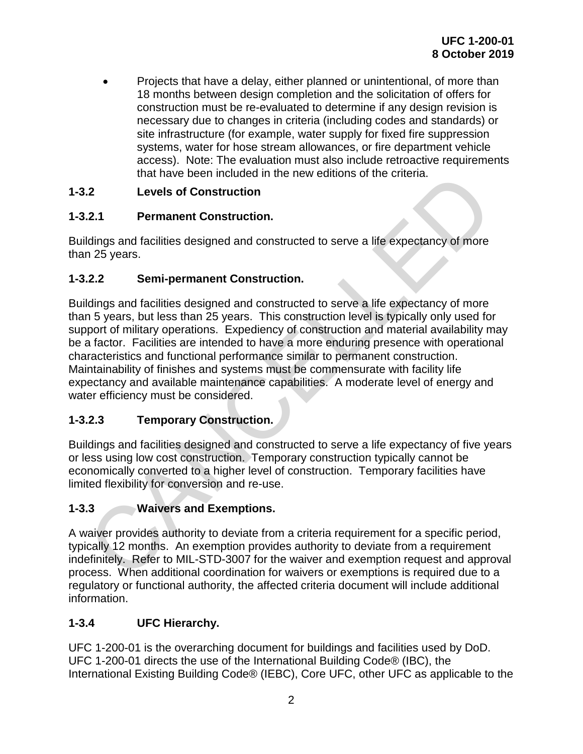- Projects that have a delay, either planned or unintentional, of more than 18 months between design completion and the solicitation of offers for construction must be re-evaluated to determine if any design revision is necessary due to changes in criteria (including codes and standards) or site infrastructure (for example, water supply for fixed fire suppression systems, water for hose stream allowances, or fire department vehicle access). Note: The evaluation must also include retroactive requirements that have been included in the new editions of the criteria.

### 1-3.2 Levels of Construction

#### 1-3.2.1 Permanent Construction.

Buildings and facilities designed and constructed to serve a life expectancy of more than 25 years.

#### 1-3.2.2 Semi-permanent Construction.

Buildings and facilities designed and constructed to serve a life expectancy of more than 5 years, but less than 25 years. This construction level is typically only used for support of military operations. Expediency of construction and material availability may be a factor. Facilities are intended to have a more enduring presence with operational characteristics and functional performance similar to permanent construction. Maintainability of finishes and systems must be commensurate with facility life expectancy and available maintenance capabilities. A moderate level of energy and water efficiency must be considered.

#### 1-3.2.3 Temporary Construction.

Buildings and facilities designed and constructed to serve a life expectancy of five years or less using low cost construction. Temporary construction typically cannot be economically converted to a higher level of construction. Temporary facilities have limited flexibility for conversion and re-use.

### 1-3.3 Waivers and Exemptions.

A waiver provides authority to deviate from a criteria requirement for a specific period, typically 12 months. An exemption provides authority to deviate from a requirement indefinitely. Refer to MIL-STD-3007 for the waiver and exemption request and approval process. When additional coordination for waivers or exemptions is required due to a regulatory or functional authority, the affected criteria document will include additional information.

### 1-3.4 UFC Hierarchy.

UFC 1-200-01 is the overarching document for buildings and facilities used by DoD. UFC 1-200-01 directs the use of the International Building Code® (IBC), the International Existing Building Code® (IEBC), Core UFC, other UFC as applicable to the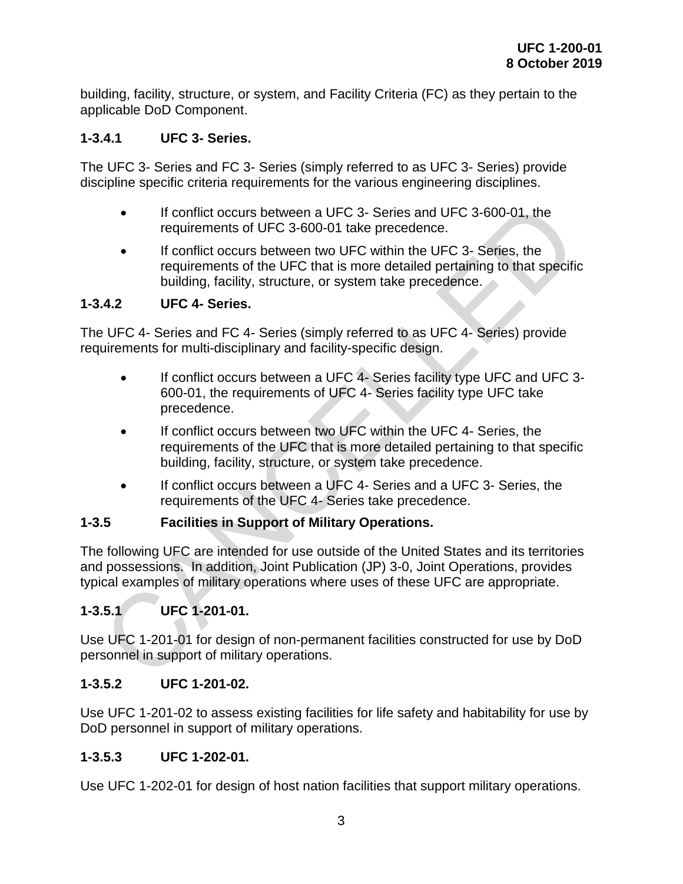building, facility, structure, or system, and Facility Criteria (FC) as they pertain to the applicable DoD Component.

#### 1-3.4.1 UFC 3- Series.

The UFC 3- Series and FC 3- Series (simply referred to as UFC 3- Series) provide discipline specific criteria requirements for the various engineering disciplines.

- If conflict occurs between a UFC 3- Series and UFC 3-600-01, the requirements of UFC 3-600-01 take precedence.
- If conflict occurs between two UFC within the UFC 3- Series, the requirements of the UFC that is more detailed pertaining to that specific building, facility, structure, or system take precedence.

#### 1-3.4.2 UFC 4- Series.

The UFC 4- Series and FC 4- Series (simply referred to as UFC 4- Series) provide requirements for multi-disciplinary and facility-specific design.

- If conflict occurs between a UFC 4- Series facility type UFC and UFC 3-600-01, the requirements of UFC 4- Series facility type UFC take precedence.
- If conflict occurs between two UFC within the UFC 4- Series, the requirements of the UFC that is more detailed pertaining to that specific building, facility, structure, or system take precedence.
- If conflict occurs between a UFC 4- Series and a UFC 3- Series, the requirements of the UFC 4- Series take precedence.

### 1-3.5 Facilities in Support of Military Operations.

The following UFC are intended for use outside of the United States and its territories and possessions. In addition, Joint Publication (JP) 3-0, Joint Operations, provides typical examples of military operations where uses of these UFC are appropriate.

#### 1-3.5.1 UFC 1-201-01.

Use UFC 1-201-01 for design of non-permanent facilities constructed for use by DoD personnel in support of military operations.

#### 1-3.5.2 UFC 1-201-02.

Use UFC 1-201-02 to assess existing facilities for life safety and habitability for use by DoD personnel in support of military operations.

#### 1-3.5.3 UFC 1-202-01.

Use UFC 1-202-01 for design of host nation facilities that support military operations.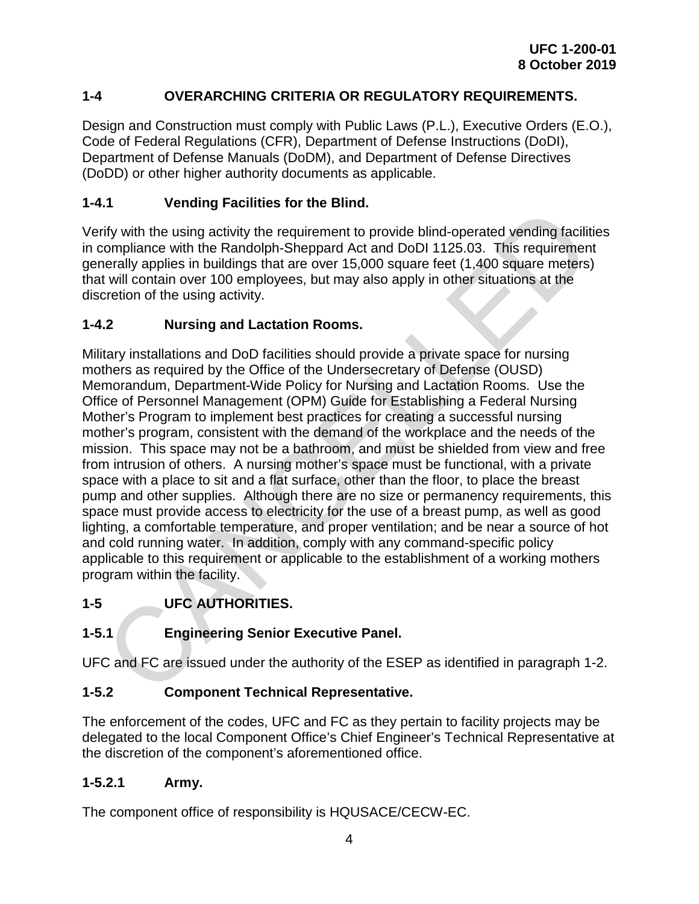## 1-4 OVERARCHING CRITERIA OR REGULATORY REQUIREMENTS.

Design and Construction must comply with Public Laws (P.L.), Executive Orders (E.O.), Code of Federal Regulations (CFR), Department of Defense Instructions (DoDI), Department of Defense Manuals (DoDM), and Department of Defense Directives (DoDD) or other higher authority documents as applicable.

### 1-4.1 Vending Facilities for the Blind.

Verify with the using activity the requirement to provide blind-operated vending facilities in compliance with the Randolph-Sheppard Act and DoDI 1125.03. This requirement generally applies in buildings that are over 15,000 square feet (1,400 square meters) that will contain over 100 employees, but may also apply in other situations at the discretion of the using activity.

### 1-4.2 Nursing and Lactation Rooms.

Military installations and DoD facilities should provide a private space for nursing mothers as required by the Office of the Undersecretary of Defense (OUSD) Memorandum, Department-Wide Policy for Nursing and Lactation Rooms. Use the Office of Personnel Management (OPM) Guide for Establishing a Federal Nursing Mother's Program to implement best practices for creating a successful nursing mother's program, consistent with the demand of the workplace and the needs of the mission. This space may not be a bathroom, and must be shielded from view and free from intrusion of others. A nursing mother's space must be functional, with a private space with a place to sit and a flat surface, other than the floor, to place the breast pump and other supplies. Although there are no size or permanency requirements, this space must provide access to electricity for the use of a breast pump, as well as good lighting, a comfortable temperature, and proper ventilation; and be near a source of hot and cold running water. In addition, comply with any command-specific policy applicable to this requirement or applicable to the establishment of a working mothers program within the facility.

## 1-5 UFC AUTHORITIES.

### 1-5.1 Engineering Senior Executive Panel.

UFC and FC are issued under the authority of the ESEP as identified in paragraph 1-2.

### 1-5.2 Component Technical Representative.

The enforcement of the codes, UFC and FC as they pertain to facility projects may be delegated to the local Component Office's Chief Engineer's Technical Representative at the discretion of the component's aforementioned office.

#### 1-5.2.1 Army.

The component office of responsibility is HQUSACE/CECW-EC.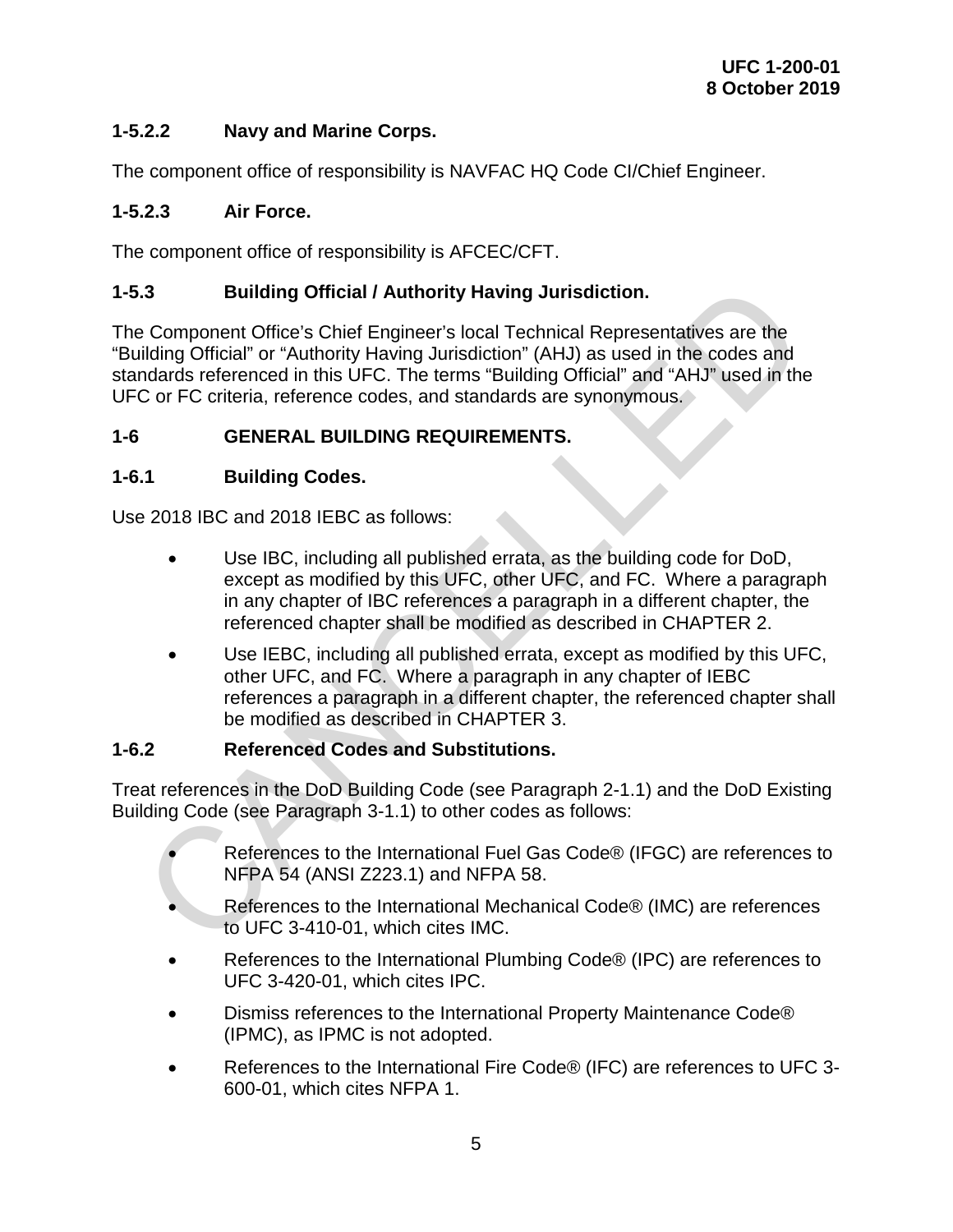#### 1-5.2.2 Navy and Marine Corps.

The component office of responsibility is NAVFAC HQ Code CI/Chief Engineer.

#### 1-5.2.3 Air Force.

The component office of responsibility is AFCEC/CFT.

### 1-5.3 Building Official / Authority Having Jurisdiction.

The Component Office's Chief Engineer's local Technical Representatives are the "Building Official" or "Authority Having Jurisdiction" (AHJ) as used in the codes and standards referenced in this UFC. The terms "Building Official" and "AHJ" used in the UFC or FC criteria, reference codes, and standards are synonymous.

## 1-6 GENERAL BUILDING REQUIREMENTS.

### 1-6.1 Building Codes.

Use 2018 IBC and 2018 IEBC as follows:

- Use IBC, including all published errata, as the building code for DoD, except as modified by this UFC, other UFC, and FC. Where a paragraph in any chapter of IBC references a paragraph in a different chapter, the referenced chapter shall be modified as described in CHAPTER 2.
- Use IEBC, including all published errata, except as modified by this UFC, other UFC, and FC. Where a paragraph in any chapter of IEBC references a paragraph in a different chapter, the referenced chapter shall be modified as described in CHAPTER 3.

### 1-6.2 Referenced Codes and Substitutions.

Treat references in the DoD Building Code (see Paragraph 2-1.1) and the DoD Existing Building Code (see Paragraph 3-1.1) to other codes as follows:

- References to the International Fuel Gas Code® (IFGC) are references to NFPA 54 (ANSI Z223.1) and NFPA 58.
- References to the International Mechanical Code® (IMC) are references to UFC 3-410-01, which cites IMC.
- References to the International Plumbing Code® (IPC) are references to UFC 3-420-01, which cites IPC.
- Dismiss references to the International Property Maintenance Code® (IPMC), as IPMC is not adopted.
- References to the International Fire Code® (IFC) are references to UFC 3-600-01, which cites NFPA 1.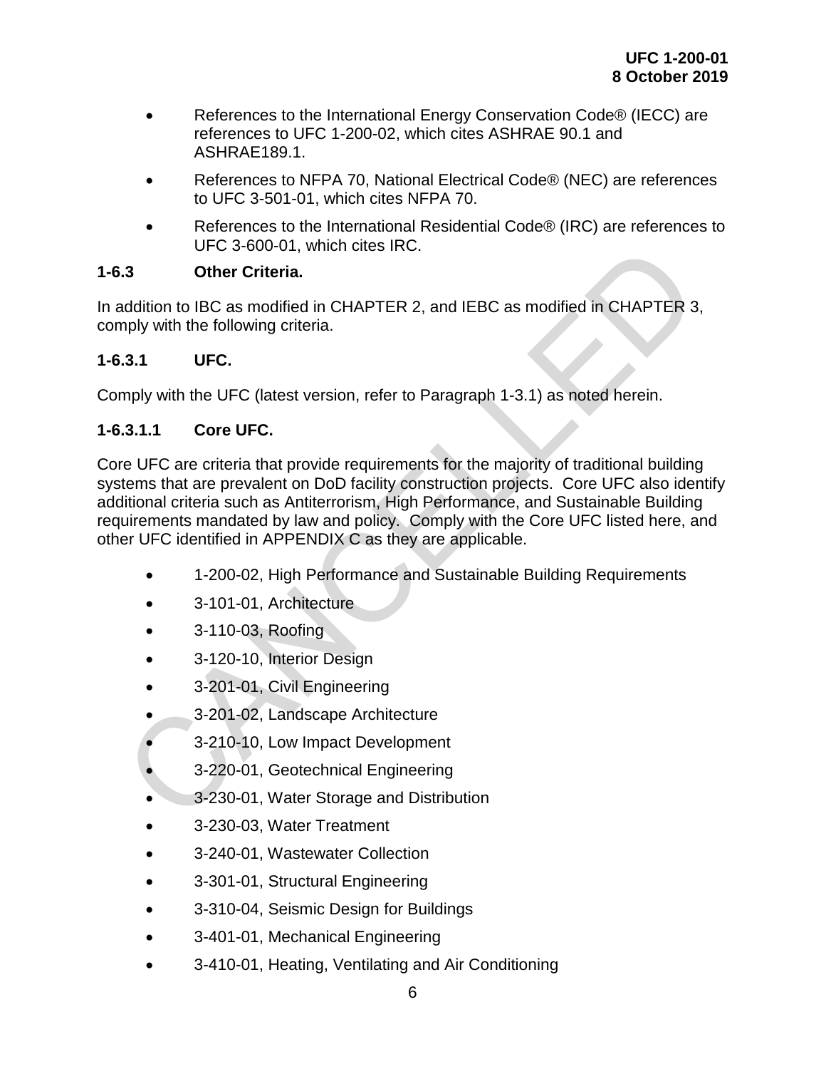- References to the International Energy Conservation Code® (IECC) are references to UFC 1-200-02, which cites ASHRAE 90.1 and ASHRAE189.1.
- References to NFPA 70, National Electrical Code® (NEC) are references to UFC 3-501-01, which cites NFPA 70.
- References to the International Residential Code® (IRC) are references to UFC 3-600-01, which cites IRC.

### 1-6.3 Other Criteria.

In addition to IBC as modified in CHAPTER 2, and IEBC as modified in CHAPTER 3, comply with the following criteria.

#### 1-6.3.1 UFC.

Comply with the UFC (latest version, refer to Paragraph 1-3.1) as noted herein.

##### 1-6.3.1.1 Core UFC.

Core UFC are criteria that provide requirements for the majority of traditional building systems that are prevalent on DoD facility construction projects. Core UFC also identify additional criteria such as Antiterrorism, High Performance, and Sustainable Building requirements mandated by law and policy. Comply with the Core UFC listed here, and other UFC identified in APPENDIX C as they are applicable.

- 1-200-02, High Performance and Sustainable Building Requirements
- 3-101-01, Architecture
- 3-110-03, Roofing
- 3-120-10, Interior Design
- 3-201-01, Civil Engineering
- 3-201-02, Landscape Architecture
- 3-210-10, Low Impact Development
- 3-220-01, Geotechnical Engineering
- 3-230-01, Water Storage and Distribution
- 3-230-03, Water Treatment
- 3-240-01, Wastewater Collection
- 3-301-01, Structural Engineering
- 3-310-04, Seismic Design for Buildings
- 3-401-01, Mechanical Engineering
- 3-410-01, Heating, Ventilating and Air Conditioning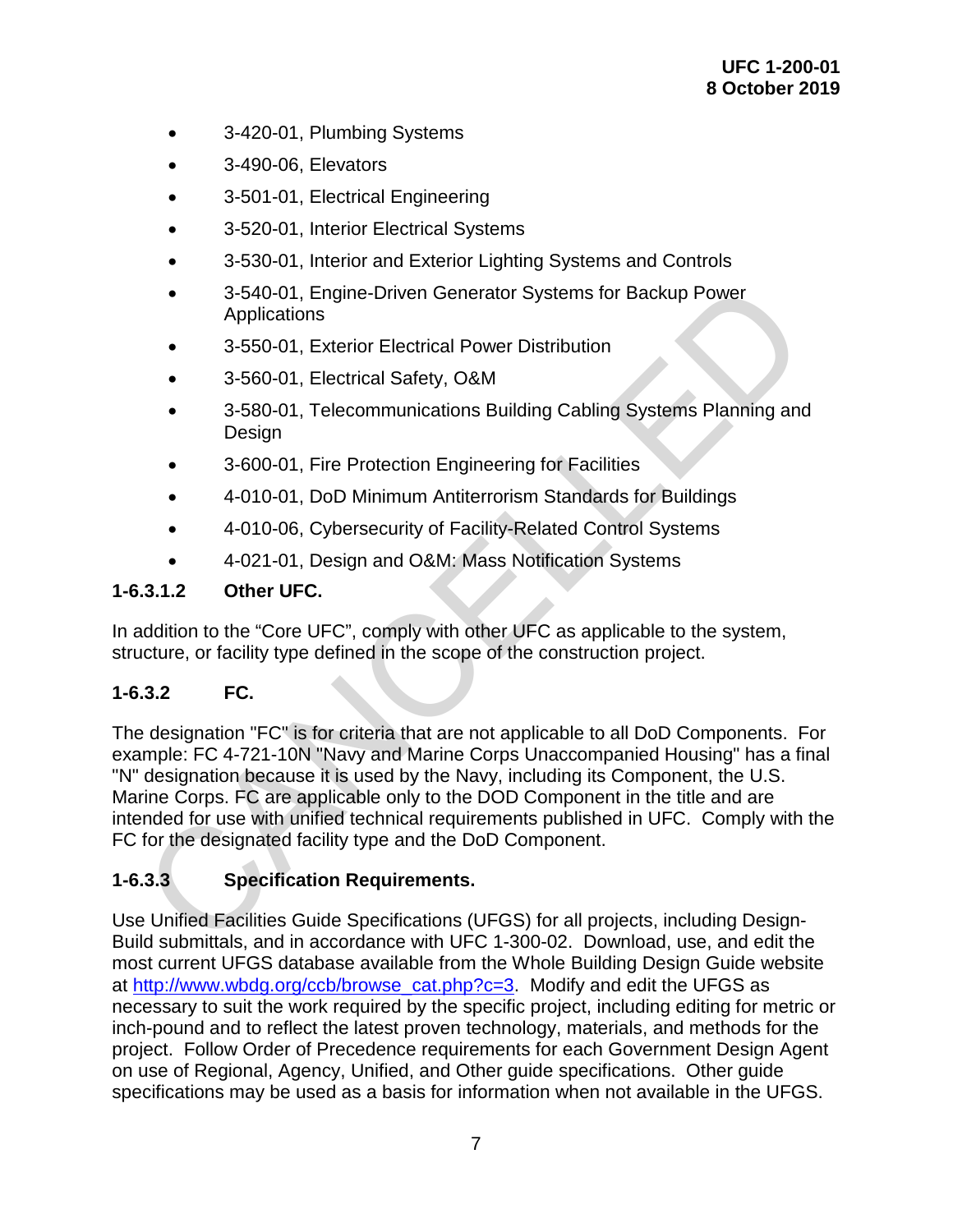- 3-420-01, Plumbing Systems
- 3-490-06, Elevators
- 3-501-01, Electrical Engineering
- 3-520-01, Interior Electrical Systems
- 3-530-01, Interior and Exterior Lighting Systems and Controls
- 3-540-01, Engine-Driven Generator Systems for Backup Power Applications
- 3-550-01, Exterior Electrical Power Distribution
- 3-560-01, Electrical Safety, O&M
- 3-580-01, Telecommunications Building Cabling Systems Planning and Design
- 3-600-01, Fire Protection Engineering for Facilities
- 4-010-01, DoD Minimum Antiterrorism Standards for Buildings
- 4-010-06, Cybersecurity of Facility-Related Control Systems
- 4-021-01, Design and O&M: Mass Notification Systems

#### 1-6.3.1.2 Other UFC.

In addition to the "Core UFC", comply with other UFC as applicable to the system, structure, or facility type defined in the scope of the construction project.

### 1-6.3.2 FC.

The designation "FC" is for criteria that are not applicable to all DoD Components. For example: FC 4-721-10N "Navy and Marine Corps Unaccompanied Housing" has a final "N" designation because it is used by the Navy, including its Component, the U.S. Marine Corps. FC are applicable only to the DOD Component in the title and are intended for use with unified technical requirements published in UFC. Comply with the FC for the designated facility type and the DoD Component.

### 1-6.3.3 Specification Requirements.

Use Unified Facilities Guide Specifications (UFGS) for all projects, including Design-Build submittals, and in accordance with UFC 1-300-02. Download, use, and edit the most current UFGS database available from the Whole Building Design Guide website at http://www.wbdg.org/ccb/browse_cat.php?c=3. Modify and edit the UFGS as necessary to suit the work required by the specific project, including editing for metric or inch-pound and to reflect the latest proven technology, materials, and methods for the project. Follow Order of Precedence requirements for each Government Design Agent on use of Regional, Agency, Unified, and Other guide specifications. Other guide specifications may be used as a basis for information when not available in the UFGS.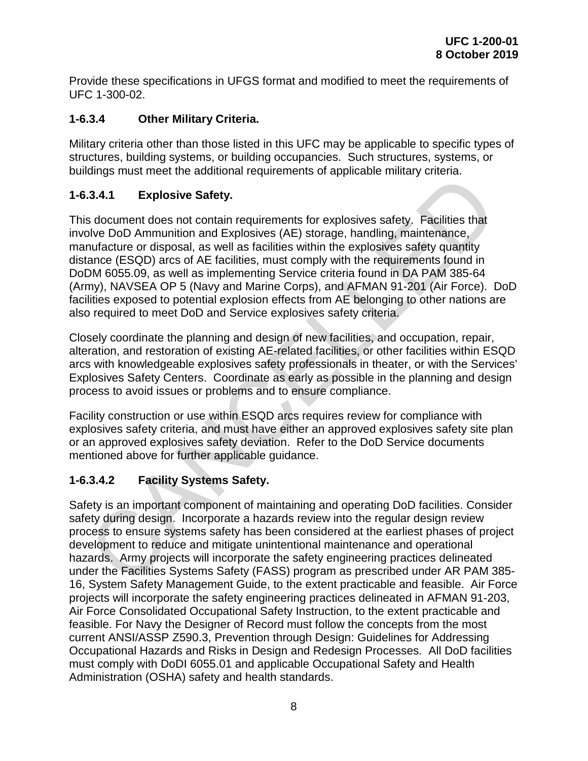Provide these specifications in UFGS format and modified to meet the requirements of UFC 1-300-02.

### 1-6.3.4 Other Military Criteria.

Military criteria other than those listed in this UFC may be applicable to specific types of structures, building systems, or building occupancies. Such structures, systems, or buildings must meet the additional requirements of applicable military criteria.

#### 1-6.3.4.1 Explosive Safety.

This document does not contain requirements for explosives safety. Facilities that involve DoD Ammunition and Explosives (AE) storage, handling, maintenance, manufacture or disposal, as well as facilities within the explosives safety quantity distance (ESQD) arcs of AE facilities, must comply with the requirements found in DoDM 6055.09, as well as implementing Service criteria found in DA PAM 385-64 (Army), NAVSEA OP 5 (Navy and Marine Corps), and AFMAN 91-201 (Air Force). DoD facilities exposed to potential explosion effects from AE belonging to other nations are also required to meet DoD and Service explosives safety criteria.

Closely coordinate the planning and design of new facilities, and occupation, repair, alteration, and restoration of existing AE-related facilities, or other facilities within ESQD arcs with knowledgeable explosives safety professionals in theater, or with the Services' Explosives Safety Centers. Coordinate as early as possible in the planning and design process to avoid issues or problems and to ensure compliance.

Facility construction or use within ESQD arcs requires review for compliance with explosives safety criteria, and must have either an approved explosives safety site plan or an approved explosives safety deviation. Refer to the DoD Service documents mentioned above for further applicable guidance.

#### 1-6.3.4.2 Facility Systems Safety.

Safety is an important component of maintaining and operating DoD facilities. Consider safety during design. Incorporate a hazards review into the regular design review process to ensure systems safety has been considered at the earliest phases of project development to reduce and mitigate unintentional maintenance and operational hazards. Army projects will incorporate the safety engineering practices delineated under the Facilities Systems Safety (FASS) program as prescribed under AR PAM 385-16, System Safety Management Guide, to the extent practicable and feasible. Air Force projects will incorporate the safety engineering practices delineated in AFMAN 91-203, Air Force Consolidated Occupational Safety Instruction, to the extent practicable and feasible. For Navy the Designer of Record must follow the concepts from the most current ANSI/ASSP Z590.3, Prevention through Design: Guidelines for Addressing Occupational Hazards and Risks in Design and Redesign Processes. All DoD facilities must comply with DoDI 6055.01 and applicable Occupational Safety and Health Administration (OSHA) safety and health standards.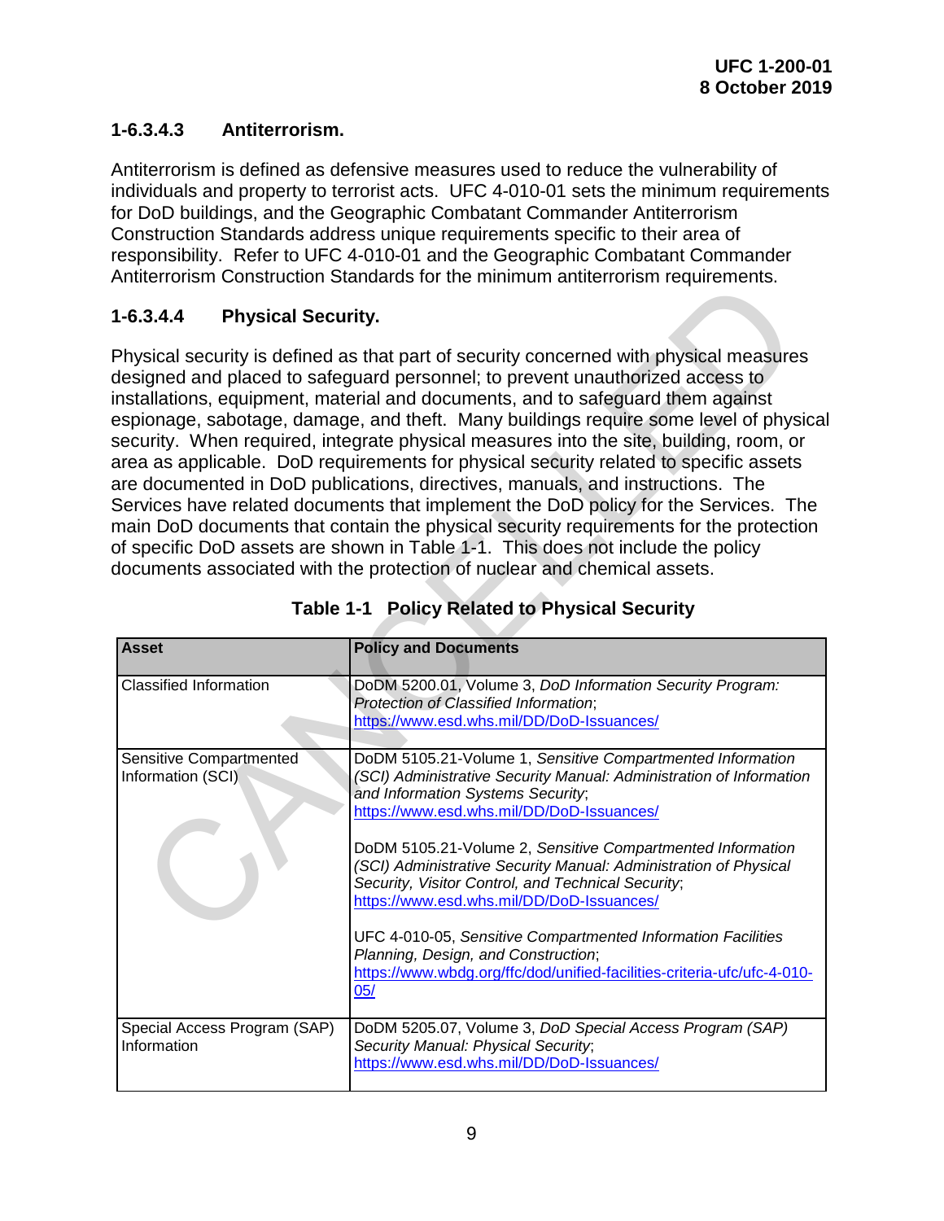#### 1-6.3.4.3 Antiterrorism.

Antiterrorism is defined as defensive measures used to reduce the vulnerability of individuals and property to terrorist acts. UFC 4-010-01 sets the minimum requirements for DoD buildings, and the Geographic Combatant Commander Antiterrorism Construction Standards address unique requirements specific to their area of responsibility. Refer to UFC 4-010-01 and the Geographic Combatant Commander Antiterrorism Construction Standards for the minimum antiterrorism requirements.

#### 1-6.3.4.4 Physical Security.

Physical security is defined as that part of security concerned with physical measures designed and placed to safeguard personnel; to prevent unauthorized access to installations, equipment, material and documents, and to safeguard them against espionage, sabotage, damage, and theft. Many buildings require some level of physical security. When required, integrate physical measures into the site, building, room, or area as applicable. DoD requirements for physical security related to specific assets are documented in DoD publications, directives, manuals, and instructions. The Services have related documents that implement the DoD policy for the Services. The main DoD documents that contain the physical security requirements for the protection of specific DoD assets are shown in Table 1-1. This does not include the policy documents associated with the protection of nuclear and chemical assets.

**Table 1-1 Policy Related to Physical Security**

| Asset | Policy and Documents |
| --- | --- |
| Classified Information | DoDM 5200.01, Volume 3, *DoD Information Security Program: Protection of Classified Information*; https://www.esd.whs.mil/DD/DoD-Issuances/ |
| Sensitive Compartmented Information (SCI) | DoDM 5105.21-Volume 1, *Sensitive Compartmented Information (SCI) Administrative Security Manual: Administration of Information and Information Systems Security*; https://www.esd.whs.mil/DD/DoD-Issuances/<br><br>DoDM 5105.21-Volume 2, *Sensitive Compartmented Information (SCI) Administrative Security Manual: Administration of Physical Security, Visitor Control, and Technical Security*; https://www.esd.whs.mil/DD/DoD-Issuances/<br><br>UFC 4-010-05, *Sensitive Compartmented Information Facilities Planning, Design, and Construction*; https://www.wbdg.org/ffc/dod/unified-facilities-criteria-ufc/ufc-4-010-05/ |
| Special Access Program (SAP) Information | DoDM 5205.07, Volume 3, *DoD Special Access Program (SAP) Security Manual: Physical Security*; https://www.esd.whs.mil/DD/DoD-Issuances/ |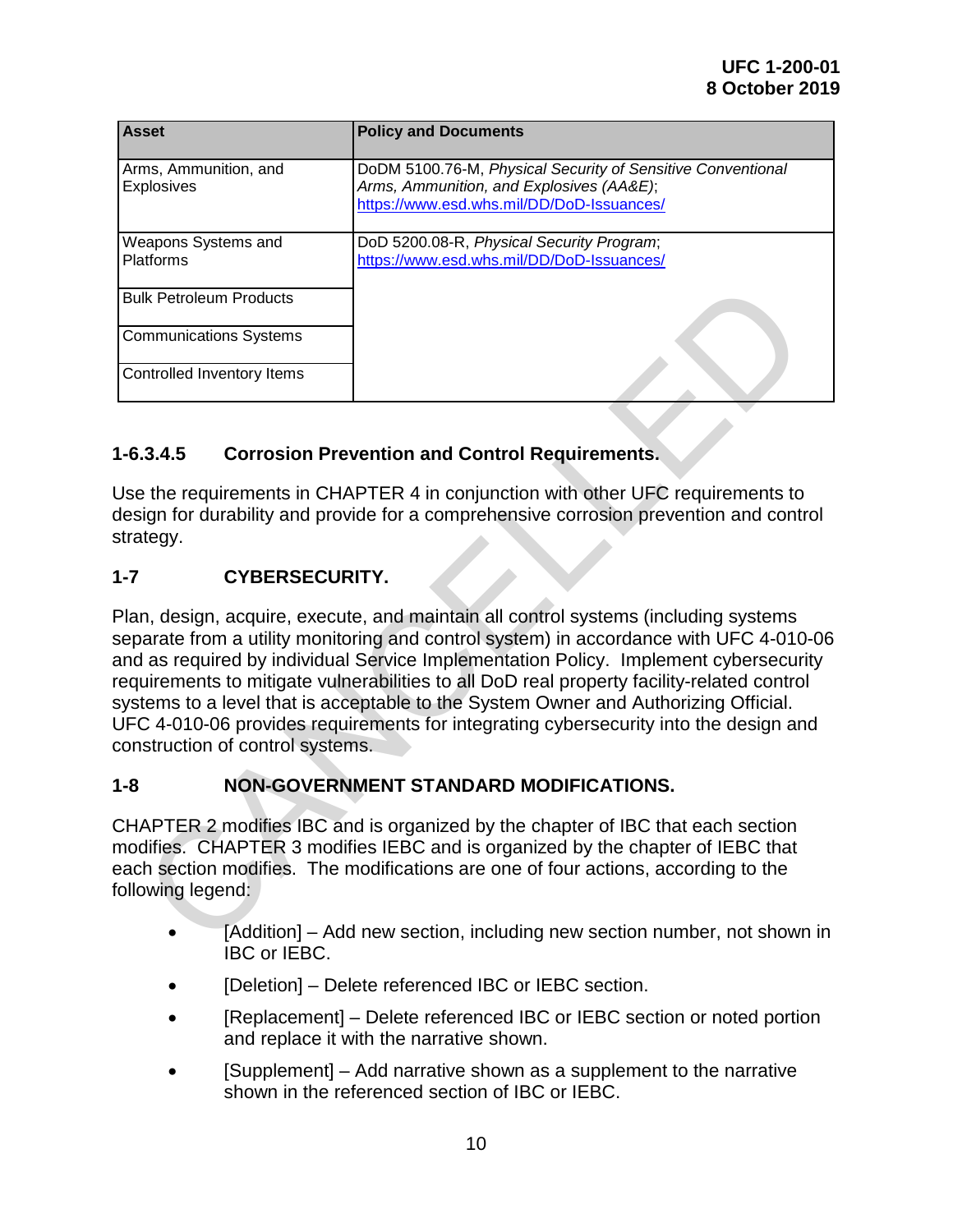| Asset | Policy and Documents |
|---|---|
| Arms, Ammunition, and Explosives | DoDM 5100.76-M, *Physical Security of Sensitive Conventional Arms, Ammunition, and Explosives (AA&E)*; https://www.esd.whs.mil/DD/DoD-Issuances/ |
| Weapons Systems and Platforms | DoD 5200.08-R, *Physical Security Program*; https://www.esd.whs.mil/DD/DoD-Issuances/ |
| Bulk Petroleum Products | |
| Communications Systems | |
| Controlled Inventory Items | |

#### 1-6.3.4.5 Corrosion Prevention and Control Requirements.

Use the requirements in CHAPTER 4 in conjunction with other UFC requirements to design for durability and provide for a comprehensive corrosion prevention and control strategy.

## 1-7 CYBERSECURITY.

Plan, design, acquire, execute, and maintain all control systems (including systems separate from a utility monitoring and control system) in accordance with UFC 4-010-06 and as required by individual Service Implementation Policy. Implement cybersecurity requirements to mitigate vulnerabilities to all DoD real property facility-related control systems to a level that is acceptable to the System Owner and Authorizing Official. UFC 4-010-06 provides requirements for integrating cybersecurity into the design and construction of control systems.

## 1-8 NON-GOVERNMENT STANDARD MODIFICATIONS.

CHAPTER 2 modifies IBC and is organized by the chapter of IBC that each section modifies. CHAPTER 3 modifies IEBC and is organized by the chapter of IEBC that each section modifies. The modifications are one of four actions, according to the following legend:

- [Addition] – Add new section, including new section number, not shown in IBC or IEBC.
- [Deletion] – Delete referenced IBC or IEBC section.
- [Replacement] – Delete referenced IBC or IEBC section or noted portion and replace it with the narrative shown.
- [Supplement] – Add narrative shown as a supplement to the narrative shown in the referenced section of IBC or IEBC.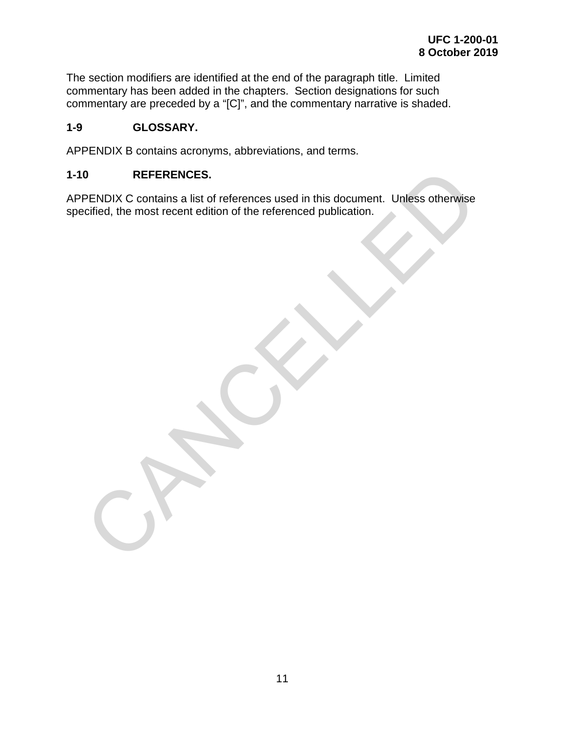The section modifiers are identified at the end of the paragraph title. Limited commentary has been added in the chapters. Section designations for such commentary are preceded by a "[C]", and the commentary narrative is shaded.

## 1-9 GLOSSARY.

APPENDIX B contains acronyms, abbreviations, and terms.

## 1-10 REFERENCES.

APPENDIX C contains a list of references used in this document. Unless otherwise specified, the most recent edition of the referenced publication.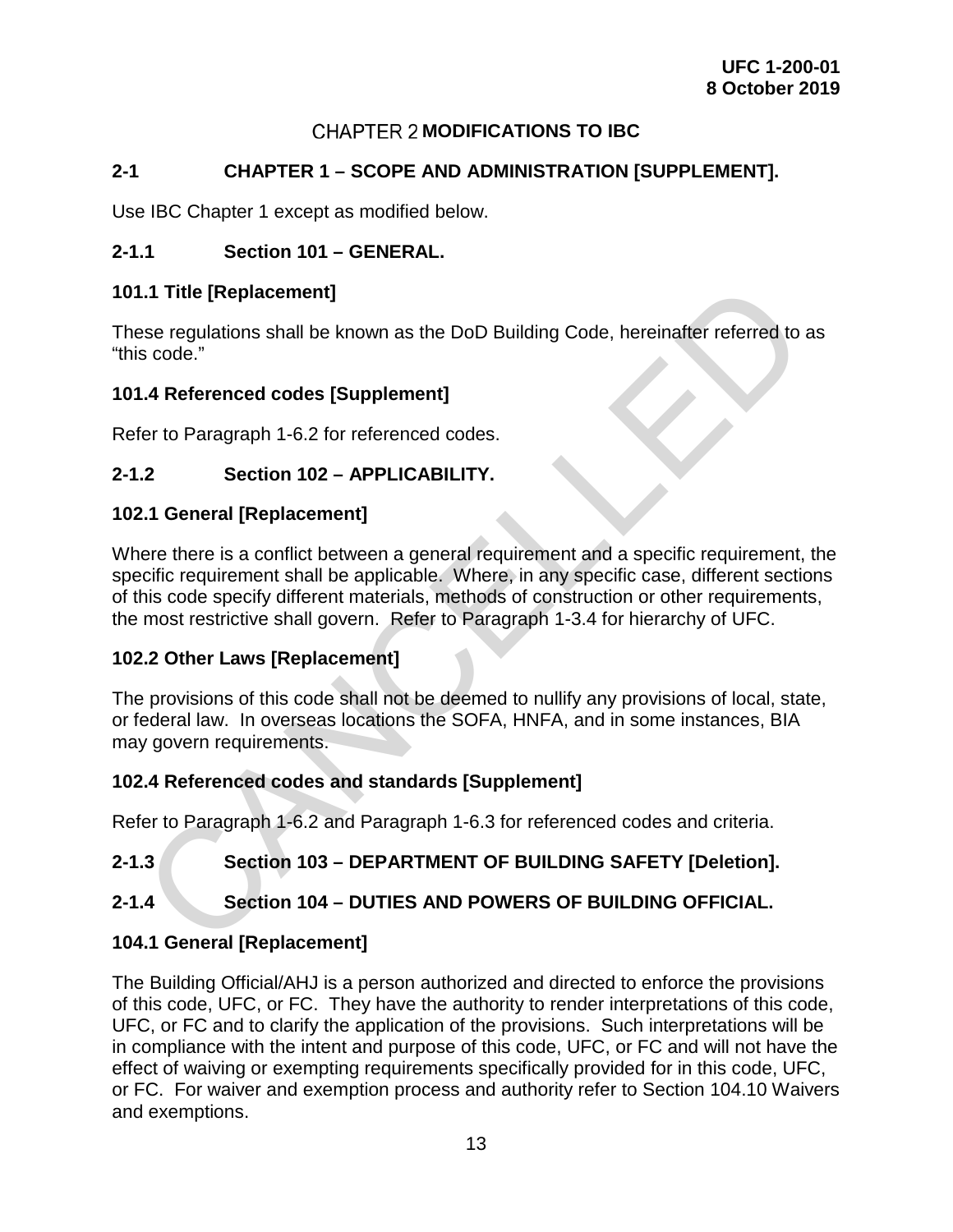# CHAPTER 2 MODIFICATIONS TO IBC

## 2-1 CHAPTER 1 – SCOPE AND ADMINISTRATION [SUPPLEMENT].

Use IBC Chapter 1 except as modified below.

### 2-1.1 Section 101 – GENERAL.

**101.1 Title [Replacement]**

These regulations shall be known as the DoD Building Code, hereinafter referred to as “this code.”

**101.4 Referenced codes [Supplement]**

Refer to Paragraph 1-6.2 for referenced codes.

### 2-1.2 Section 102 – APPLICABILITY.

**102.1 General [Replacement]**

Where there is a conflict between a general requirement and a specific requirement, the specific requirement shall be applicable. Where, in any specific case, different sections of this code specify different materials, methods of construction or other requirements, the most restrictive shall govern. Refer to Paragraph 1-3.4 for hierarchy of UFC.

**102.2 Other Laws [Replacement]**

The provisions of this code shall not be deemed to nullify any provisions of local, state, or federal law. In overseas locations the SOFA, HNFA, and in some instances, BIA may govern requirements.

**102.4 Referenced codes and standards [Supplement]**

Refer to Paragraph 1-6.2 and Paragraph 1-6.3 for referenced codes and criteria.

### 2-1.3 Section 103 – DEPARTMENT OF BUILDING SAFETY [Deletion].

### 2-1.4 Section 104 – DUTIES AND POWERS OF BUILDING OFFICIAL.

**104.1 General [Replacement]**

The Building Official/AHJ is a person authorized and directed to enforce the provisions of this code, UFC, or FC. They have the authority to render interpretations of this code, UFC, or FC and to clarify the application of the provisions. Such interpretations will be in compliance with the intent and purpose of this code, UFC, or FC and will not have the effect of waiving or exempting requirements specifically provided for in this code, UFC, or FC. For waiver and exemption process and authority refer to Section 104.10 Waivers and exemptions.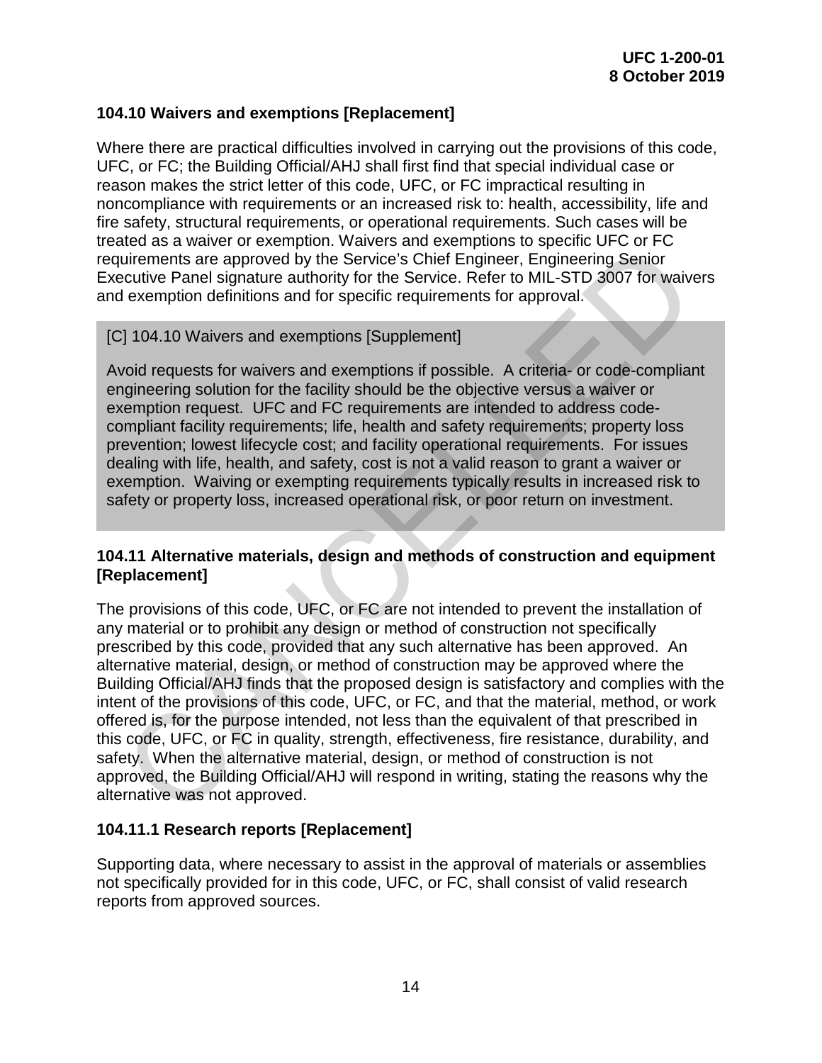### 104.10 Waivers and exemptions [Replacement]

Where there are practical difficulties involved in carrying out the provisions of this code, UFC, or FC; the Building Official/AHJ shall first find that special individual case or reason makes the strict letter of this code, UFC, or FC impractical resulting in noncompliance with requirements or an increased risk to: health, accessibility, life and fire safety, structural requirements, or operational requirements. Such cases will be treated as a waiver or exemption. Waivers and exemptions to specific UFC or FC requirements are approved by the Service's Chief Engineer, Engineering Senior Executive Panel signature authority for the Service. Refer to MIL-STD 3007 for waivers and exemption definitions and for specific requirements for approval.

[C] 104.10 Waivers and exemptions [Supplement]

Avoid requests for waivers and exemptions if possible. A criteria- or code-compliant engineering solution for the facility should be the objective versus a waiver or exemption request. UFC and FC requirements are intended to address code-compliant facility requirements; life, health and safety requirements; property loss prevention; lowest lifecycle cost; and facility operational requirements. For issues dealing with life, health, and safety, cost is not a valid reason to grant a waiver or exemption. Waiving or exempting requirements typically results in increased risk to safety or property loss, increased operational risk, or poor return on investment.

### 104.11 Alternative materials, design and methods of construction and equipment [Replacement]

The provisions of this code, UFC, or FC are not intended to prevent the installation of any material or to prohibit any design or method of construction not specifically prescribed by this code, provided that any such alternative has been approved. An alternative material, design, or method of construction may be approved where the Building Official/AHJ finds that the proposed design is satisfactory and complies with the intent of the provisions of this code, UFC, or FC, and that the material, method, or work offered is, for the purpose intended, not less than the equivalent of that prescribed in this code, UFC, or FC in quality, strength, effectiveness, fire resistance, durability, and safety. When the alternative material, design, or method of construction is not approved, the Building Official/AHJ will respond in writing, stating the reasons why the alternative was not approved.

### 104.11.1 Research reports [Replacement]

Supporting data, where necessary to assist in the approval of materials or assemblies not specifically provided for in this code, UFC, or FC, shall consist of valid research reports from approved sources.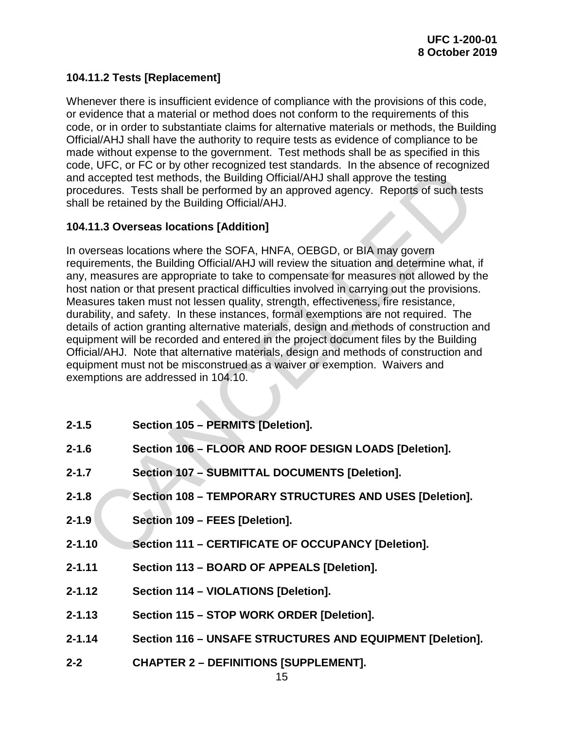### 104.11.2 Tests [Replacement]

Whenever there is insufficient evidence of compliance with the provisions of this code, or evidence that a material or method does not conform to the requirements of this code, or in order to substantiate claims for alternative materials or methods, the Building Official/AHJ shall have the authority to require tests as evidence of compliance to be made without expense to the government. Test methods shall be as specified in this code, UFC, or FC or by other recognized test standards. In the absence of recognized and accepted test methods, the Building Official/AHJ shall approve the testing procedures. Tests shall be performed by an approved agency. Reports of such tests shall be retained by the Building Official/AHJ.

### 104.11.3 Overseas locations [Addition]

In overseas locations where the SOFA, HNFA, OEBGD, or BIA may govern requirements, the Building Official/AHJ will review the situation and determine what, if any, measures are appropriate to take to compensate for measures not allowed by the host nation or that present practical difficulties involved in carrying out the provisions. Measures taken must not lessen quality, strength, effectiveness, fire resistance, durability, and safety. In these instances, formal exemptions are not required. The details of action granting alternative materials, design and methods of construction and equipment will be recorded and entered in the project document files by the Building Official/AHJ. Note that alternative materials, design and methods of construction and equipment must not be misconstrued as a waiver or exemption. Waivers and exemptions are addressed in 104.10.

## 2-1.5 Section 105 – PERMITS [Deletion].

## 2-1.6 Section 106 – FLOOR AND ROOF DESIGN LOADS [Deletion].

## 2-1.7 Section 107 – SUBMITTAL DOCUMENTS [Deletion].

## 2-1.8 Section 108 – TEMPORARY STRUCTURES AND USES [Deletion].

## 2-1.9 Section 109 – FEES [Deletion].

## 2-1.10 Section 111 – CERTIFICATE OF OCCUPANCY [Deletion].

## 2-1.11 Section 113 – BOARD OF APPEALS [Deletion].

## 2-1.12 Section 114 – VIOLATIONS [Deletion].

## 2-1.13 Section 115 – STOP WORK ORDER [Deletion].

## 2-1.14 Section 116 – UNSAFE STRUCTURES AND EQUIPMENT [Deletion].

## 2-2 CHAPTER 2 – DEFINITIONS [SUPPLEMENT].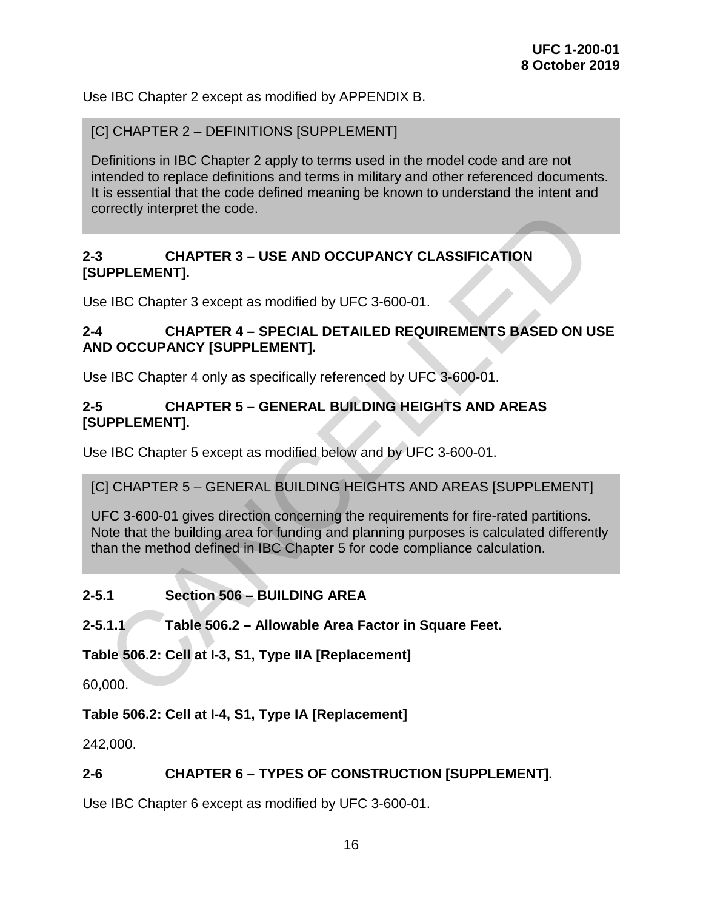Use IBC Chapter 2 except as modified by APPENDIX B.

> [C] CHAPTER 2 – DEFINITIONS [SUPPLEMENT]
>
> Definitions in IBC Chapter 2 apply to terms used in the model code and are not intended to replace definitions and terms in military and other referenced documents. It is essential that the code defined meaning be known to understand the intent and correctly interpret the code.

## 2-3 CHAPTER 3 – USE AND OCCUPANCY CLASSIFICATION [SUPPLEMENT].

Use IBC Chapter 3 except as modified by UFC 3-600-01.

## 2-4 CHAPTER 4 – SPECIAL DETAILED REQUIREMENTS BASED ON USE AND OCCUPANCY [SUPPLEMENT].

Use IBC Chapter 4 only as specifically referenced by UFC 3-600-01.

## 2-5 CHAPTER 5 – GENERAL BUILDING HEIGHTS AND AREAS [SUPPLEMENT].

Use IBC Chapter 5 except as modified below and by UFC 3-600-01.

> [C] CHAPTER 5 – GENERAL BUILDING HEIGHTS AND AREAS [SUPPLEMENT]
>
> UFC 3-600-01 gives direction concerning the requirements for fire-rated partitions. Note that the building area for funding and planning purposes is calculated differently than the method defined in IBC Chapter 5 for code compliance calculation.

### 2-5.1 Section 506 – BUILDING AREA

#### 2-5.1.1 Table 506.2 – Allowable Area Factor in Square Feet.

**Table 506.2: Cell at I-3, S1, Type IIA [Replacement]**

60,000.

**Table 506.2: Cell at I-4, S1, Type IA [Replacement]**

242,000.

## 2-6 CHAPTER 6 – TYPES OF CONSTRUCTION [SUPPLEMENT].

Use IBC Chapter 6 except as modified by UFC 3-600-01.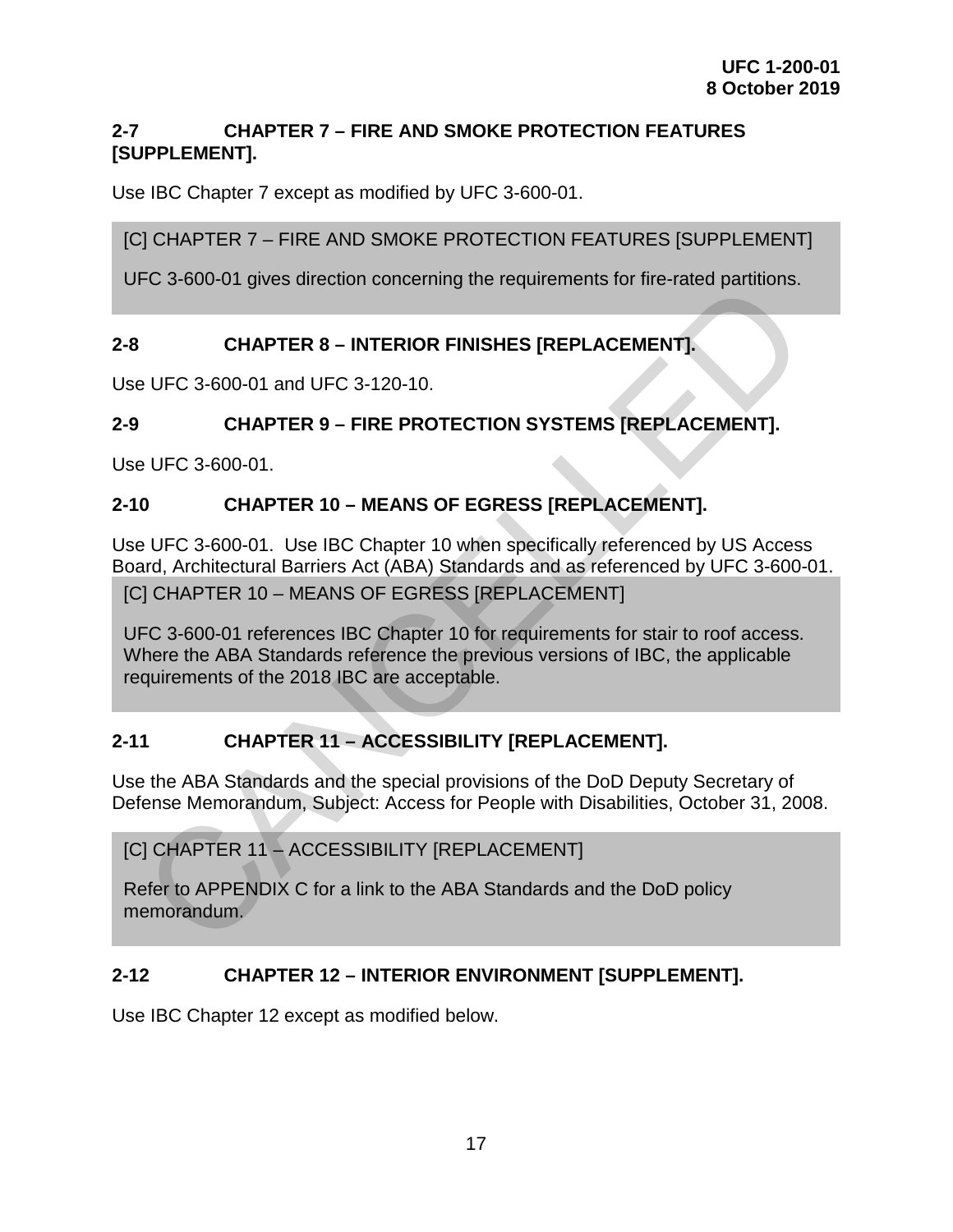## 2-7 CHAPTER 7 – FIRE AND SMOKE PROTECTION FEATURES [SUPPLEMENT].

Use IBC Chapter 7 except as modified by UFC 3-600-01.

> [C] CHAPTER 7 – FIRE AND SMOKE PROTECTION FEATURES [SUPPLEMENT]
>
> UFC 3-600-01 gives direction concerning the requirements for fire-rated partitions.

## 2-8 CHAPTER 8 – INTERIOR FINISHES [REPLACEMENT].

Use UFC 3-600-01 and UFC 3-120-10.

## 2-9 CHAPTER 9 – FIRE PROTECTION SYSTEMS [REPLACEMENT].

Use UFC 3-600-01.

## 2-10 CHAPTER 10 – MEANS OF EGRESS [REPLACEMENT].

Use UFC 3-600-01. Use IBC Chapter 10 when specifically referenced by US Access Board, Architectural Barriers Act (ABA) Standards and as referenced by UFC 3-600-01.

> [C] CHAPTER 10 – MEANS OF EGRESS [REPLACEMENT]
>
> UFC 3-600-01 references IBC Chapter 10 for requirements for stair to roof access. Where the ABA Standards reference the previous versions of IBC, the applicable requirements of the 2018 IBC are acceptable.

## 2-11 CHAPTER 11 – ACCESSIBILITY [REPLACEMENT].

Use the ABA Standards and the special provisions of the DoD Deputy Secretary of Defense Memorandum, Subject: Access for People with Disabilities, October 31, 2008.

> [C] CHAPTER 11 – ACCESSIBILITY [REPLACEMENT]
>
> Refer to APPENDIX C for a link to the ABA Standards and the DoD policy memorandum.

## 2-12 CHAPTER 12 – INTERIOR ENVIRONMENT [SUPPLEMENT].

Use IBC Chapter 12 except as modified below.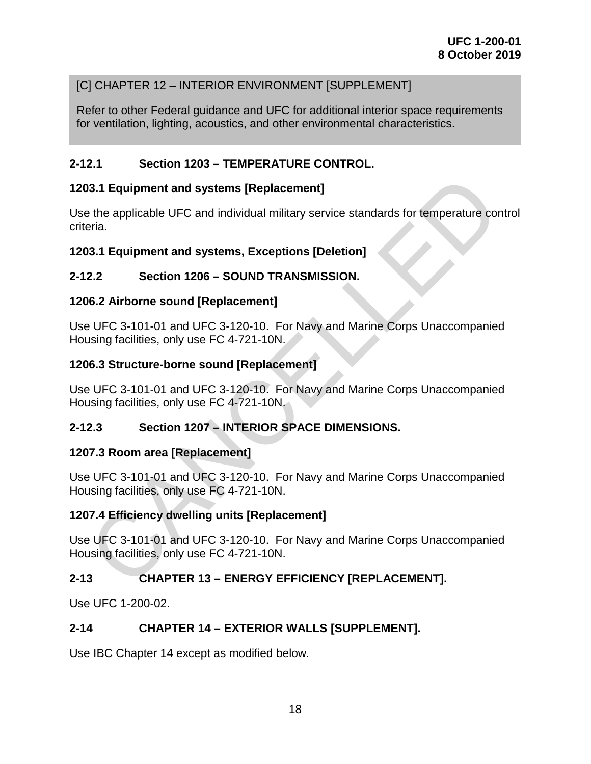[C] CHAPTER 12 – INTERIOR ENVIRONMENT [SUPPLEMENT]

Refer to other Federal guidance and UFC for additional interior space requirements for ventilation, lighting, acoustics, and other environmental characteristics.

### 2-12.1 Section 1203 – TEMPERATURE CONTROL.

#### 1203.1 Equipment and systems [Replacement]

Use the applicable UFC and individual military service standards for temperature control criteria.

#### 1203.1 Equipment and systems, Exceptions [Deletion]

### 2-12.2 Section 1206 – SOUND TRANSMISSION.

#### 1206.2 Airborne sound [Replacement]

Use UFC 3-101-01 and UFC 3-120-10. For Navy and Marine Corps Unaccompanied Housing facilities, only use FC 4-721-10N.

#### 1206.3 Structure-borne sound [Replacement]

Use UFC 3-101-01 and UFC 3-120-10. For Navy and Marine Corps Unaccompanied Housing facilities, only use FC 4-721-10N.

### 2-12.3 Section 1207 – INTERIOR SPACE DIMENSIONS.

#### 1207.3 Room area [Replacement]

Use UFC 3-101-01 and UFC 3-120-10. For Navy and Marine Corps Unaccompanied Housing facilities, only use FC 4-721-10N.

#### 1207.4 Efficiency dwelling units [Replacement]

Use UFC 3-101-01 and UFC 3-120-10. For Navy and Marine Corps Unaccompanied Housing facilities, only use FC 4-721-10N.

## 2-13 CHAPTER 13 – ENERGY EFFICIENCY [REPLACEMENT].

Use UFC 1-200-02.

## 2-14 CHAPTER 14 – EXTERIOR WALLS [SUPPLEMENT].

Use IBC Chapter 14 except as modified below.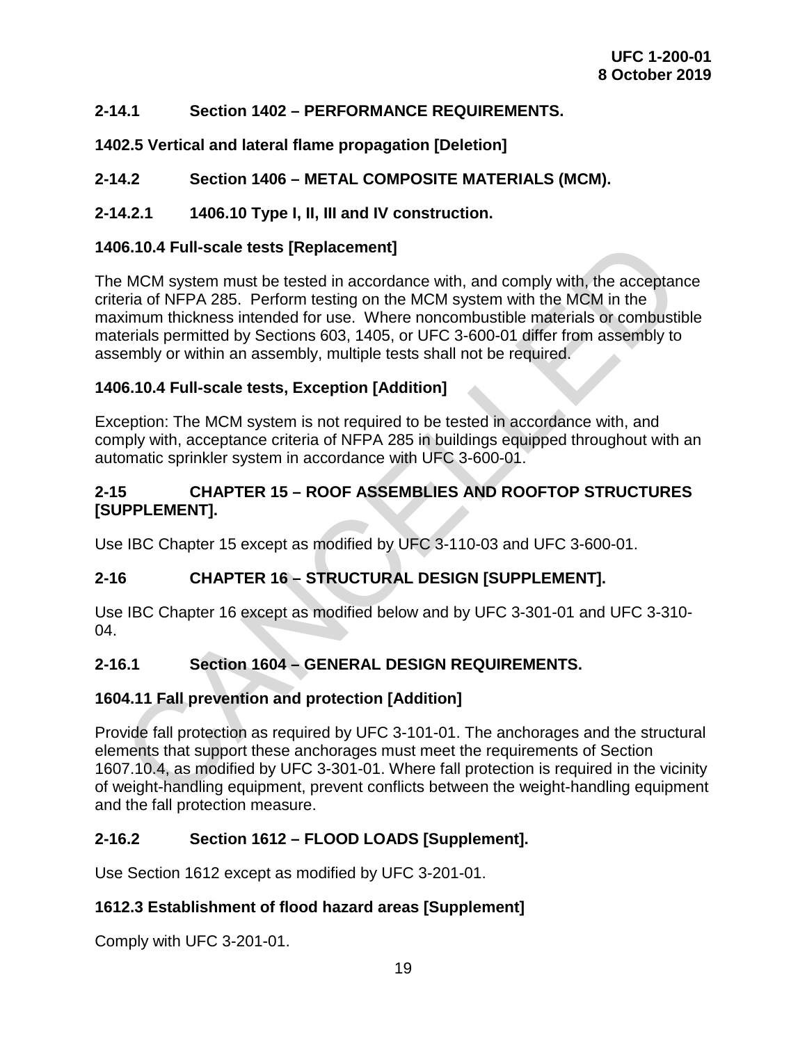### 2-14.1 Section 1402 – PERFORMANCE REQUIREMENTS.

**1402.5 Vertical and lateral flame propagation [Deletion]**

### 2-14.2 Section 1406 – METAL COMPOSITE MATERIALS (MCM).

#### 2-14.2.1 1406.10 Type I, II, III and IV construction.

**1406.10.4 Full-scale tests [Replacement]**

The MCM system must be tested in accordance with, and comply with, the acceptance criteria of NFPA 285. Perform testing on the MCM system with the MCM in the maximum thickness intended for use. Where noncombustible materials or combustible materials permitted by Sections 603, 1405, or UFC 3-600-01 differ from assembly to assembly or within an assembly, multiple tests shall not be required.

**1406.10.4 Full-scale tests, Exception [Addition]**

Exception: The MCM system is not required to be tested in accordance with, and comply with, acceptance criteria of NFPA 285 in buildings equipped throughout with an automatic sprinkler system in accordance with UFC 3-600-01.

## 2-15 CHAPTER 15 – ROOF ASSEMBLIES AND ROOFTOP STRUCTURES [SUPPLEMENT].

Use IBC Chapter 15 except as modified by UFC 3-110-03 and UFC 3-600-01.

## 2-16 CHAPTER 16 – STRUCTURAL DESIGN [SUPPLEMENT].

Use IBC Chapter 16 except as modified below and by UFC 3-301-01 and UFC 3-310-04.

### 2-16.1 Section 1604 – GENERAL DESIGN REQUIREMENTS.

**1604.11 Fall prevention and protection [Addition]**

Provide fall protection as required by UFC 3-101-01. The anchorages and the structural elements that support these anchorages must meet the requirements of Section 1607.10.4, as modified by UFC 3-301-01. Where fall protection is required in the vicinity of weight-handling equipment, prevent conflicts between the weight-handling equipment and the fall protection measure.

### 2-16.2 Section 1612 – FLOOD LOADS [Supplement].

Use Section 1612 except as modified by UFC 3-201-01.

**1612.3 Establishment of flood hazard areas [Supplement]**

Comply with UFC 3-201-01.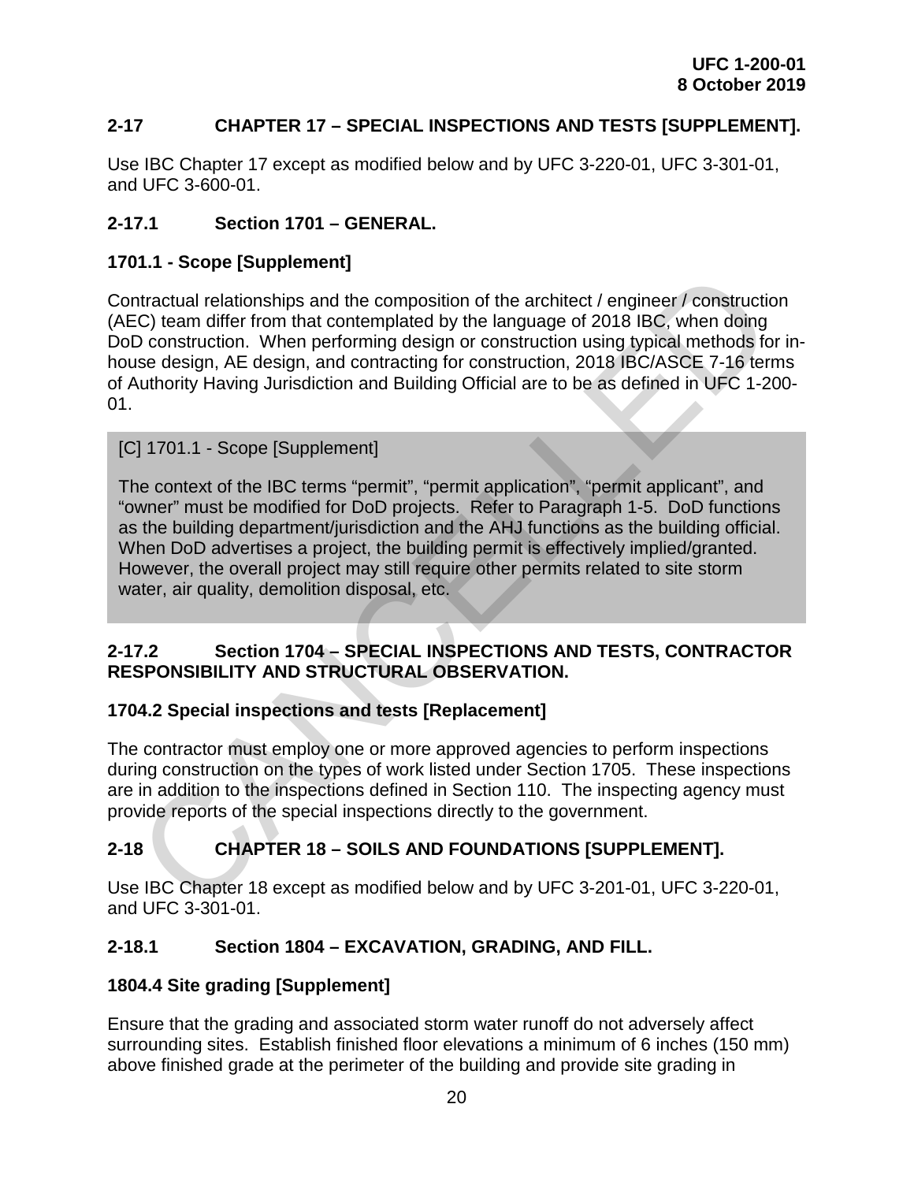## 2-17 CHAPTER 17 – SPECIAL INSPECTIONS AND TESTS [SUPPLEMENT].

Use IBC Chapter 17 except as modified below and by UFC 3-220-01, UFC 3-301-01, and UFC 3-600-01.

### 2-17.1 Section 1701 – GENERAL.

#### 1701.1 - Scope [Supplement]

Contractual relationships and the composition of the architect / engineer / construction (AEC) team differ from that contemplated by the language of 2018 IBC, when doing DoD construction. When performing design or construction using typical methods for in-house design, AE design, and contracting for construction, 2018 IBC/ASCE 7-16 terms of Authority Having Jurisdiction and Building Official are to be as defined in UFC 1-200-01.

> [C] 1701.1 - Scope [Supplement]
>
> The context of the IBC terms "permit", "permit application", "permit applicant", and "owner" must be modified for DoD projects. Refer to Paragraph 1-5. DoD functions as the building department/jurisdiction and the AHJ functions as the building official. When DoD advertises a project, the building permit is effectively implied/granted. However, the overall project may still require other permits related to site storm water, air quality, demolition disposal, etc.

### 2-17.2 Section 1704 – SPECIAL INSPECTIONS AND TESTS, CONTRACTOR RESPONSIBILITY AND STRUCTURAL OBSERVATION.

#### 1704.2 Special inspections and tests [Replacement]

The contractor must employ one or more approved agencies to perform inspections during construction on the types of work listed under Section 1705. These inspections are in addition to the inspections defined in Section 110. The inspecting agency must provide reports of the special inspections directly to the government.

## 2-18 CHAPTER 18 – SOILS AND FOUNDATIONS [SUPPLEMENT].

Use IBC Chapter 18 except as modified below and by UFC 3-201-01, UFC 3-220-01, and UFC 3-301-01.

### 2-18.1 Section 1804 – EXCAVATION, GRADING, AND FILL.

#### 1804.4 Site grading [Supplement]

Ensure that the grading and associated storm water runoff do not adversely affect surrounding sites. Establish finished floor elevations a minimum of 6 inches (150 mm) above finished grade at the perimeter of the building and provide site grading in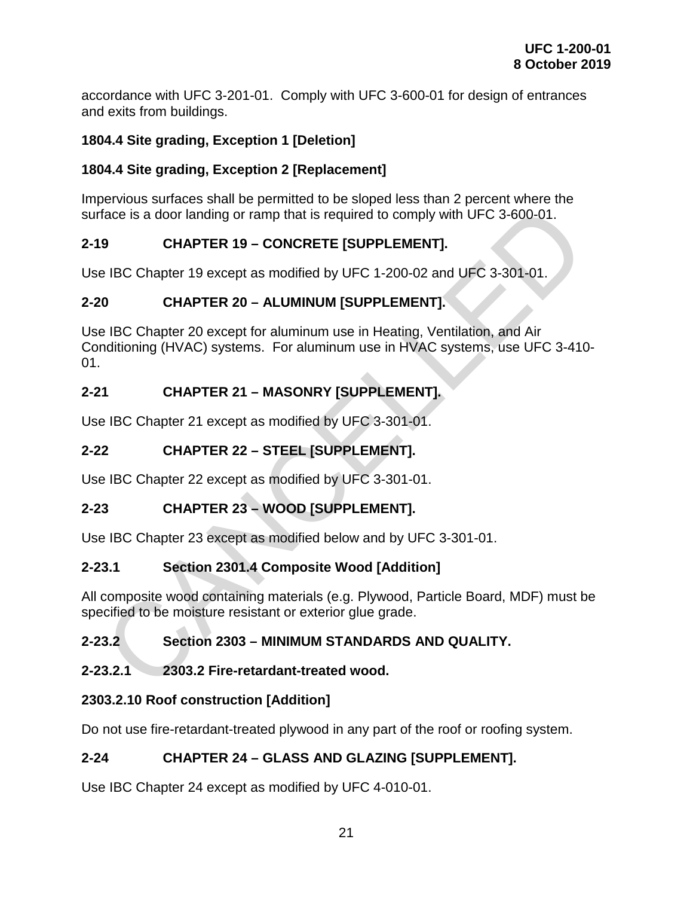accordance with UFC 3-201-01. Comply with UFC 3-600-01 for design of entrances and exits from buildings.

**1804.4 Site grading, Exception 1 [Deletion]**

**1804.4 Site grading, Exception 2 [Replacement]**

Impervious surfaces shall be permitted to be sloped less than 2 percent where the surface is a door landing or ramp that is required to comply with UFC 3-600-01.

## 2-19 CHAPTER 19 – CONCRETE [SUPPLEMENT].

Use IBC Chapter 19 except as modified by UFC 1-200-02 and UFC 3-301-01.

## 2-20 CHAPTER 20 – ALUMINUM [SUPPLEMENT].

Use IBC Chapter 20 except for aluminum use in Heating, Ventilation, and Air Conditioning (HVAC) systems. For aluminum use in HVAC systems, use UFC 3-410-01.

## 2-21 CHAPTER 21 – MASONRY [SUPPLEMENT].

Use IBC Chapter 21 except as modified by UFC 3-301-01.

## 2-22 CHAPTER 22 – STEEL [SUPPLEMENT].

Use IBC Chapter 22 except as modified by UFC 3-301-01.

## 2-23 CHAPTER 23 – WOOD [SUPPLEMENT].

Use IBC Chapter 23 except as modified below and by UFC 3-301-01.

### 2-23.1 Section 2301.4 Composite Wood [Addition]

All composite wood containing materials (e.g. Plywood, Particle Board, MDF) must be specified to be moisture resistant or exterior glue grade.

### 2-23.2 Section 2303 – MINIMUM STANDARDS AND QUALITY.

#### 2-23.2.1 2303.2 Fire-retardant-treated wood.

**2303.2.10 Roof construction [Addition]**

Do not use fire-retardant-treated plywood in any part of the roof or roofing system.

## 2-24 CHAPTER 24 – GLASS AND GLAZING [SUPPLEMENT].

Use IBC Chapter 24 except as modified by UFC 4-010-01.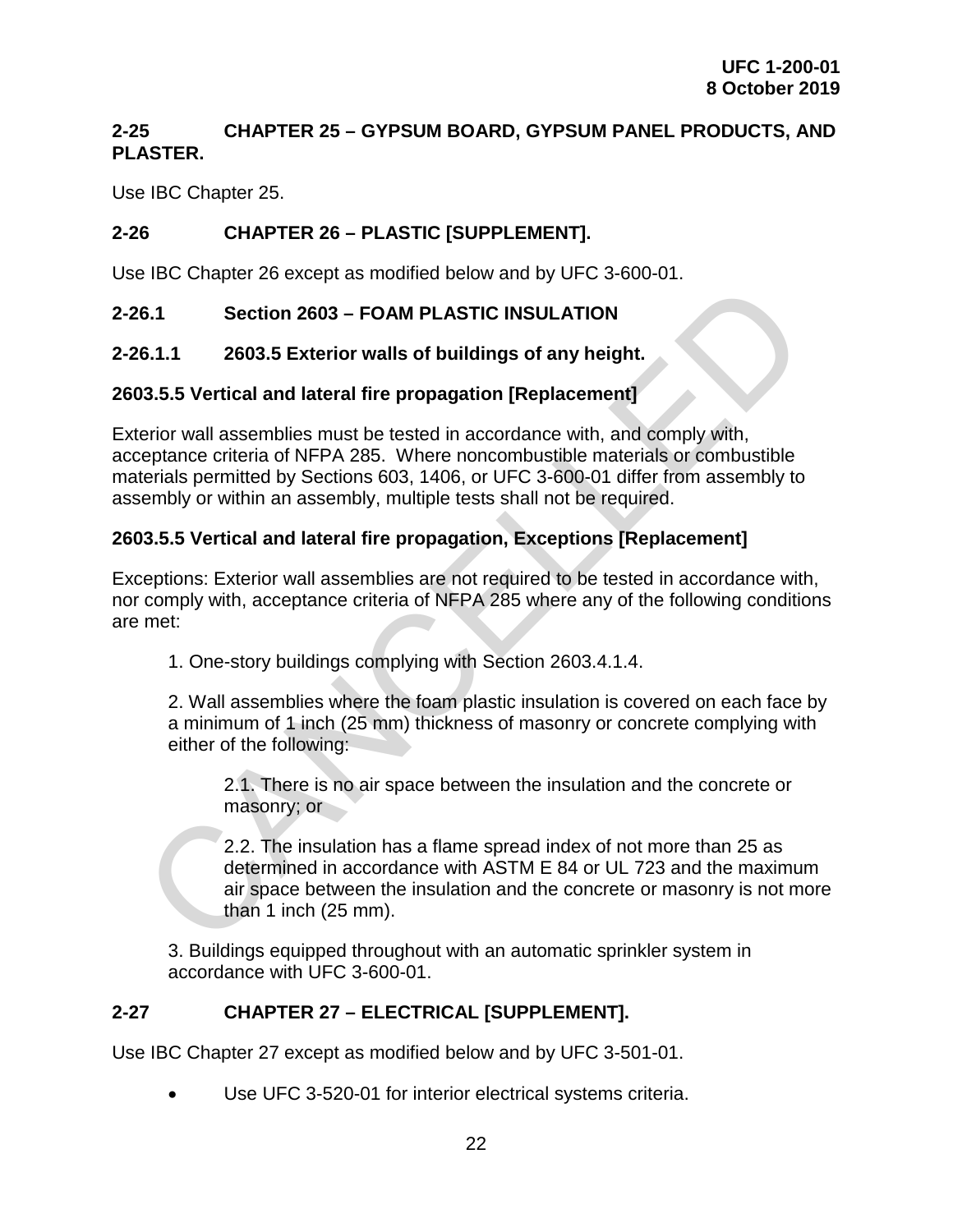## 2-25 CHAPTER 25 – GYPSUM BOARD, GYPSUM PANEL PRODUCTS, AND PLASTER.

Use IBC Chapter 25.

## 2-26 CHAPTER 26 – PLASTIC [SUPPLEMENT].

Use IBC Chapter 26 except as modified below and by UFC 3-600-01.

### 2-26.1 Section 2603 – FOAM PLASTIC INSULATION

#### 2-26.1.1 2603.5 Exterior walls of buildings of any height.

**2603.5.5 Vertical and lateral fire propagation [Replacement]**

Exterior wall assemblies must be tested in accordance with, and comply with, acceptance criteria of NFPA 285. Where noncombustible materials or combustible materials permitted by Sections 603, 1406, or UFC 3-600-01 differ from assembly to assembly or within an assembly, multiple tests shall not be required.

**2603.5.5 Vertical and lateral fire propagation, Exceptions [Replacement]**

Exceptions: Exterior wall assemblies are not required to be tested in accordance with, nor comply with, acceptance criteria of NFPA 285 where any of the following conditions are met:

1. One-story buildings complying with Section 2603.4.1.4.

2. Wall assemblies where the foam plastic insulation is covered on each face by a minimum of 1 inch (25 mm) thickness of masonry or concrete complying with either of the following:

   2.1. There is no air space between the insulation and the concrete or masonry; or

   2.2. The insulation has a flame spread index of not more than 25 as determined in accordance with ASTM E 84 or UL 723 and the maximum air space between the insulation and the concrete or masonry is not more than 1 inch (25 mm).

3. Buildings equipped throughout with an automatic sprinkler system in accordance with UFC 3-600-01.

## 2-27 CHAPTER 27 – ELECTRICAL [SUPPLEMENT].

Use IBC Chapter 27 except as modified below and by UFC 3-501-01.

- Use UFC 3-520-01 for interior electrical systems criteria.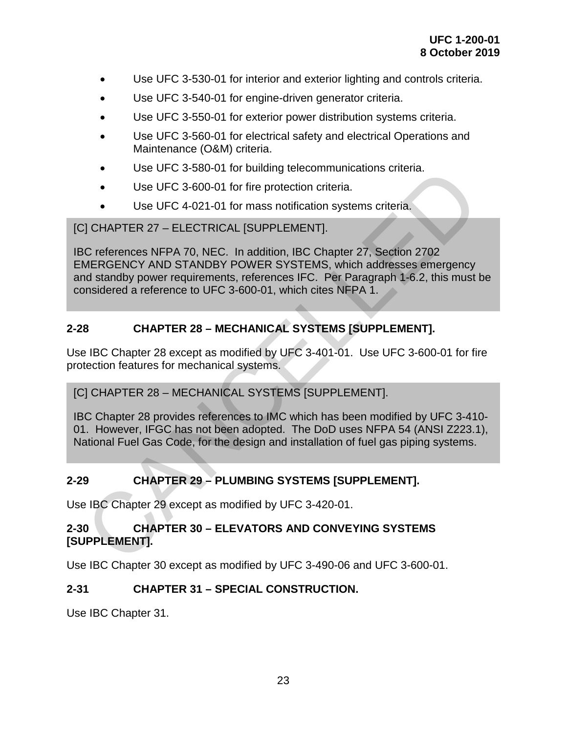- Use UFC 3-530-01 for interior and exterior lighting and controls criteria.
- Use UFC 3-540-01 for engine-driven generator criteria.
- Use UFC 3-550-01 for exterior power distribution systems criteria.
- Use UFC 3-560-01 for electrical safety and electrical Operations and Maintenance (O&M) criteria.
- Use UFC 3-580-01 for building telecommunications criteria.
- Use UFC 3-600-01 for fire protection criteria.
- Use UFC 4-021-01 for mass notification systems criteria.

> [C] CHAPTER 27 – ELECTRICAL [SUPPLEMENT].
>
> IBC references NFPA 70, NEC. In addition, IBC Chapter 27, Section 2702 EMERGENCY AND STANDBY POWER SYSTEMS, which addresses emergency and standby power requirements, references IFC. Per Paragraph 1-6.2, this must be considered a reference to UFC 3-600-01, which cites NFPA 1.

## 2-28 CHAPTER 28 – MECHANICAL SYSTEMS [SUPPLEMENT].

Use IBC Chapter 28 except as modified by UFC 3-401-01. Use UFC 3-600-01 for fire protection features for mechanical systems.

> [C] CHAPTER 28 – MECHANICAL SYSTEMS [SUPPLEMENT].
>
> IBC Chapter 28 provides references to IMC which has been modified by UFC 3-410-01. However, IFGC has not been adopted. The DoD uses NFPA 54 (ANSI Z223.1), National Fuel Gas Code, for the design and installation of fuel gas piping systems.

## 2-29 CHAPTER 29 – PLUMBING SYSTEMS [SUPPLEMENT].

Use IBC Chapter 29 except as modified by UFC 3-420-01.

## 2-30 CHAPTER 30 – ELEVATORS AND CONVEYING SYSTEMS [SUPPLEMENT].

Use IBC Chapter 30 except as modified by UFC 3-490-06 and UFC 3-600-01.

## 2-31 CHAPTER 31 – SPECIAL CONSTRUCTION.

Use IBC Chapter 31.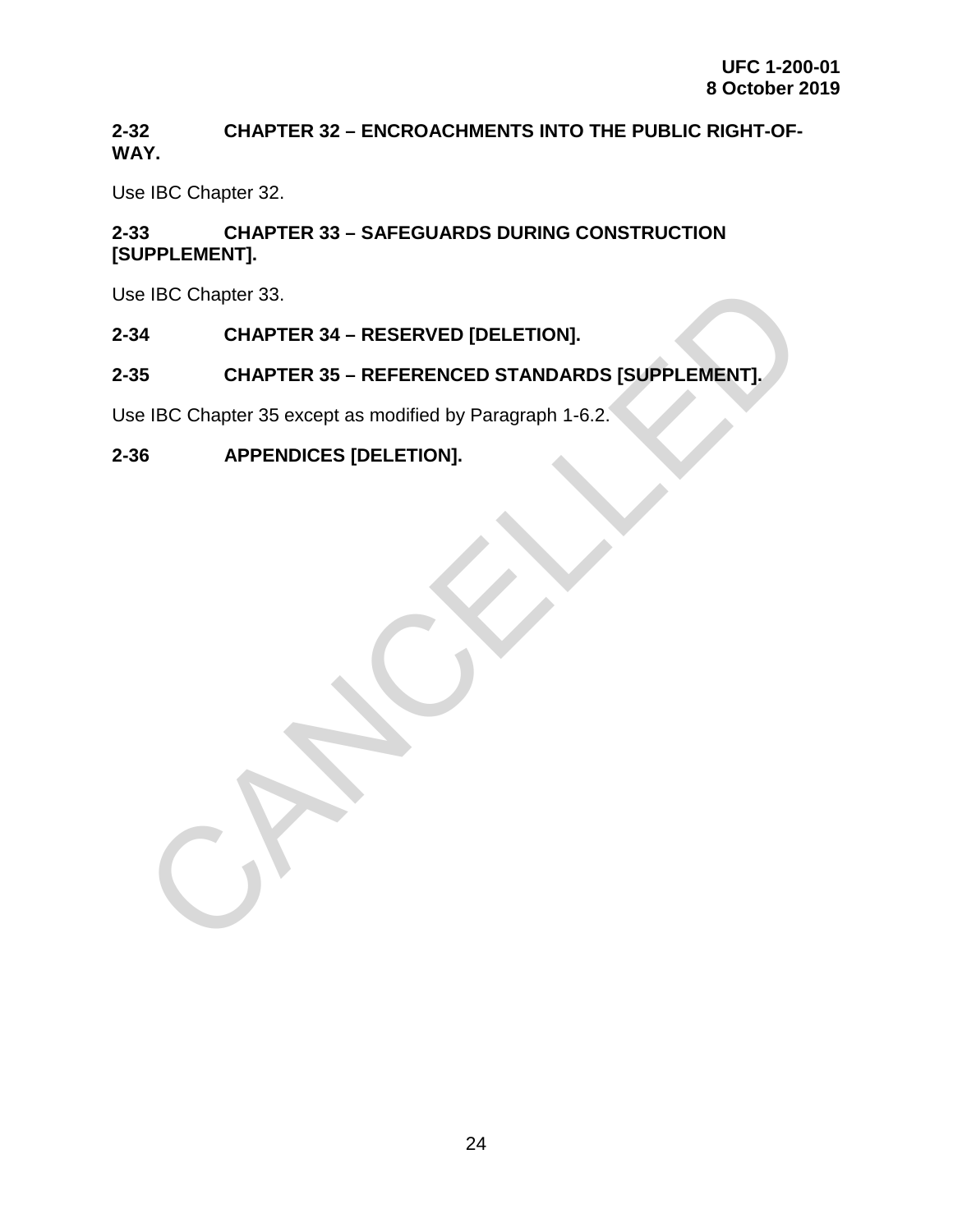## 2-32 CHAPTER 32 – ENCROACHMENTS INTO THE PUBLIC RIGHT-OF-WAY.

Use IBC Chapter 32.

## 2-33 CHAPTER 33 – SAFEGUARDS DURING CONSTRUCTION [SUPPLEMENT].

Use IBC Chapter 33.

## 2-34 CHAPTER 34 – RESERVED [DELETION].

## 2-35 CHAPTER 35 – REFERENCED STANDARDS [SUPPLEMENT].

Use IBC Chapter 35 except as modified by Paragraph 1-6.2.

## 2-36 APPENDICES [DELETION].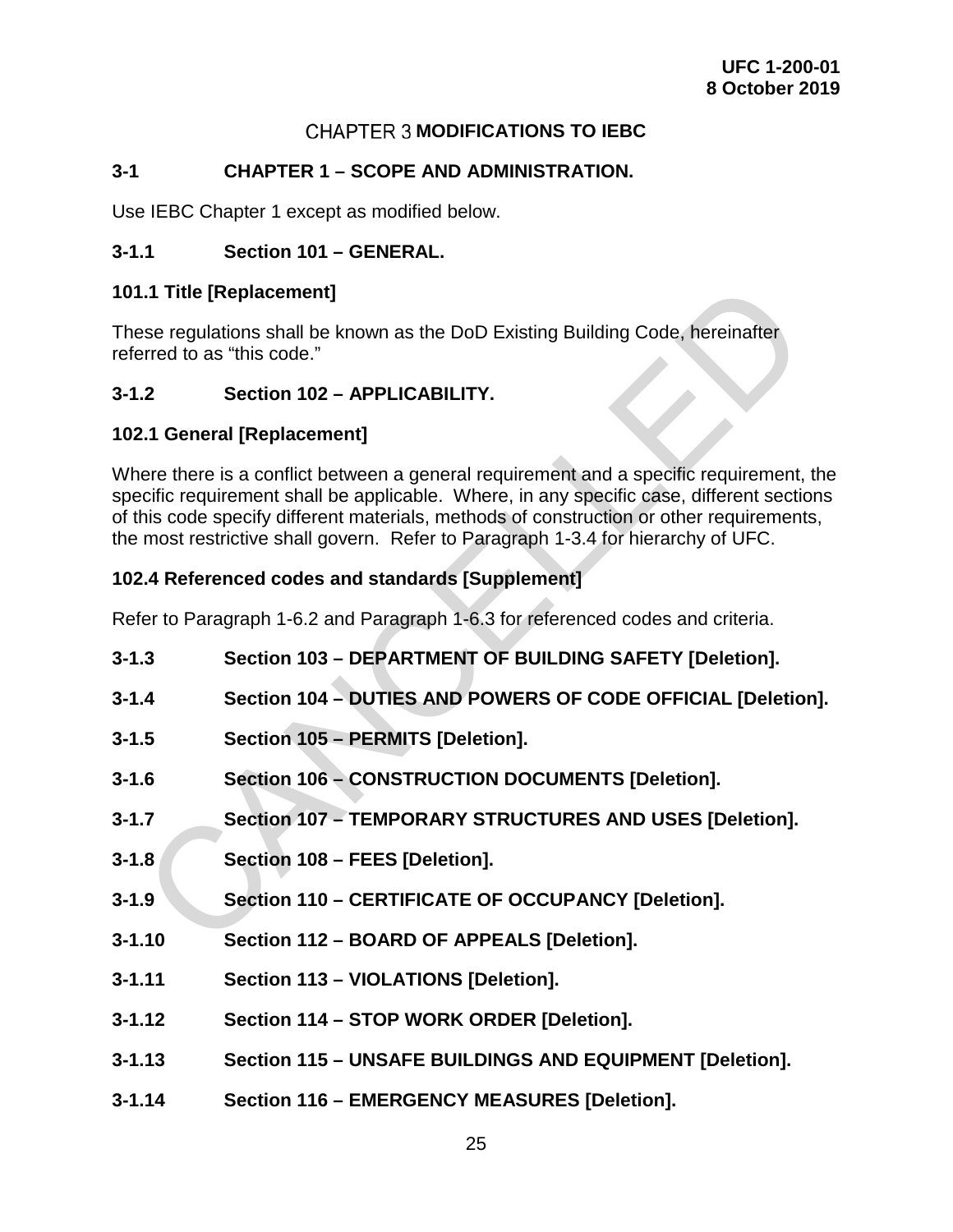# CHAPTER 3 MODIFICATIONS TO IEBC

## 3-1 CHAPTER 1 – SCOPE AND ADMINISTRATION.

Use IEBC Chapter 1 except as modified below.

### 3-1.1 Section 101 – GENERAL.

**101.1 Title [Replacement]**

These regulations shall be known as the DoD Existing Building Code, hereinafter referred to as "this code."

### 3-1.2 Section 102 – APPLICABILITY.

**102.1 General [Replacement]**

Where there is a conflict between a general requirement and a specific requirement, the specific requirement shall be applicable. Where, in any specific case, different sections of this code specify different materials, methods of construction or other requirements, the most restrictive shall govern. Refer to Paragraph 1-3.4 for hierarchy of UFC.

**102.4 Referenced codes and standards [Supplement]**

Refer to Paragraph 1-6.2 and Paragraph 1-6.3 for referenced codes and criteria.

### 3-1.3 Section 103 – DEPARTMENT OF BUILDING SAFETY [Deletion].

### 3-1.4 Section 104 – DUTIES AND POWERS OF CODE OFFICIAL [Deletion].

### 3-1.5 Section 105 – PERMITS [Deletion].

### 3-1.6 Section 106 – CONSTRUCTION DOCUMENTS [Deletion].

### 3-1.7 Section 107 – TEMPORARY STRUCTURES AND USES [Deletion].

### 3-1.8 Section 108 – FEES [Deletion].

### 3-1.9 Section 110 – CERTIFICATE OF OCCUPANCY [Deletion].

### 3-1.10 Section 112 – BOARD OF APPEALS [Deletion].

### 3-1.11 Section 113 – VIOLATIONS [Deletion].

### 3-1.12 Section 114 – STOP WORK ORDER [Deletion].

### 3-1.13 Section 115 – UNSAFE BUILDINGS AND EQUIPMENT [Deletion].

### 3-1.14 Section 116 – EMERGENCY MEASURES [Deletion].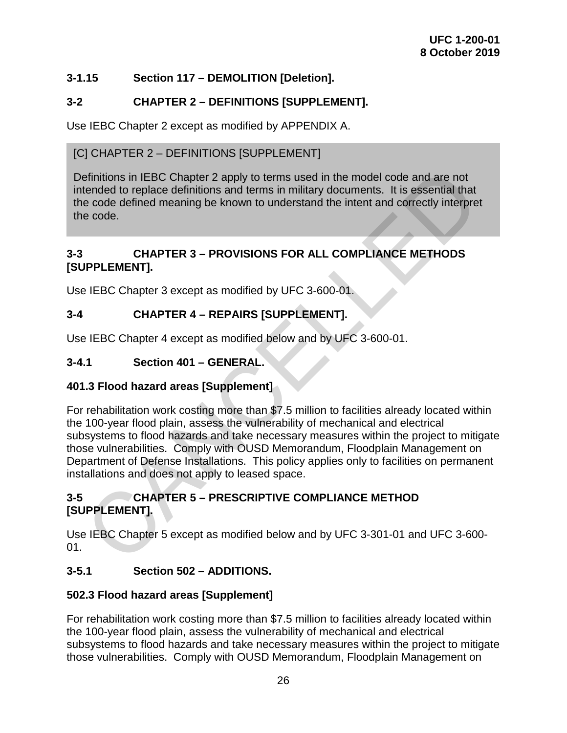### 3-1.15 Section 117 – DEMOLITION [Deletion].

## 3-2 CHAPTER 2 – DEFINITIONS [SUPPLEMENT].

Use IEBC Chapter 2 except as modified by APPENDIX A.

> [C] CHAPTER 2 – DEFINITIONS [SUPPLEMENT]
>
> Definitions in IEBC Chapter 2 apply to terms used in the model code and are not intended to replace definitions and terms in military documents. It is essential that the code defined meaning be known to understand the intent and correctly interpret the code.

## 3-3 CHAPTER 3 – PROVISIONS FOR ALL COMPLIANCE METHODS [SUPPLEMENT].

Use IEBC Chapter 3 except as modified by UFC 3-600-01.

## 3-4 CHAPTER 4 – REPAIRS [SUPPLEMENT].

Use IEBC Chapter 4 except as modified below and by UFC 3-600-01.

### 3-4.1 Section 401 – GENERAL.

**401.3 Flood hazard areas [Supplement]**

For rehabilitation work costing more than $7.5 million to facilities already located within the 100-year flood plain, assess the vulnerability of mechanical and electrical subsystems to flood hazards and take necessary measures within the project to mitigate those vulnerabilities. Comply with OUSD Memorandum, Floodplain Management on Department of Defense Installations. This policy applies only to facilities on permanent installations and does not apply to leased space.

## 3-5 CHAPTER 5 – PRESCRIPTIVE COMPLIANCE METHOD [SUPPLEMENT].

Use IEBC Chapter 5 except as modified below and by UFC 3-301-01 and UFC 3-600-01.

### 3-5.1 Section 502 – ADDITIONS.

**502.3 Flood hazard areas [Supplement]**

For rehabilitation work costing more than $7.5 million to facilities already located within the 100-year flood plain, assess the vulnerability of mechanical and electrical subsystems to flood hazards and take necessary measures within the project to mitigate those vulnerabilities. Comply with OUSD Memorandum, Floodplain Management on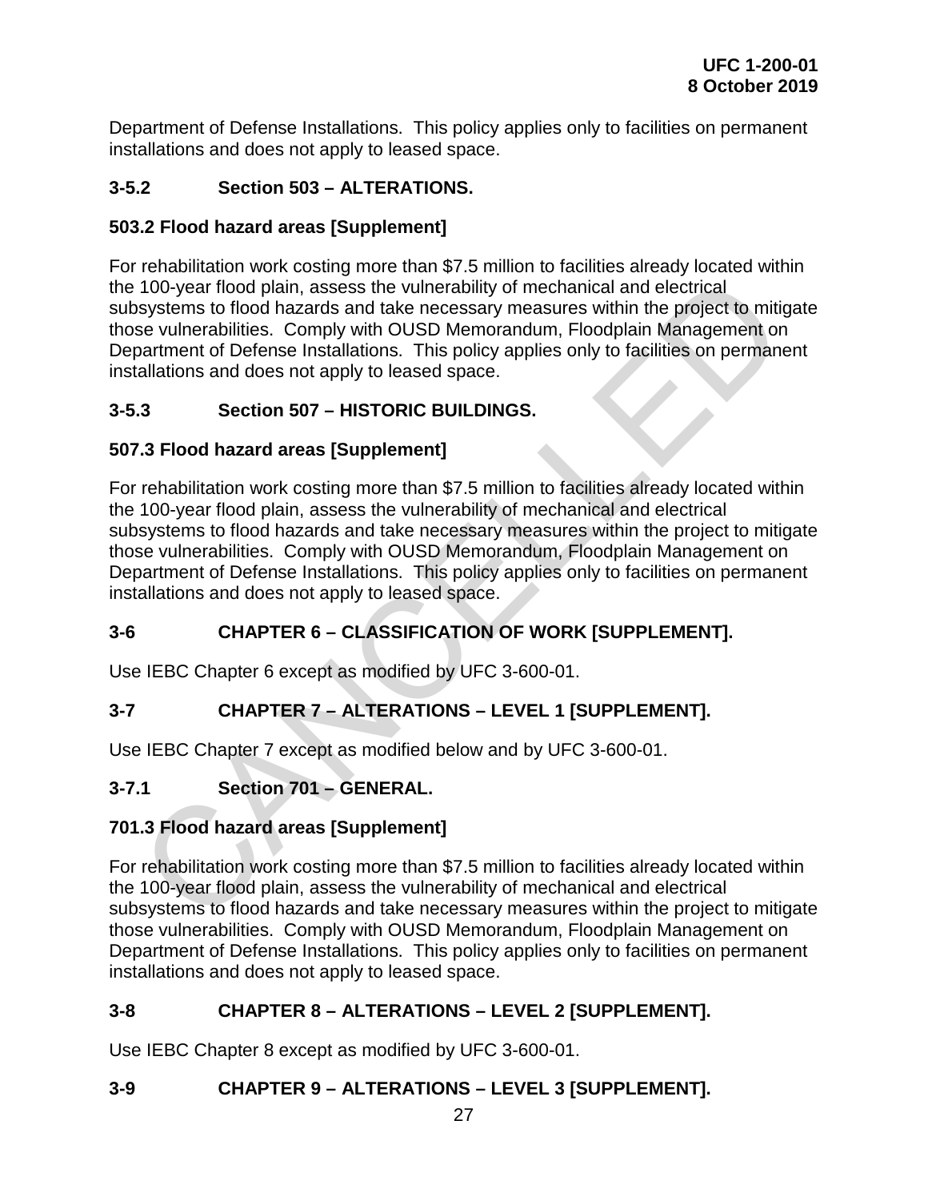Department of Defense Installations. This policy applies only to facilities on permanent installations and does not apply to leased space.

### 3-5.2 Section 503 – ALTERATIONS.

#### 503.2 Flood hazard areas [Supplement]

For rehabilitation work costing more than $7.5 million to facilities already located within the 100-year flood plain, assess the vulnerability of mechanical and electrical subsystems to flood hazards and take necessary measures within the project to mitigate those vulnerabilities. Comply with OUSD Memorandum, Floodplain Management on Department of Defense Installations. This policy applies only to facilities on permanent installations and does not apply to leased space.

### 3-5.3 Section 507 – HISTORIC BUILDINGS.

#### 507.3 Flood hazard areas [Supplement]

For rehabilitation work costing more than $7.5 million to facilities already located within the 100-year flood plain, assess the vulnerability of mechanical and electrical subsystems to flood hazards and take necessary measures within the project to mitigate those vulnerabilities. Comply with OUSD Memorandum, Floodplain Management on Department of Defense Installations. This policy applies only to facilities on permanent installations and does not apply to leased space.

## 3-6 CHAPTER 6 – CLASSIFICATION OF WORK [SUPPLEMENT].

Use IEBC Chapter 6 except as modified by UFC 3-600-01.

## 3-7 CHAPTER 7 – ALTERATIONS – LEVEL 1 [SUPPLEMENT].

Use IEBC Chapter 7 except as modified below and by UFC 3-600-01.

### 3-7.1 Section 701 – GENERAL.

#### 701.3 Flood hazard areas [Supplement]

For rehabilitation work costing more than $7.5 million to facilities already located within the 100-year flood plain, assess the vulnerability of mechanical and electrical subsystems to flood hazards and take necessary measures within the project to mitigate those vulnerabilities. Comply with OUSD Memorandum, Floodplain Management on Department of Defense Installations. This policy applies only to facilities on permanent installations and does not apply to leased space.

## 3-8 CHAPTER 8 – ALTERATIONS – LEVEL 2 [SUPPLEMENT].

Use IEBC Chapter 8 except as modified by UFC 3-600-01.

## 3-9 CHAPTER 9 – ALTERATIONS – LEVEL 3 [SUPPLEMENT].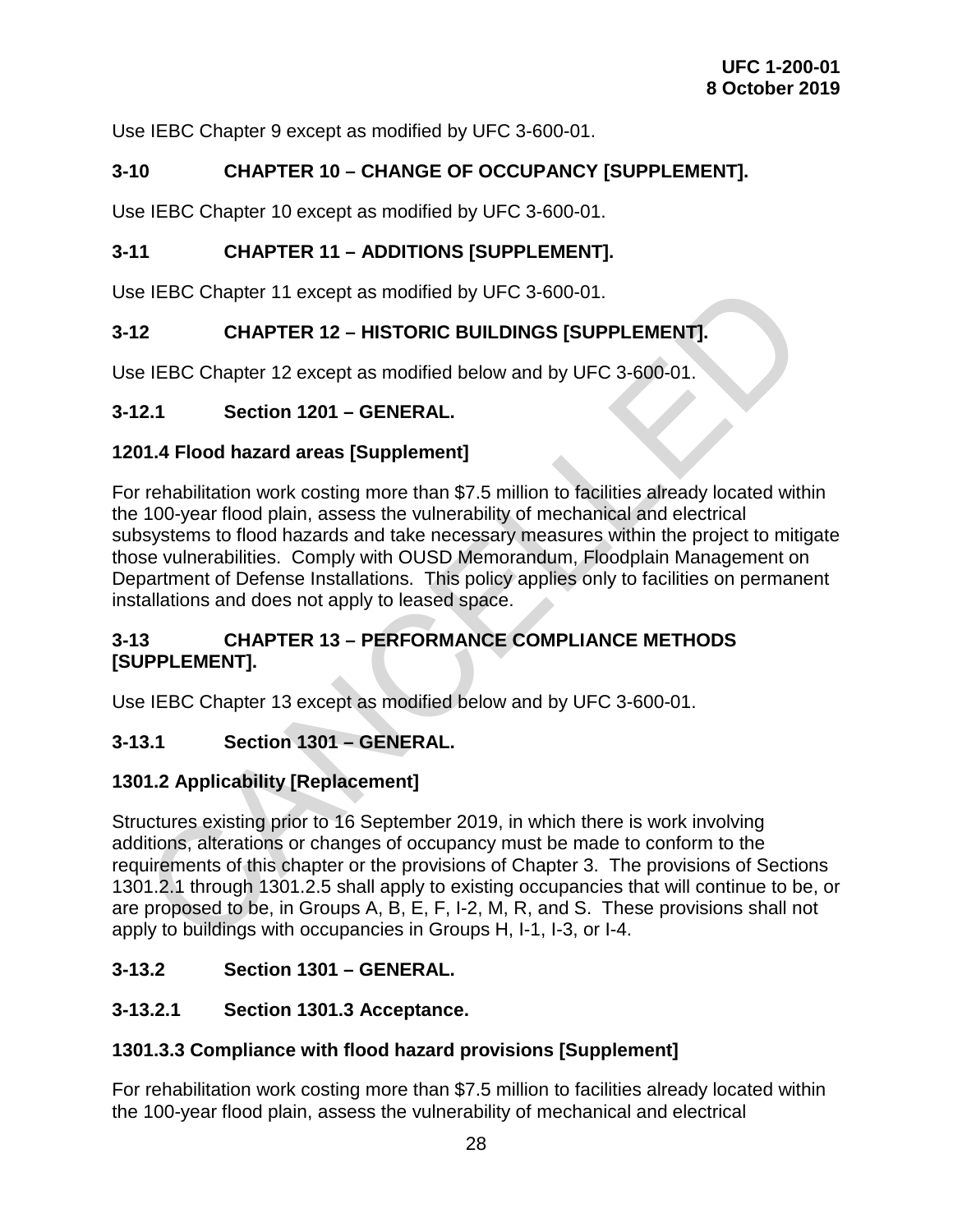Use IEBC Chapter 9 except as modified by UFC 3-600-01.

## 3-10 CHAPTER 10 – CHANGE OF OCCUPANCY [SUPPLEMENT].

Use IEBC Chapter 10 except as modified by UFC 3-600-01.

## 3-11 CHAPTER 11 – ADDITIONS [SUPPLEMENT].

Use IEBC Chapter 11 except as modified by UFC 3-600-01.

## 3-12 CHAPTER 12 – HISTORIC BUILDINGS [SUPPLEMENT].

Use IEBC Chapter 12 except as modified below and by UFC 3-600-01.

### 3-12.1 Section 1201 – GENERAL.

**1201.4 Flood hazard areas [Supplement]**

For rehabilitation work costing more than $7.5 million to facilities already located within the 100-year flood plain, assess the vulnerability of mechanical and electrical subsystems to flood hazards and take necessary measures within the project to mitigate those vulnerabilities. Comply with OUSD Memorandum, Floodplain Management on Department of Defense Installations. This policy applies only to facilities on permanent installations and does not apply to leased space.

## 3-13 CHAPTER 13 – PERFORMANCE COMPLIANCE METHODS [SUPPLEMENT].

Use IEBC Chapter 13 except as modified below and by UFC 3-600-01.

### 3-13.1 Section 1301 – GENERAL.

**1301.2 Applicability [Replacement]**

Structures existing prior to 16 September 2019, in which there is work involving additions, alterations or changes of occupancy must be made to conform to the requirements of this chapter or the provisions of Chapter 3. The provisions of Sections 1301.2.1 through 1301.2.5 shall apply to existing occupancies that will continue to be, or are proposed to be, in Groups A, B, E, F, I-2, M, R, and S. These provisions shall not apply to buildings with occupancies in Groups H, I-1, I-3, or I-4.

### 3-13.2 Section 1301 – GENERAL.

#### 3-13.2.1 Section 1301.3 Acceptance.

**1301.3.3 Compliance with flood hazard provisions [Supplement]**

For rehabilitation work costing more than $7.5 million to facilities already located within the 100-year flood plain, assess the vulnerability of mechanical and electrical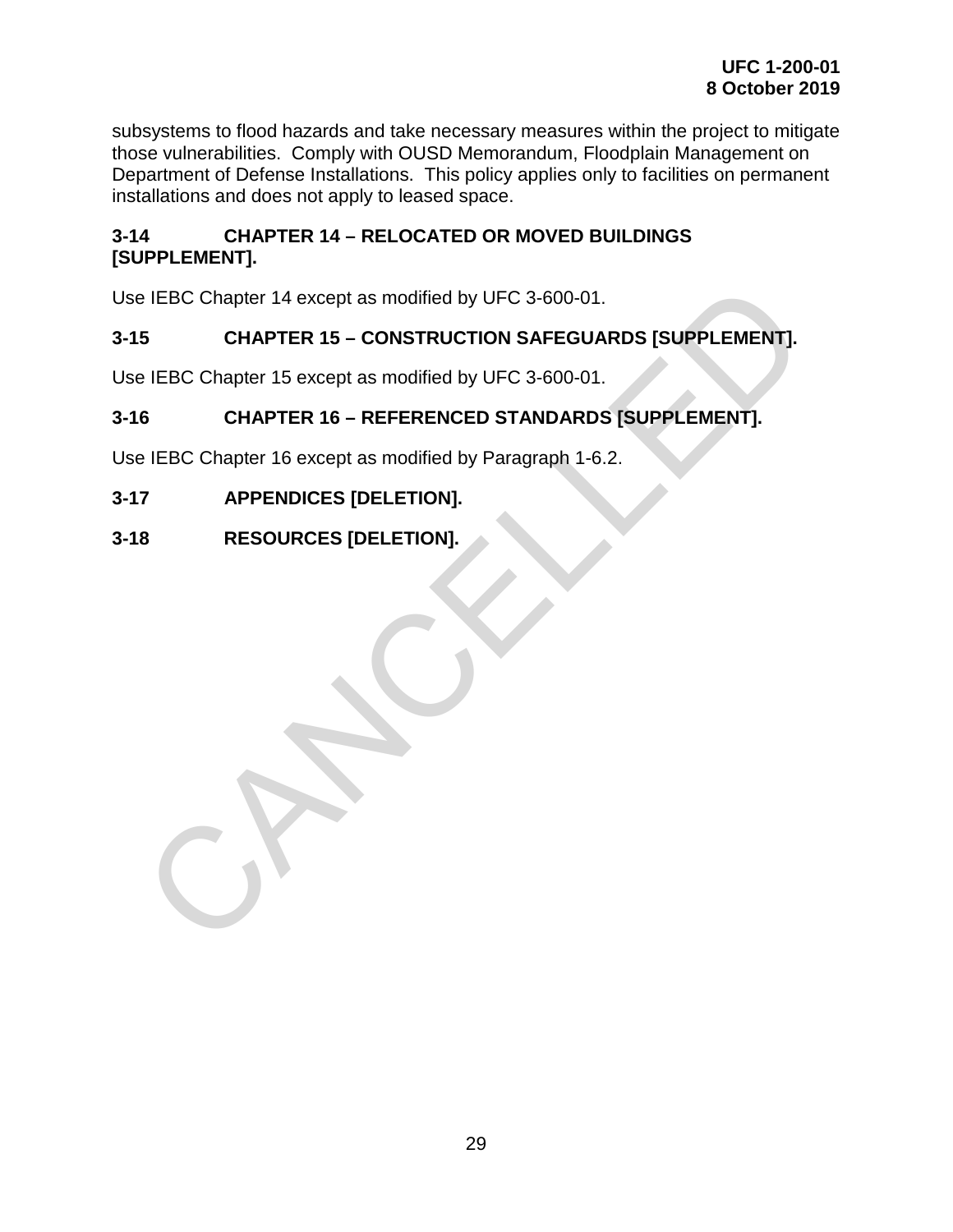subsystems to flood hazards and take necessary measures within the project to mitigate those vulnerabilities. Comply with OUSD Memorandum, Floodplain Management on Department of Defense Installations. This policy applies only to facilities on permanent installations and does not apply to leased space.

## 3-14 CHAPTER 14 – RELOCATED OR MOVED BUILDINGS [SUPPLEMENT].

Use IEBC Chapter 14 except as modified by UFC 3-600-01.

## 3-15 CHAPTER 15 – CONSTRUCTION SAFEGUARDS [SUPPLEMENT].

Use IEBC Chapter 15 except as modified by UFC 3-600-01.

## 3-16 CHAPTER 16 – REFERENCED STANDARDS [SUPPLEMENT].

Use IEBC Chapter 16 except as modified by Paragraph 1-6.2.

## 3-17 APPENDICES [DELETION].

## 3-18 RESOURCES [DELETION].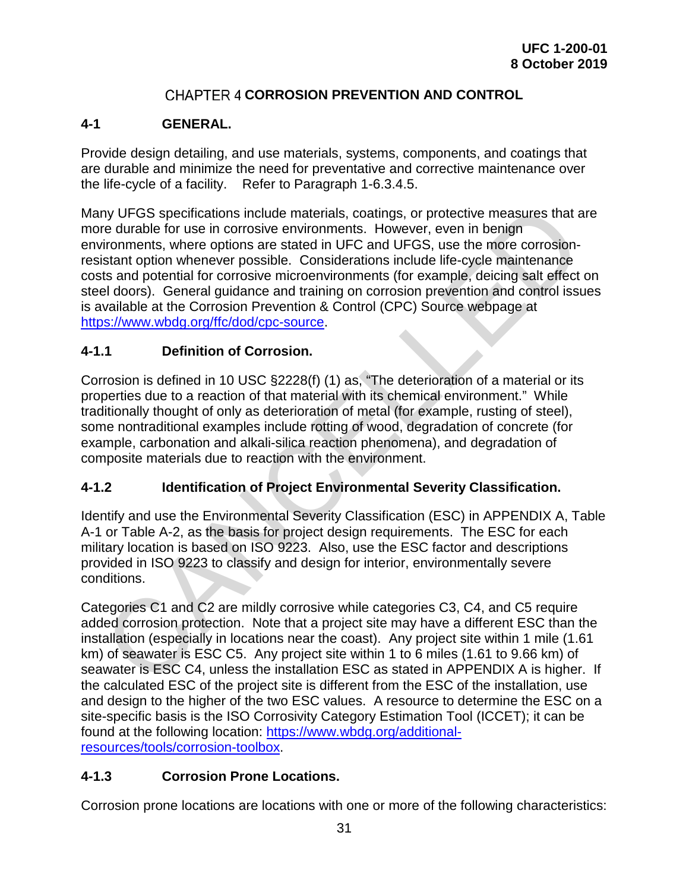# CHAPTER 4 CORROSION PREVENTION AND CONTROL

## 4-1 GENERAL.

Provide design detailing, and use materials, systems, components, and coatings that are durable and minimize the need for preventative and corrective maintenance over the life-cycle of a facility. Refer to Paragraph 1-6.3.4.5.

Many UFGS specifications include materials, coatings, or protective measures that are more durable for use in corrosive environments. However, even in benign environments, where options are stated in UFC and UFGS, use the more corrosion-resistant option whenever possible. Considerations include life-cycle maintenance costs and potential for corrosive microenvironments (for example, deicing salt effect on steel doors). General guidance and training on corrosion prevention and control issues is available at the Corrosion Prevention & Control (CPC) Source webpage at https://www.wbdg.org/ffc/dod/cpc-source.

### 4-1.1 Definition of Corrosion.

Corrosion is defined in 10 USC §2228(f) (1) as, "The deterioration of a material or its properties due to a reaction of that material with its chemical environment." While traditionally thought of only as deterioration of metal (for example, rusting of steel), some nontraditional examples include rotting of wood, degradation of concrete (for example, carbonation and alkali-silica reaction phenomena), and degradation of composite materials due to reaction with the environment.

### 4-1.2 Identification of Project Environmental Severity Classification.

Identify and use the Environmental Severity Classification (ESC) in APPENDIX A, Table A-1 or Table A-2, as the basis for project design requirements. The ESC for each military location is based on ISO 9223. Also, use the ESC factor and descriptions provided in ISO 9223 to classify and design for interior, environmentally severe conditions.

Categories C1 and C2 are mildly corrosive while categories C3, C4, and C5 require added corrosion protection. Note that a project site may have a different ESC than the installation (especially in locations near the coast). Any project site within 1 mile (1.61 km) of seawater is ESC C5. Any project site within 1 to 6 miles (1.61 to 9.66 km) of seawater is ESC C4, unless the installation ESC as stated in APPENDIX A is higher. If the calculated ESC of the project site is different from the ESC of the installation, use and design to the higher of the two ESC values. A resource to determine the ESC on a site-specific basis is the ISO Corrosivity Category Estimation Tool (ICCET); it can be found at the following location: https://www.wbdg.org/additional-resources/tools/corrosion-toolbox.

### 4-1.3 Corrosion Prone Locations.

Corrosion prone locations are locations with one or more of the following characteristics: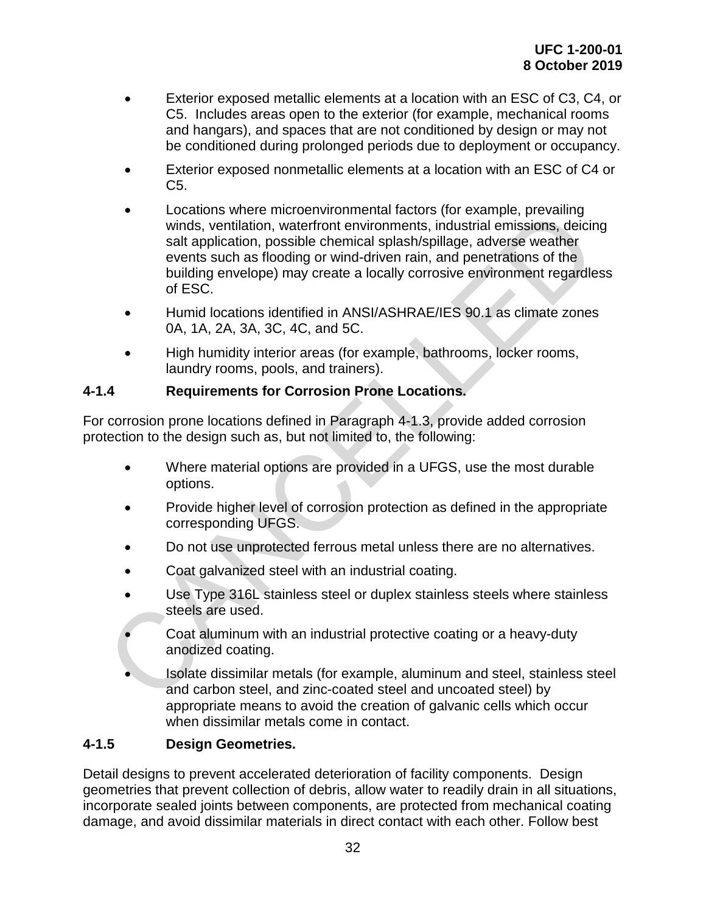- Exterior exposed metallic elements at a location with an ESC of C3, C4, or C5. Includes areas open to the exterior (for example, mechanical rooms and hangars), and spaces that are not conditioned by design or may not be conditioned during prolonged periods due to deployment or occupancy.
- Exterior exposed nonmetallic elements at a location with an ESC of C4 or C5.
- Locations where microenvironmental factors (for example, prevailing winds, ventilation, waterfront environments, industrial emissions, deicing salt application, possible chemical splash/spillage, adverse weather events such as flooding or wind-driven rain, and penetrations of the building envelope) may create a locally corrosive environment regardless of ESC.
- Humid locations identified in ANSI/ASHRAE/IES 90.1 as climate zones 0A, 1A, 2A, 3A, 3C, 4C, and 5C.
- High humidity interior areas (for example, bathrooms, locker rooms, laundry rooms, pools, and trainers).

### 4-1.4 Requirements for Corrosion Prone Locations.

For corrosion prone locations defined in Paragraph 4-1.3, provide added corrosion protection to the design such as, but not limited to, the following:

- Where material options are provided in a UFGS, use the most durable options.
- Provide higher level of corrosion protection as defined in the appropriate corresponding UFGS.
- Do not use unprotected ferrous metal unless there are no alternatives.
- Coat galvanized steel with an industrial coating.
- Use Type 316L stainless steel or duplex stainless steels where stainless steels are used.
- Coat aluminum with an industrial protective coating or a heavy-duty anodized coating.
- Isolate dissimilar metals (for example, aluminum and steel, stainless steel and carbon steel, and zinc-coated steel and uncoated steel) by appropriate means to avoid the creation of galvanic cells which occur when dissimilar metals come in contact.

### 4-1.5 Design Geometries.

Detail designs to prevent accelerated deterioration of facility components. Design geometries that prevent collection of debris, allow water to readily drain in all situations, incorporate sealed joints between components, are protected from mechanical coating damage, and avoid dissimilar materials in direct contact with each other. Follow best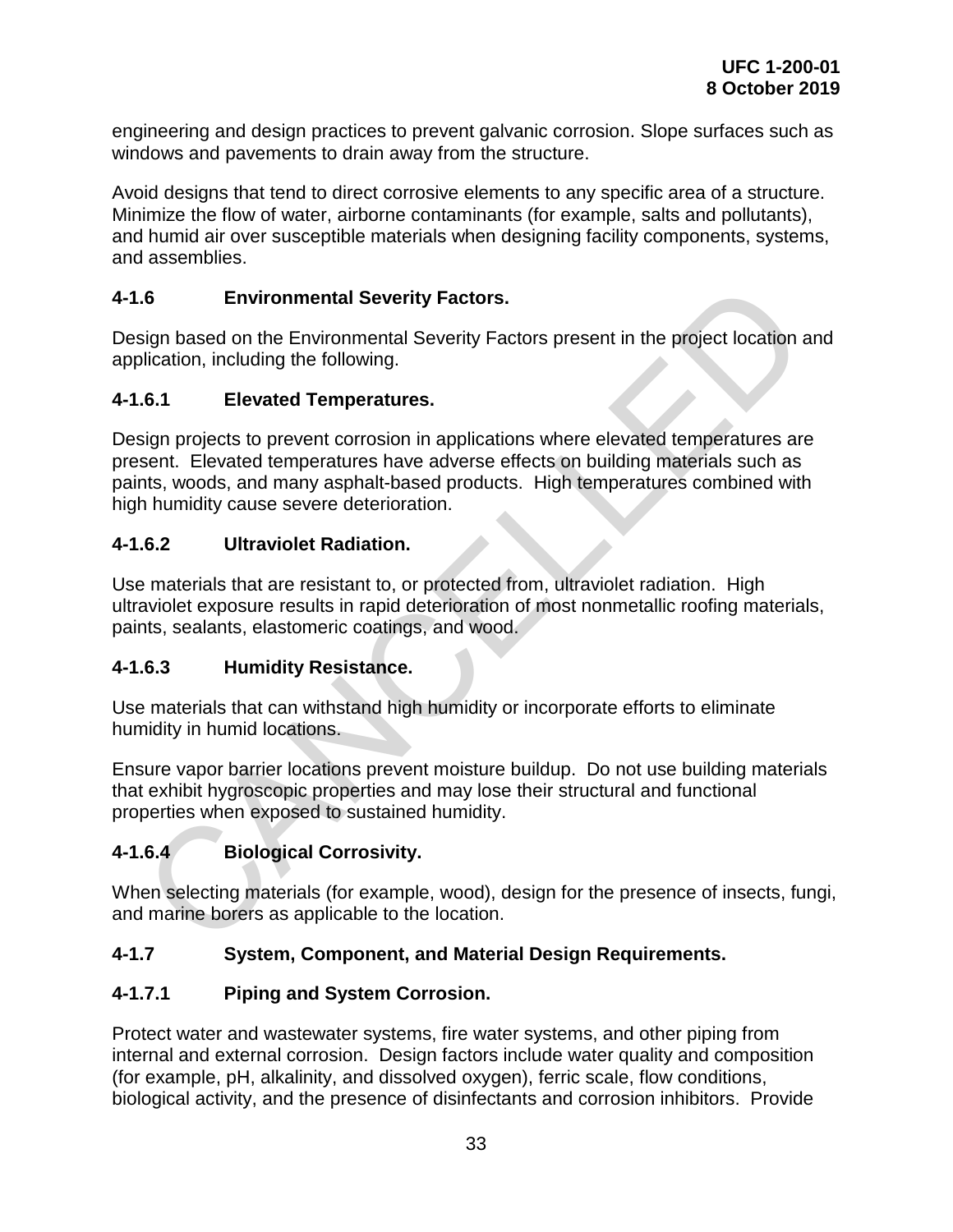engineering and design practices to prevent galvanic corrosion. Slope surfaces such as windows and pavements to drain away from the structure.

Avoid designs that tend to direct corrosive elements to any specific area of a structure. Minimize the flow of water, airborne contaminants (for example, salts and pollutants), and humid air over susceptible materials when designing facility components, systems, and assemblies.

### 4-1.6 Environmental Severity Factors.

Design based on the Environmental Severity Factors present in the project location and application, including the following.

#### 4-1.6.1 Elevated Temperatures.

Design projects to prevent corrosion in applications where elevated temperatures are present. Elevated temperatures have adverse effects on building materials such as paints, woods, and many asphalt-based products. High temperatures combined with high humidity cause severe deterioration.

#### 4-1.6.2 Ultraviolet Radiation.

Use materials that are resistant to, or protected from, ultraviolet radiation. High ultraviolet exposure results in rapid deterioration of most nonmetallic roofing materials, paints, sealants, elastomeric coatings, and wood.

#### 4-1.6.3 Humidity Resistance.

Use materials that can withstand high humidity or incorporate efforts to eliminate humidity in humid locations.

Ensure vapor barrier locations prevent moisture buildup. Do not use building materials that exhibit hygroscopic properties and may lose their structural and functional properties when exposed to sustained humidity.

#### 4-1.6.4 Biological Corrosivity.

When selecting materials (for example, wood), design for the presence of insects, fungi, and marine borers as applicable to the location.

### 4-1.7 System, Component, and Material Design Requirements.

#### 4-1.7.1 Piping and System Corrosion.

Protect water and wastewater systems, fire water systems, and other piping from internal and external corrosion. Design factors include water quality and composition (for example, pH, alkalinity, and dissolved oxygen), ferric scale, flow conditions, biological activity, and the presence of disinfectants and corrosion inhibitors. Provide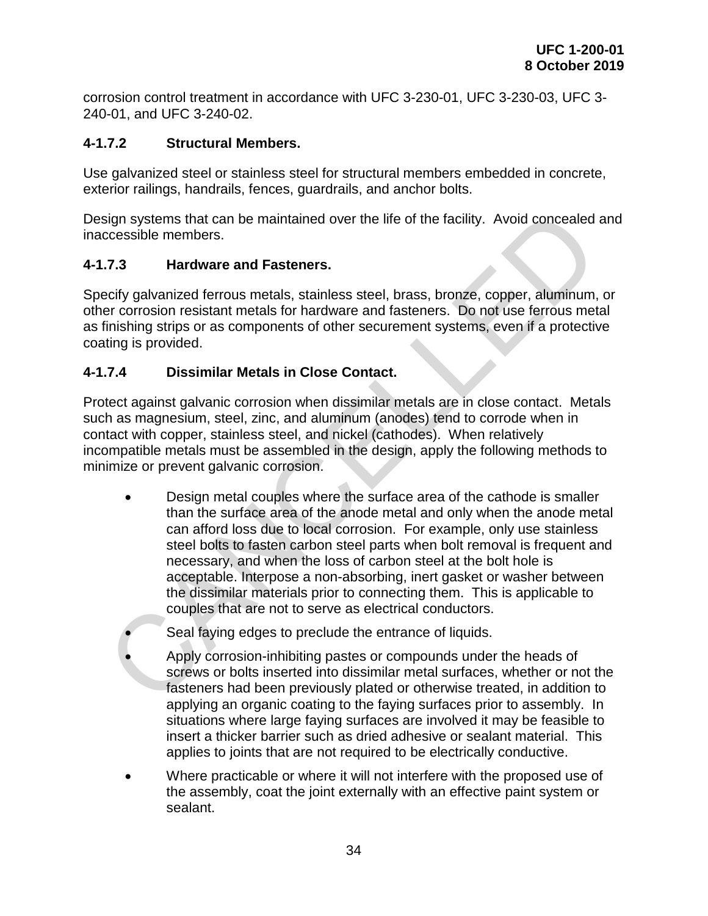corrosion control treatment in accordance with UFC 3-230-01, UFC 3-230-03, UFC 3-240-01, and UFC 3-240-02.

#### 4-1.7.2 Structural Members.

Use galvanized steel or stainless steel for structural members embedded in concrete, exterior railings, handrails, fences, guardrails, and anchor bolts.

Design systems that can be maintained over the life of the facility. Avoid concealed and inaccessible members.

#### 4-1.7.3 Hardware and Fasteners.

Specify galvanized ferrous metals, stainless steel, brass, bronze, copper, aluminum, or other corrosion resistant metals for hardware and fasteners. Do not use ferrous metal as finishing strips or as components of other securement systems, even if a protective coating is provided.

#### 4-1.7.4 Dissimilar Metals in Close Contact.

Protect against galvanic corrosion when dissimilar metals are in close contact. Metals such as magnesium, steel, zinc, and aluminum (anodes) tend to corrode when in contact with copper, stainless steel, and nickel (cathodes). When relatively incompatible metals must be assembled in the design, apply the following methods to minimize or prevent galvanic corrosion.

- Design metal couples where the surface area of the cathode is smaller than the surface area of the anode metal and only when the anode metal can afford loss due to local corrosion. For example, only use stainless steel bolts to fasten carbon steel parts when bolt removal is frequent and necessary, and when the loss of carbon steel at the bolt hole is acceptable. Interpose a non-absorbing, inert gasket or washer between the dissimilar materials prior to connecting them. This is applicable to couples that are not to serve as electrical conductors.
- Seal faying edges to preclude the entrance of liquids.
- Apply corrosion-inhibiting pastes or compounds under the heads of screws or bolts inserted into dissimilar metal surfaces, whether or not the fasteners had been previously plated or otherwise treated, in addition to applying an organic coating to the faying surfaces prior to assembly. In situations where large faying surfaces are involved it may be feasible to insert a thicker barrier such as dried adhesive or sealant material. This applies to joints that are not required to be electrically conductive.
- Where practicable or where it will not interfere with the proposed use of the assembly, coat the joint externally with an effective paint system or sealant.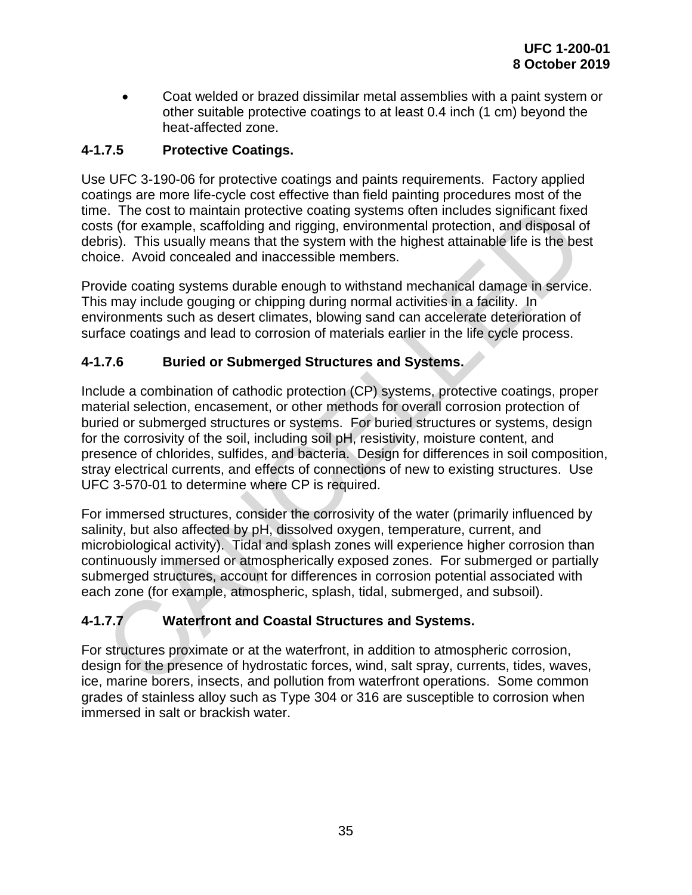- Coat welded or brazed dissimilar metal assemblies with a paint system or other suitable protective coatings to at least 0.4 inch (1 cm) beyond the heat-affected zone.

### 4-1.7.5 Protective Coatings.

Use UFC 3-190-06 for protective coatings and paints requirements. Factory applied coatings are more life-cycle cost effective than field painting procedures most of the time. The cost to maintain protective coating systems often includes significant fixed costs (for example, scaffolding and rigging, environmental protection, and disposal of debris). This usually means that the system with the highest attainable life is the best choice. Avoid concealed and inaccessible members.

Provide coating systems durable enough to withstand mechanical damage in service. This may include gouging or chipping during normal activities in a facility. In environments such as desert climates, blowing sand can accelerate deterioration of surface coatings and lead to corrosion of materials earlier in the life cycle process.

### 4-1.7.6 Buried or Submerged Structures and Systems.

Include a combination of cathodic protection (CP) systems, protective coatings, proper material selection, encasement, or other methods for overall corrosion protection of buried or submerged structures or systems. For buried structures or systems, design for the corrosivity of the soil, including soil pH, resistivity, moisture content, and presence of chlorides, sulfides, and bacteria. Design for differences in soil composition, stray electrical currents, and effects of connections of new to existing structures. Use UFC 3-570-01 to determine where CP is required.

For immersed structures, consider the corrosivity of the water (primarily influenced by salinity, but also affected by pH, dissolved oxygen, temperature, current, and microbiological activity). Tidal and splash zones will experience higher corrosion than continuously immersed or atmospherically exposed zones. For submerged or partially submerged structures, account for differences in corrosion potential associated with each zone (for example, atmospheric, splash, tidal, submerged, and subsoil).

### 4-1.7.7 Waterfront and Coastal Structures and Systems.

For structures proximate or at the waterfront, in addition to atmospheric corrosion, design for the presence of hydrostatic forces, wind, salt spray, currents, tides, waves, ice, marine borers, insects, and pollution from waterfront operations. Some common grades of stainless alloy such as Type 304 or 316 are susceptible to corrosion when immersed in salt or brackish water.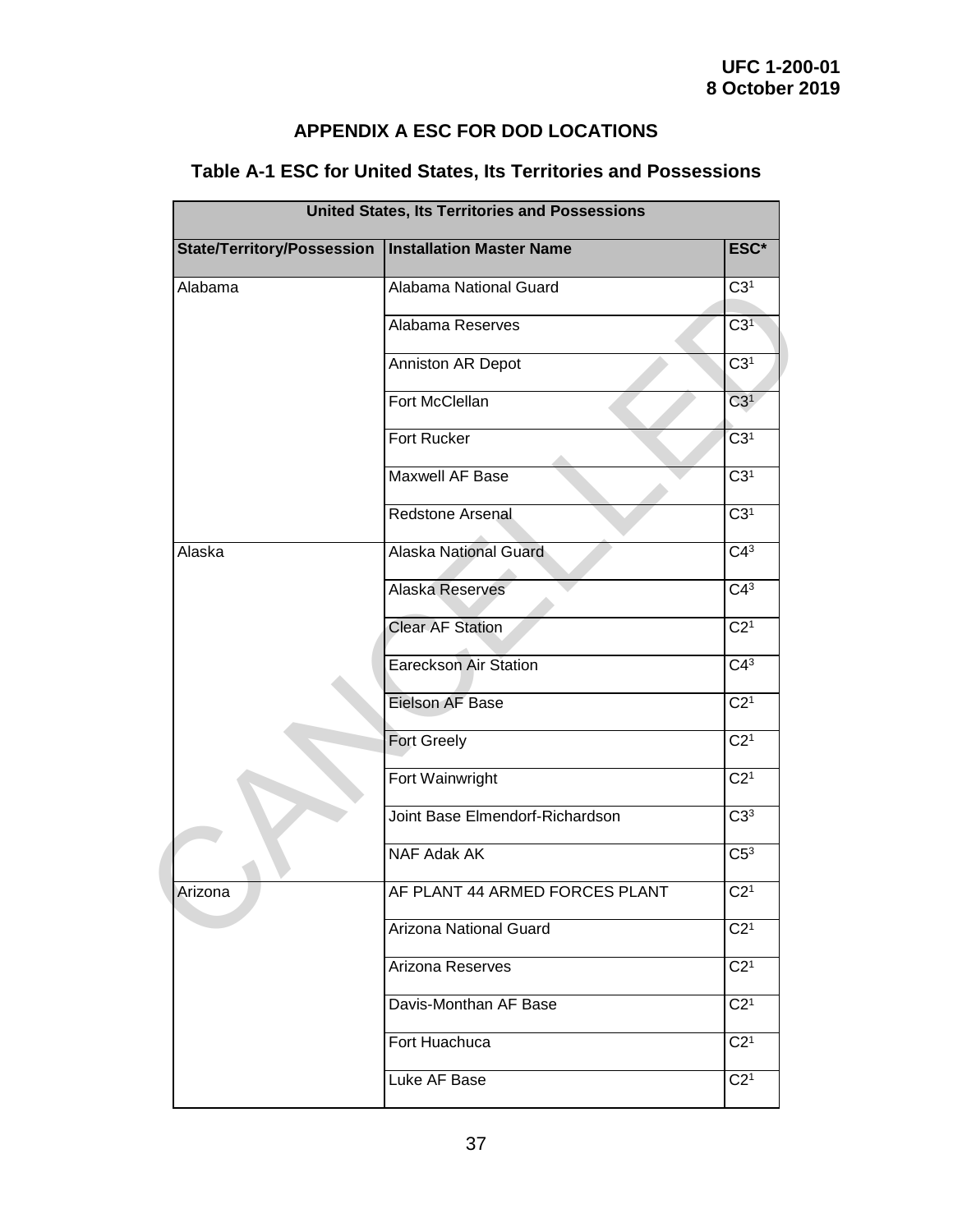## APPENDIX A ESC FOR DOD LOCATIONS

### Table A-1 ESC for United States, Its Territories and Possessions

| United States, Its Territories and Possessions | | |
|---|---|---|
| **State/Territory/Possession** | **Installation Master Name** | **ESC*** |
| Alabama | Alabama National Guard | C3[1] |
| | Alabama Reserves | C3[1] |
| | Anniston AR Depot | C3[1] |
| | Fort McClellan | C3[1] |
| | Fort Rucker | C3[1] |
| | Maxwell AF Base | C3[1] |
| | Redstone Arsenal | C3[1] |
| Alaska | Alaska National Guard | C4[3] |
| | Alaska Reserves | C4[3] |
| | Clear AF Station | C2[1] |
| | Eareckson Air Station | C4[3] |
| | Eielson AF Base | C2[1] |
| | Fort Greely | C2[1] |
| | Fort Wainwright | C2[1] |
| | Joint Base Elmendorf-Richardson | C3[3] |
| | NAF Adak AK | C5[3] |
| Arizona | AF PLANT 44 ARMED FORCES PLANT | C2[1] |
| | Arizona National Guard | C2[1] |
| | Arizona Reserves | C2[1] |
| | Davis-Monthan AF Base | C2[1] |
| | Fort Huachuca | C2[1] |
| | Luke AF Base | C2[1] |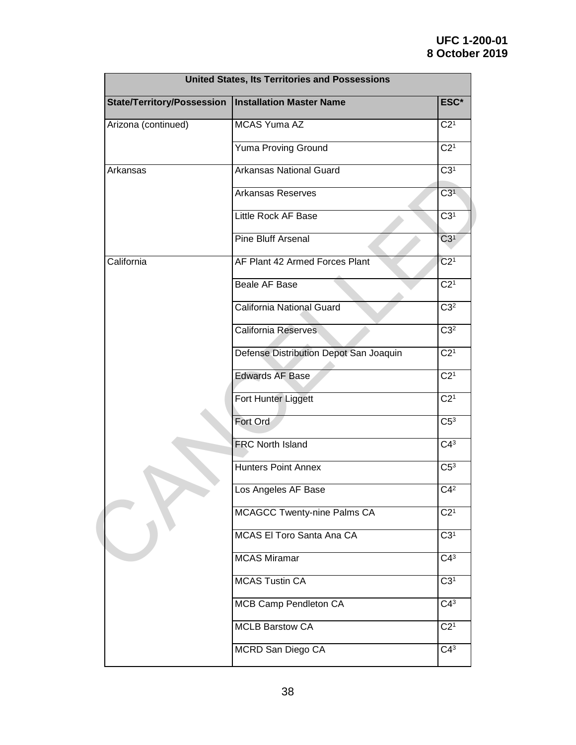| United States, Its Territories and Possessions | | |
|---|---|---|
| State/Territory/Possession | Installation Master Name | ESC* |
| Arizona (continued) | MCAS Yuma AZ | C2[1] |
| | Yuma Proving Ground | C2[1] |
| Arkansas | Arkansas National Guard | C3[1] |
| | Arkansas Reserves | C3[1] |
| | Little Rock AF Base | C3[1] |
| | Pine Bluff Arsenal | C3[1] |
| California | AF Plant 42 Armed Forces Plant | C2[1] |
| | Beale AF Base | C2[1] |
| | California National Guard | C3[2] |
| | California Reserves | C3[2] |
| | Defense Distribution Depot San Joaquin | C2[1] |
| | Edwards AF Base | C2[1] |
| | Fort Hunter Liggett | C2[1] |
| | Fort Ord | C5[3] |
| | FRC North Island | C4[3] |
| | Hunters Point Annex | C5[3] |
| | Los Angeles AF Base | C4[2] |
| | MCAGCC Twenty-nine Palms CA | C2[1] |
| | MCAS El Toro Santa Ana CA | C3[1] |
| | MCAS Miramar | C4[3] |
| | MCAS Tustin CA | C3[1] |
| | MCB Camp Pendleton CA | C4[3] |
| | MCLB Barstow CA | C2[1] |
| | MCRD San Diego CA | C4[3] |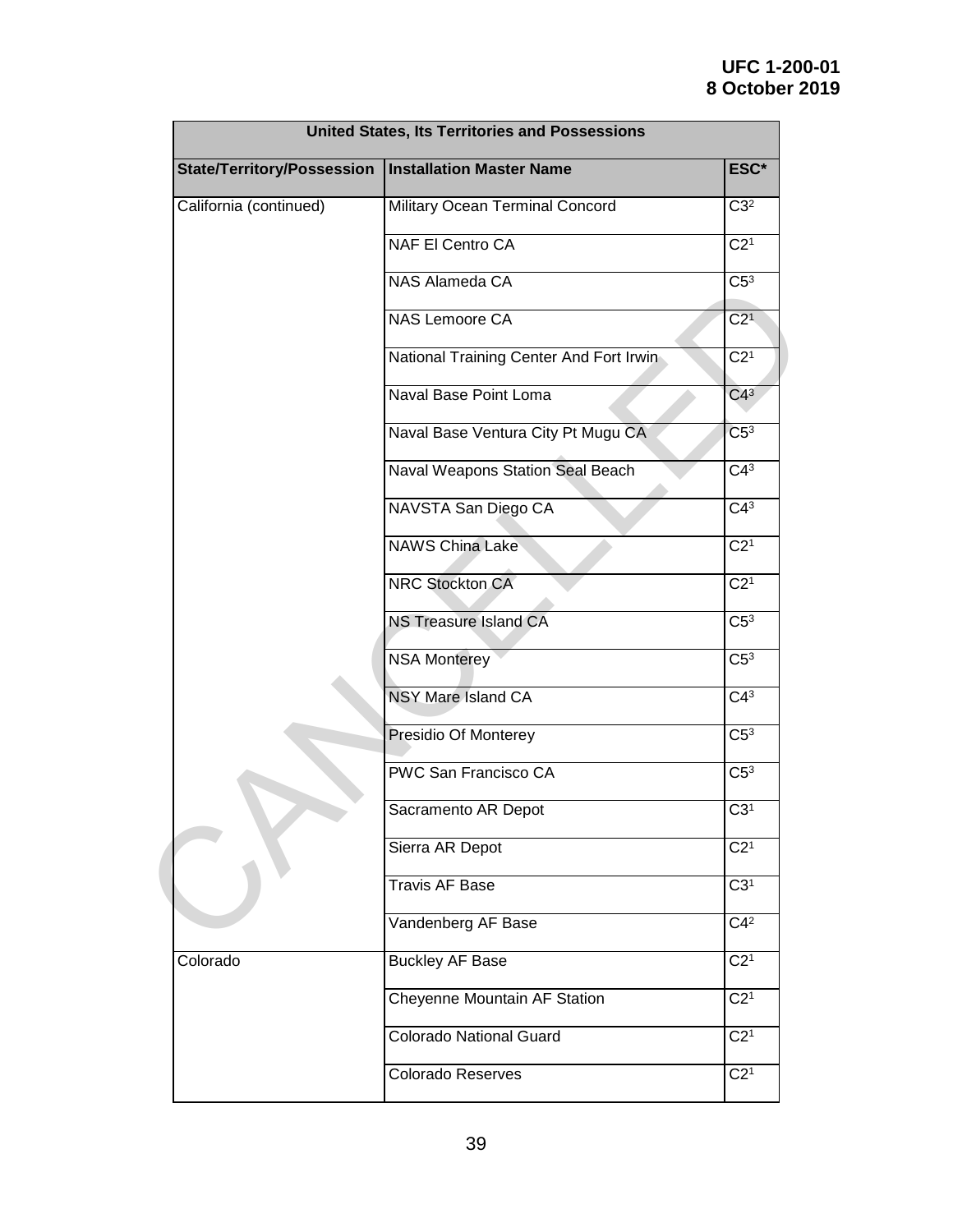| United States, Its Territories and Possessions | | |
|---|---|---|
| State/Territory/Possession | Installation Master Name | ESC* |
| California (continued) | Military Ocean Terminal Concord | C3[2] |
| | NAF El Centro CA | C2[1] |
| | NAS Alameda CA | C5[3] |
| | NAS Lemoore CA | C2[1] |
| | National Training Center And Fort Irwin | C2[1] |
| | Naval Base Point Loma | C4[3] |
| | Naval Base Ventura City Pt Mugu CA | C5[3] |
| | Naval Weapons Station Seal Beach | C4[3] |
| | NAVSTA San Diego CA | C4[3] |
| | NAWS China Lake | C2[1] |
| | NRC Stockton CA | C2[1] |
| | NS Treasure Island CA | C5[3] |
| | NSA Monterey | C5[3] |
| | NSY Mare Island CA | C4[3] |
| | Presidio Of Monterey | C5[3] |
| | PWC San Francisco CA | C5[3] |
| | Sacramento AR Depot | C3[1] |
| | Sierra AR Depot | C2[1] |
| | Travis AF Base | C3[1] |
| | Vandenberg AF Base | C4[2] |
| Colorado | Buckley AF Base | C2[1] |
| | Cheyenne Mountain AF Station | C2[1] |
| | Colorado National Guard | C2[1] |
| | Colorado Reserves | C2[1] |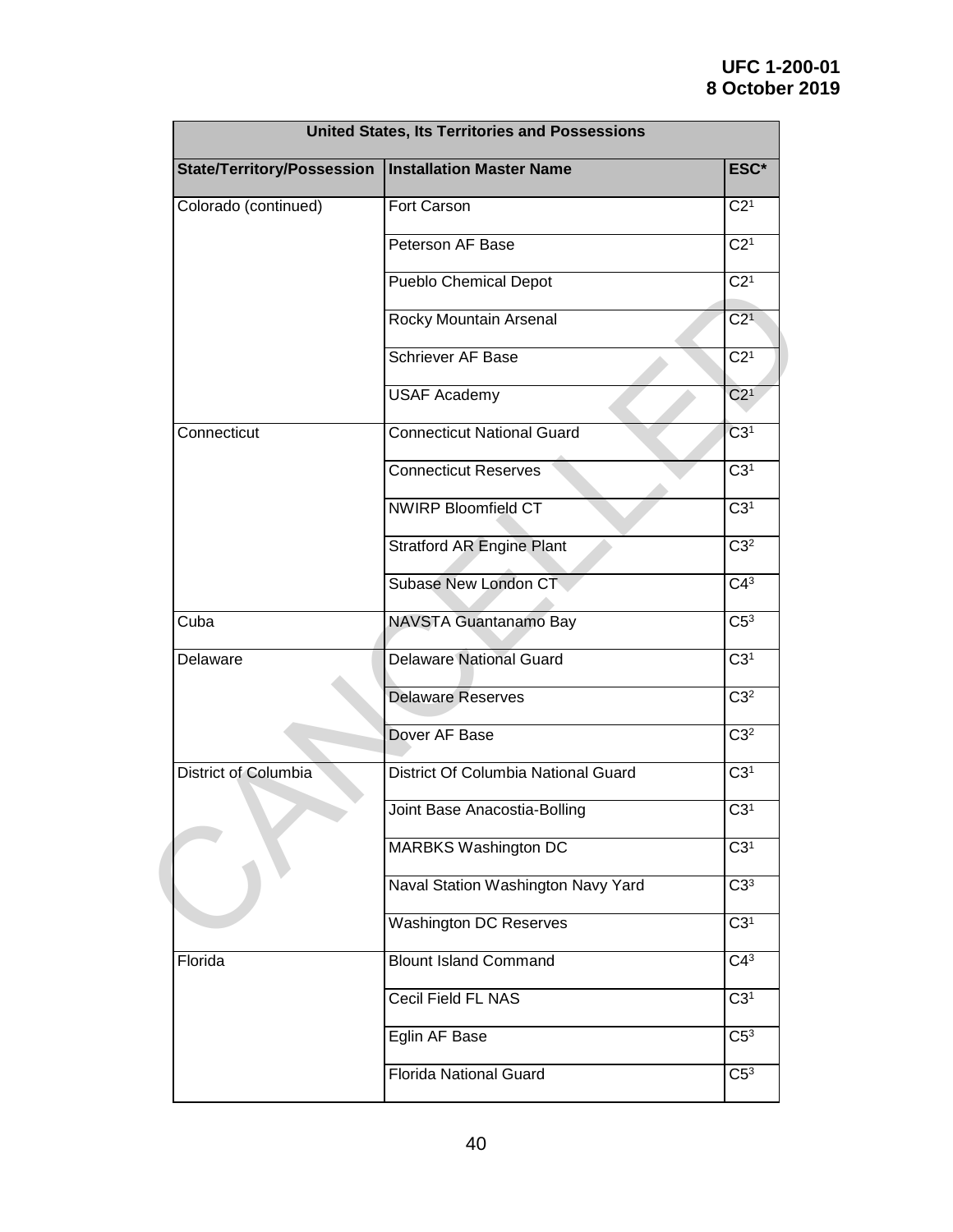| United States, Its Territories and Possessions | | |
|---|---|---|
| **State/Territory/Possession** | **Installation Master Name** | **ESC*** |
| Colorado (continued) | Fort Carson | C2[1] |
| | Peterson AF Base | C2[1] |
| | Pueblo Chemical Depot | C2[1] |
| | Rocky Mountain Arsenal | C2[1] |
| | Schriever AF Base | C2[1] |
| | USAF Academy | C2[1] |
| Connecticut | Connecticut National Guard | C3[1] |
| | Connecticut Reserves | C3[1] |
| | NWIRP Bloomfield CT | C3[1] |
| | Stratford AR Engine Plant | C3[2] |
| | Subase New London CT | C4[3] |
| Cuba | NAVSTA Guantanamo Bay | C5[3] |
| Delaware | Delaware National Guard | C3[1] |
| | Delaware Reserves | C3[2] |
| | Dover AF Base | C3[2] |
| District of Columbia | District Of Columbia National Guard | C3[1] |
| | Joint Base Anacostia-Bolling | C3[1] |
| | MARBKS Washington DC | C3[1] |
| | Naval Station Washington Navy Yard | C3[3] |
| | Washington DC Reserves | C3[1] |
| Florida | Blount Island Command | C4[3] |
| | Cecil Field FL NAS | C3[1] |
| | Eglin AF Base | C5[3] |
| | Florida National Guard | C5[3] |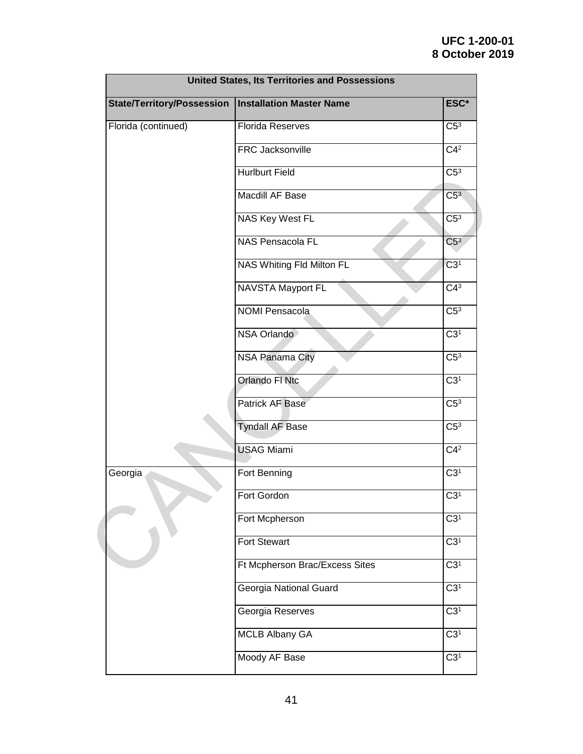| United States, Its Territories and Possessions | | |
|---|---|---|
| State/Territory/Possession | Installation Master Name | ESC* |
| Florida (continued) | Florida Reserves | C5[3] |
| | FRC Jacksonville | C4[2] |
| | Hurlburt Field | C5[3] |
| | Macdill AF Base | C5[3] |
| | NAS Key West FL | C5[3] |
| | NAS Pensacola FL | C5[3] |
| | NAS Whiting Fld Milton FL | C3[1] |
| | NAVSTA Mayport FL | C4[3] |
| | NOMI Pensacola | C5[3] |
| | NSA Orlando | C3[1] |
| | NSA Panama City | C5[3] |
| | Orlando Fl Ntc | C3[1] |
| | Patrick AF Base | C5[3] |
| | Tyndall AF Base | C5[3] |
| | USAG Miami | C4[2] |
| Georgia | Fort Benning | C3[1] |
| | Fort Gordon | C3[1] |
| | Fort Mcpherson | C3[1] |
| | Fort Stewart | C3[1] |
| | Ft Mcpherson Brac/Excess Sites | C3[1] |
| | Georgia National Guard | C3[1] |
| | Georgia Reserves | C3[1] |
| | MCLB Albany GA | C3[1] |
| | Moody AF Base | C3[1] |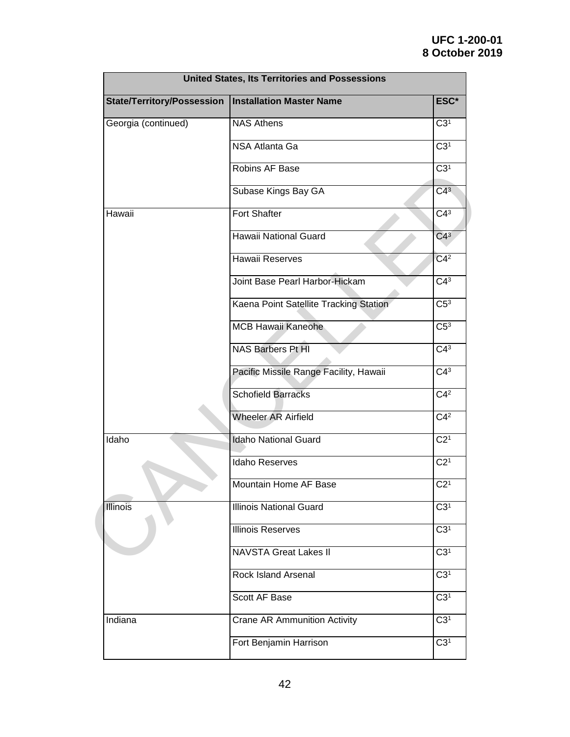| United States, Its Territories and Possessions | | |
|---|---|---|
| **State/Territory/Possession** | **Installation Master Name** | **ESC*** |
| Georgia (continued) | NAS Athens | C3[1] |
| | NSA Atlanta Ga | C3[1] |
| | Robins AF Base | C3[1] |
| | Subase Kings Bay GA | C4[3] |
| Hawaii | Fort Shafter | C4[3] |
| | Hawaii National Guard | C4[3] |
| | Hawaii Reserves | C4[2] |
| | Joint Base Pearl Harbor-Hickam | C4[3] |
| | Kaena Point Satellite Tracking Station | C5[3] |
| | MCB Hawaii Kaneohe | C5[3] |
| | NAS Barbers Pt HI | C4[3] |
| | Pacific Missile Range Facility, Hawaii | C4[3] |
| | Schofield Barracks | C4[2] |
| | Wheeler AR Airfield | C4[2] |
| Idaho | Idaho National Guard | C2[1] |
| | Idaho Reserves | C2[1] |
| | Mountain Home AF Base | C2[1] |
| Illinois | Illinois National Guard | C3[1] |
| | Illinois Reserves | C3[1] |
| | NAVSTA Great Lakes Il | C3[1] |
| | Rock Island Arsenal | C3[1] |
| | Scott AF Base | C3[1] |
| Indiana | Crane AR Ammunition Activity | C3[1] |
| | Fort Benjamin Harrison | C3[1] |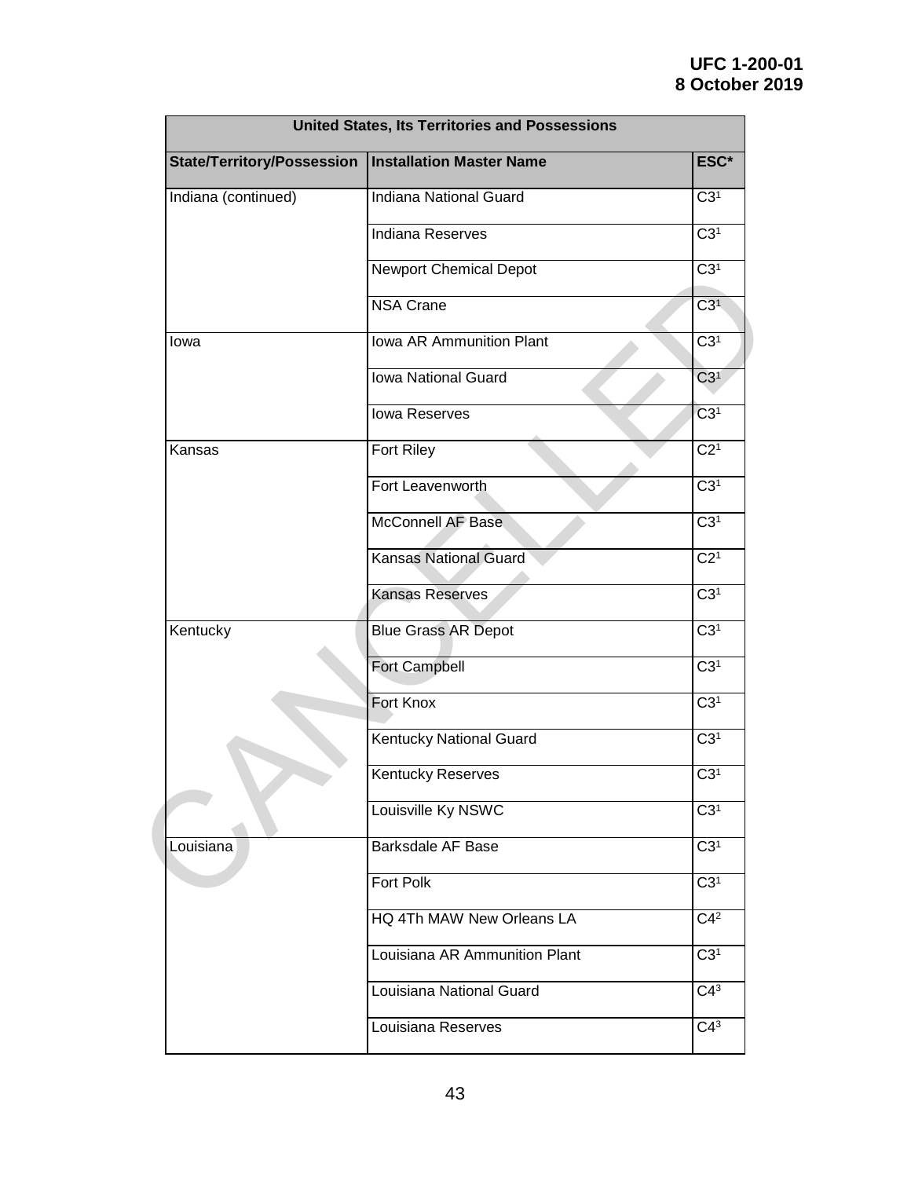| United States, Its Territories and Possessions | | |
|---|---|---|
| **State/Territory/Possession** | **Installation Master Name** | **ESC*** |
| Indiana (continued) | Indiana National Guard | C3[1] |
| | Indiana Reserves | C3[1] |
| | Newport Chemical Depot | C3[1] |
| | NSA Crane | C3[1] |
| Iowa | Iowa AR Ammunition Plant | C3[1] |
| | Iowa National Guard | C3[1] |
| | Iowa Reserves | C3[1] |
| Kansas | Fort Riley | C2[1] |
| | Fort Leavenworth | C3[1] |
| | McConnell AF Base | C3[1] |
| | Kansas National Guard | C2[1] |
| | Kansas Reserves | C3[1] |
| Kentucky | Blue Grass AR Depot | C3[1] |
| | Fort Campbell | C3[1] |
| | Fort Knox | C3[1] |
| | Kentucky National Guard | C3[1] |
| | Kentucky Reserves | C3[1] |
| | Louisville Ky NSWC | C3[1] |
| Louisiana | Barksdale AF Base | C3[1] |
| | Fort Polk | C3[1] |
| | HQ 4Th MAW New Orleans LA | C4[2] |
| | Louisiana AR Ammunition Plant | C3[1] |
| | Louisiana National Guard | C4[3] |
| | Louisiana Reserves | C4[3] |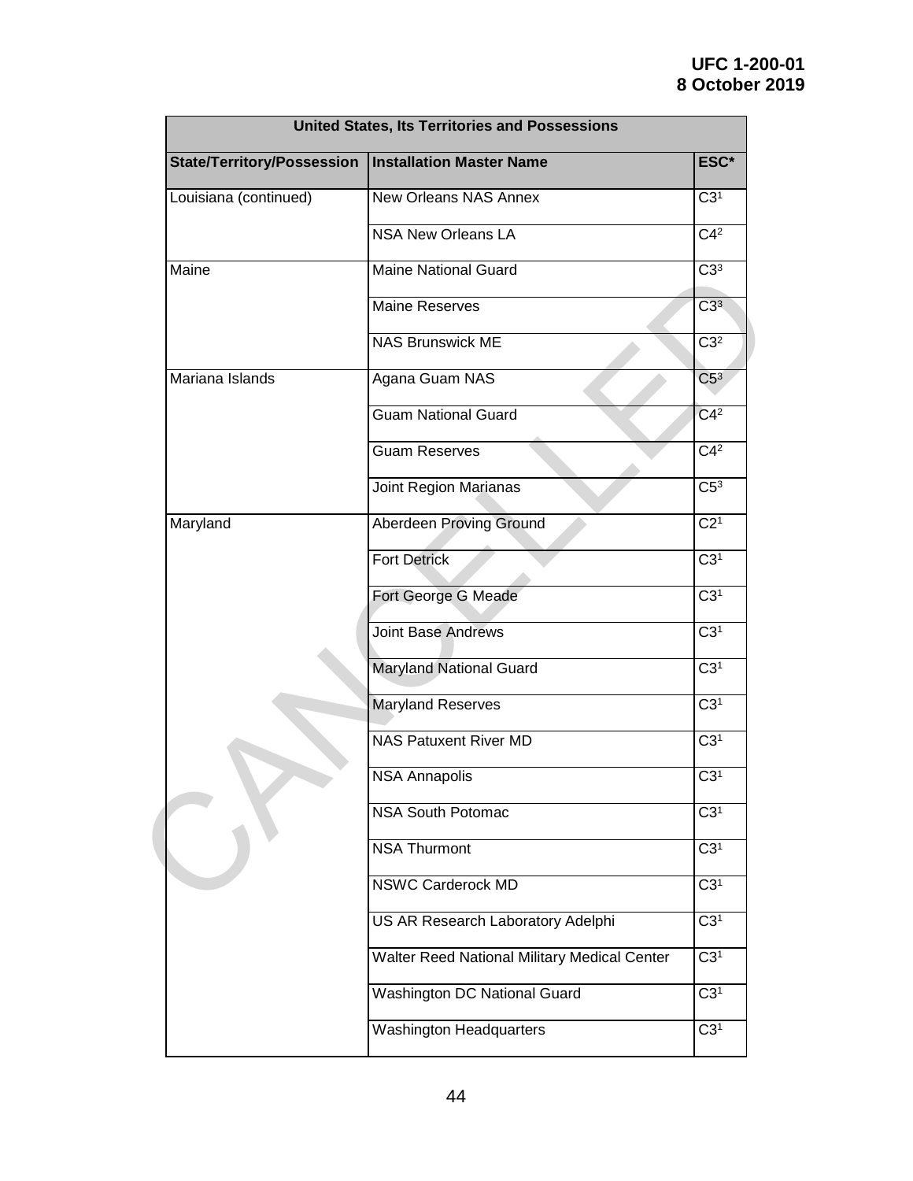| United States, Its Territories and Possessions | | |
|---|---|---|
| **State/Territory/Possession** | **Installation Master Name** | **ESC*** |
| Louisiana (continued) | New Orleans NAS Annex | C3[1] |
| | NSA New Orleans LA | C4[2] |
| Maine | Maine National Guard | C3[3] |
| | Maine Reserves | C3[3] |
| | NAS Brunswick ME | C3[2] |
| Mariana Islands | Agana Guam NAS | C5[3] |
| | Guam National Guard | C4[2] |
| | Guam Reserves | C4[2] |
| | Joint Region Marianas | C5[3] |
| Maryland | Aberdeen Proving Ground | C2[1] |
| | Fort Detrick | C3[1] |
| | Fort George G Meade | C3[1] |
| | Joint Base Andrews | C3[1] |
| | Maryland National Guard | C3[1] |
| | Maryland Reserves | C3[1] |
| | NAS Patuxent River MD | C3[1] |
| | NSA Annapolis | C3[1] |
| | NSA South Potomac | C3[1] |
| | NSA Thurmont | C3[1] |
| | NSWC Carderock MD | C3[1] |
| | US AR Research Laboratory Adelphi | C3[1] |
| | Walter Reed National Military Medical Center | C3[1] |
| | Washington DC National Guard | C3[1] |
| | Washington Headquarters | C3[1] |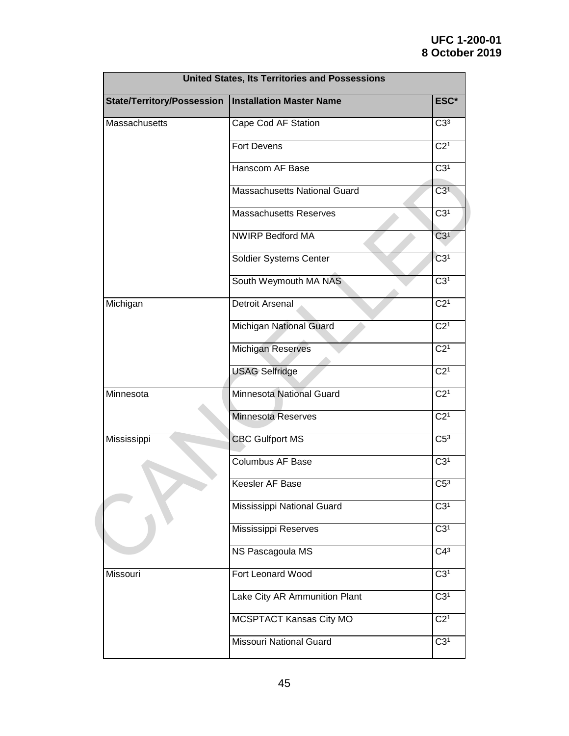| United States, Its Territories and Possessions | | |
|---|---|---|
| **State/Territory/Possession** | **Installation Master Name** | **ESC*** |
| Massachusetts | Cape Cod AF Station | C3[3] |
| | Fort Devens | C2[1] |
| | Hanscom AF Base | C3[1] |
| | Massachusetts National Guard | C3[1] |
| | Massachusetts Reserves | C3[1] |
| | NWIRP Bedford MA | C3[1] |
| | Soldier Systems Center | C3[1] |
| | South Weymouth MA NAS | C3[1] |
| Michigan | Detroit Arsenal | C2[1] |
| | Michigan National Guard | C2[1] |
| | Michigan Reserves | C2[1] |
| | USAG Selfridge | C2[1] |
| Minnesota | Minnesota National Guard | C2[1] |
| | Minnesota Reserves | C2[1] |
| Mississippi | CBC Gulfport MS | C5[3] |
| | Columbus AF Base | C3[1] |
| | Keesler AF Base | C5[3] |
| | Mississippi National Guard | C3[1] |
| | Mississippi Reserves | C3[1] |
| | NS Pascagoula MS | C4[3] |
| Missouri | Fort Leonard Wood | C3[1] |
| | Lake City AR Ammunition Plant | C3[1] |
| | MCSPTACT Kansas City MO | C2[1] |
| | Missouri National Guard | C3[1] |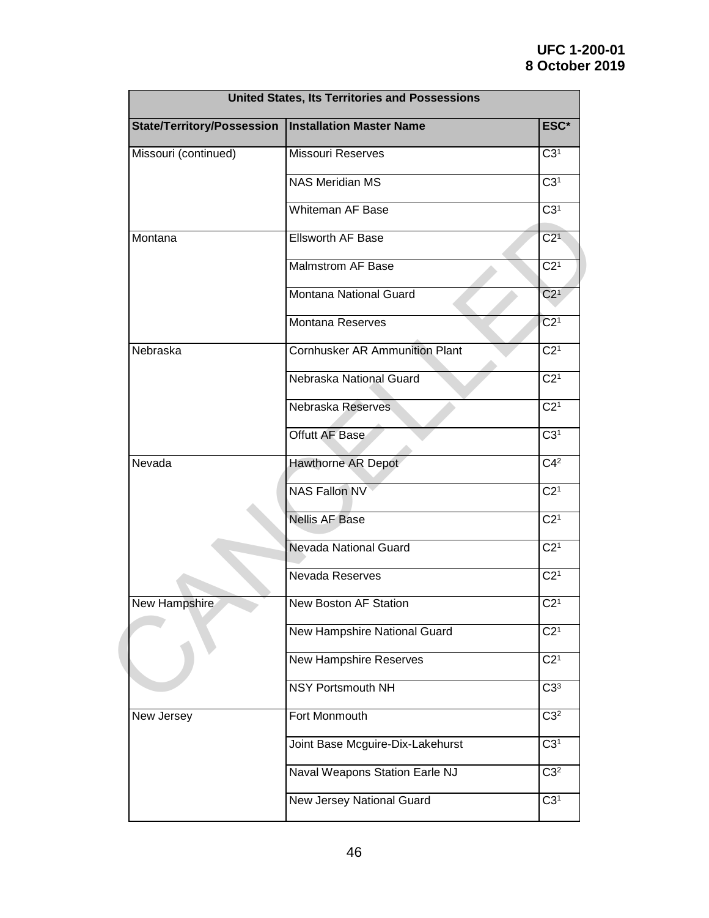| United States, Its Territories and Possessions | | |
|---|---|---|
| **State/Territory/Possession** | **Installation Master Name** | **ESC*** |
| Missouri (continued) | Missouri Reserves | C3[1] |
| | NAS Meridian MS | C3[1] |
| | Whiteman AF Base | C3[1] |
| Montana | Ellsworth AF Base | C2[1] |
| | Malmstrom AF Base | C2[1] |
| | Montana National Guard | C2[1] |
| | Montana Reserves | C2[1] |
| Nebraska | Cornhusker AR Ammunition Plant | C2[1] |
| | Nebraska National Guard | C2[1] |
| | Nebraska Reserves | C2[1] |
| | Offutt AF Base | C3[1] |
| Nevada | Hawthorne AR Depot | C4[2] |
| | NAS Fallon NV | C2[1] |
| | Nellis AF Base | C2[1] |
| | Nevada National Guard | C2[1] |
| | Nevada Reserves | C2[1] |
| New Hampshire | New Boston AF Station | C2[1] |
| | New Hampshire National Guard | C2[1] |
| | New Hampshire Reserves | C2[1] |
| | NSY Portsmouth NH | C3[3] |
| New Jersey | Fort Monmouth | C3[2] |
| | Joint Base Mcguire-Dix-Lakehurst | C3[1] |
| | Naval Weapons Station Earle NJ | C3[2] |
| | New Jersey National Guard | C3[1] |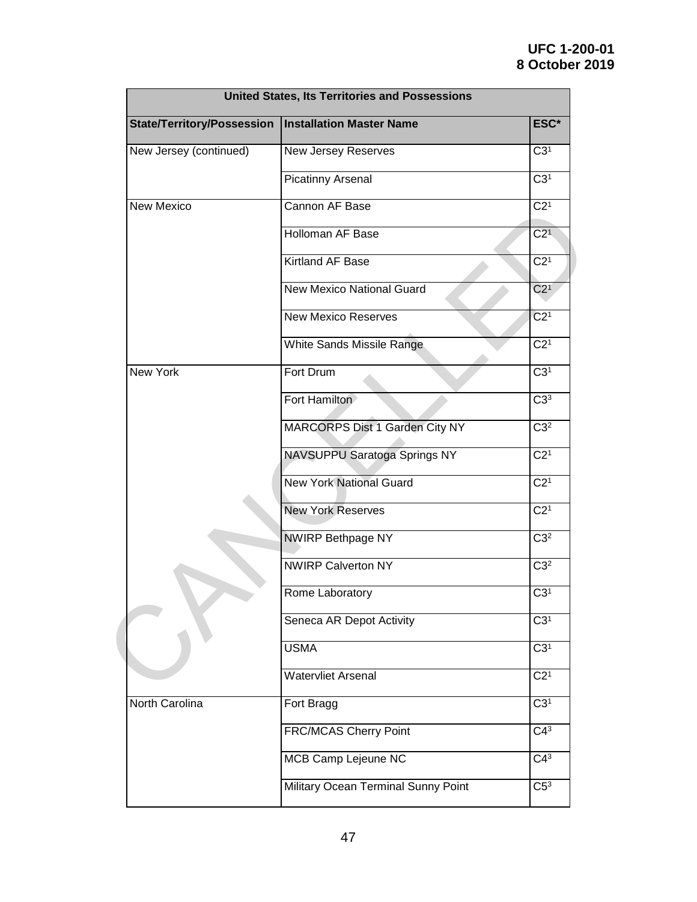| United States, Its Territories and Possessions | | |
|---|---|---|
| **State/Territory/Possession** | **Installation Master Name** | **ESC*** |
| New Jersey (continued) | New Jersey Reserves | C3[1] |
| | Picatinny Arsenal | C3[1] |
| New Mexico | Cannon AF Base | C2[1] |
| | Holloman AF Base | C2[1] |
| | Kirtland AF Base | C2[1] |
| | New Mexico National Guard | C2[1] |
| | New Mexico Reserves | C2[1] |
| | White Sands Missile Range | C2[1] |
| New York | Fort Drum | C3[1] |
| | Fort Hamilton | C3[3] |
| | MARCORPS Dist 1 Garden City NY | C3[2] |
| | NAVSUPPU Saratoga Springs NY | C2[1] |
| | New York National Guard | C2[1] |
| | New York Reserves | C2[1] |
| | NWIRP Bethpage NY | C3[2] |
| | NWIRP Calverton NY | C3[2] |
| | Rome Laboratory | C3[1] |
| | Seneca AR Depot Activity | C3[1] |
| | USMA | C3[1] |
| | Watervliet Arsenal | C2[1] |
| North Carolina | Fort Bragg | C3[1] |
| | FRC/MCAS Cherry Point | C4[3] |
| | MCB Camp Lejeune NC | C4[3] |
| | Military Ocean Terminal Sunny Point | C5[3] |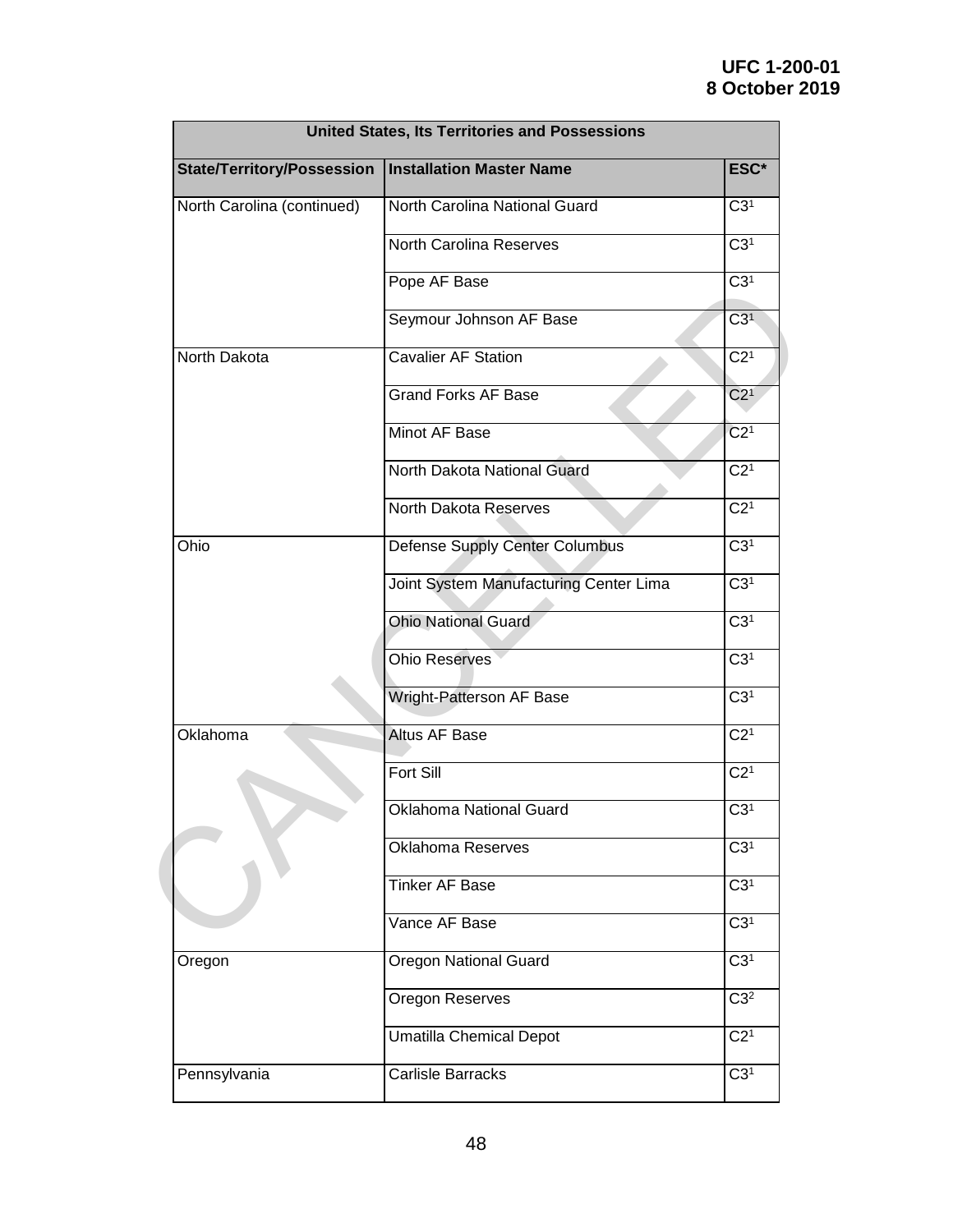| United States, Its Territories and Possessions | | |
|---|---|---|
| **State/Territory/Possession** | **Installation Master Name** | **ESC*** |
| North Carolina (continued) | North Carolina National Guard | C3[1] |
| | North Carolina Reserves | C3[1] |
| | Pope AF Base | C3[1] |
| | Seymour Johnson AF Base | C3[1] |
| North Dakota | Cavalier AF Station | C2[1] |
| | Grand Forks AF Base | C2[1] |
| | Minot AF Base | C2[1] |
| | North Dakota National Guard | C2[1] |
| | North Dakota Reserves | C2[1] |
| Ohio | Defense Supply Center Columbus | C3[1] |
| | Joint System Manufacturing Center Lima | C3[1] |
| | Ohio National Guard | C3[1] |
| | Ohio Reserves | C3[1] |
| | Wright-Patterson AF Base | C3[1] |
| Oklahoma | Altus AF Base | C2[1] |
| | Fort Sill | C2[1] |
| | Oklahoma National Guard | C3[1] |
| | Oklahoma Reserves | C3[1] |
| | Tinker AF Base | C3[1] |
| | Vance AF Base | C3[1] |
| Oregon | Oregon National Guard | C3[1] |
| | Oregon Reserves | C3[2] |
| | Umatilla Chemical Depot | C2[1] |
| Pennsylvania | Carlisle Barracks | C3[1] |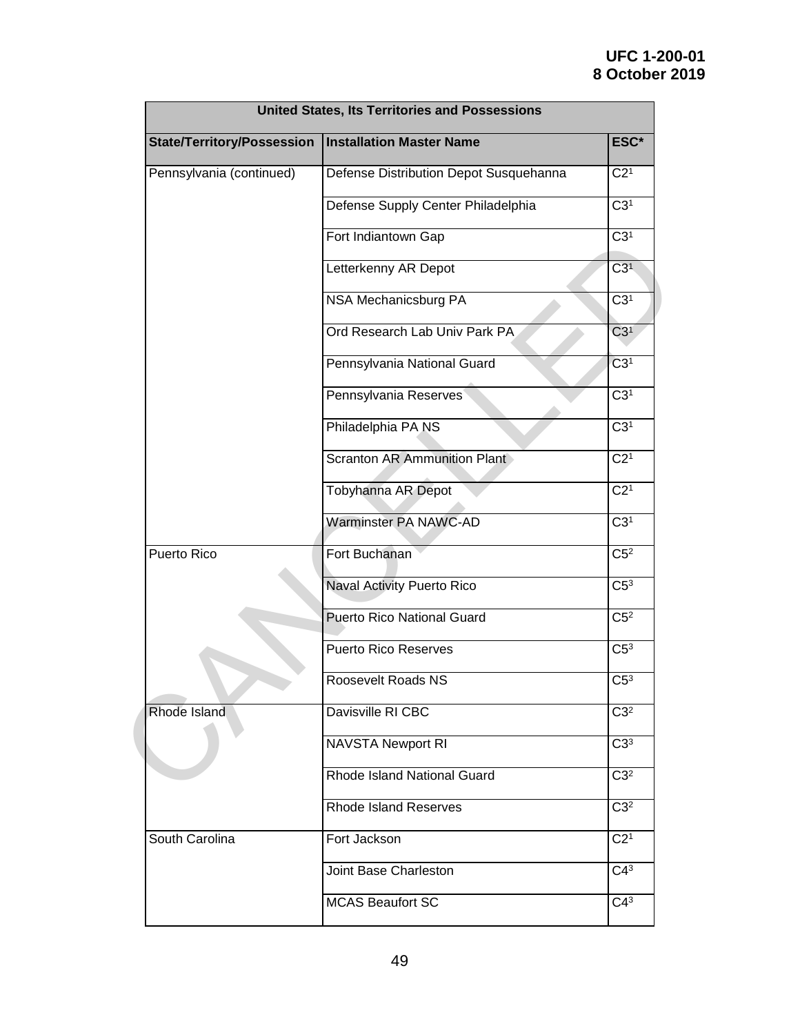| United States, Its Territories and Possessions | | |
|---|---|---|
| **State/Territory/Possession** | **Installation Master Name** | **ESC*** |
| Pennsylvania (continued) | Defense Distribution Depot Susquehanna | C2[1] |
| | Defense Supply Center Philadelphia | C3[1] |
| | Fort Indiantown Gap | C3[1] |
| | Letterkenny AR Depot | C3[1] |
| | NSA Mechanicsburg PA | C3[1] |
| | Ord Research Lab Univ Park PA | C3[1] |
| | Pennsylvania National Guard | C3[1] |
| | Pennsylvania Reserves | C3[1] |
| | Philadelphia PA NS | C3[1] |
| | Scranton AR Ammunition Plant | C2[1] |
| | Tobyhanna AR Depot | C2[1] |
| | Warminster PA NAWC-AD | C3[1] |
| Puerto Rico | Fort Buchanan | C5[2] |
| | Naval Activity Puerto Rico | C5[3] |
| | Puerto Rico National Guard | C5[2] |
| | Puerto Rico Reserves | C5[3] |
| | Roosevelt Roads NS | C5[3] |
| Rhode Island | Davisville RI CBC | C3[2] |
| | NAVSTA Newport RI | C3[3] |
| | Rhode Island National Guard | C3[2] |
| | Rhode Island Reserves | C3[2] |
| South Carolina | Fort Jackson | C2[1] |
| | Joint Base Charleston | C4[3] |
| | MCAS Beaufort SC | C4[3] |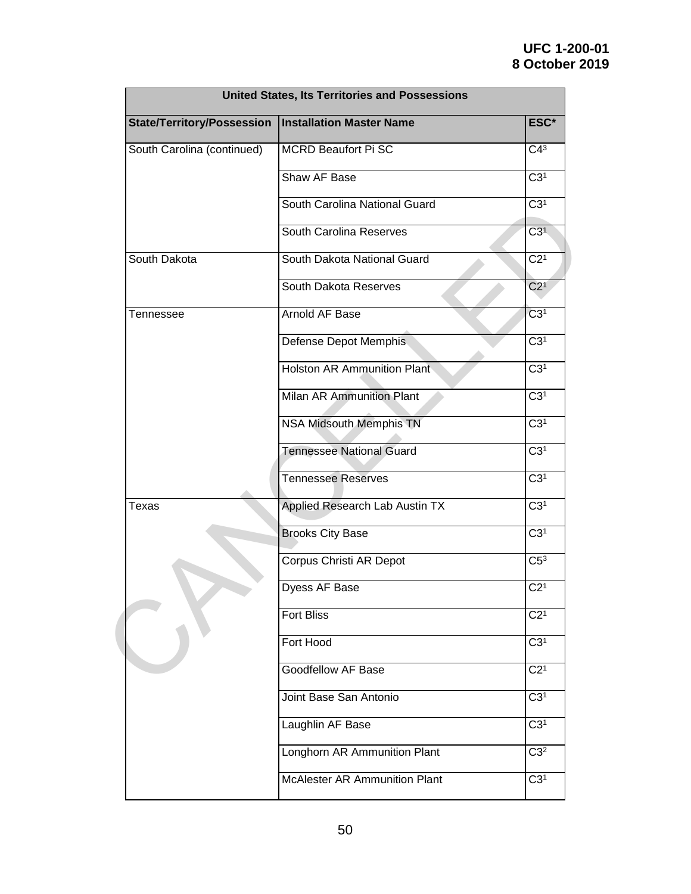| United States, Its Territories and Possessions | | |
|---|---|---|
| **State/Territory/Possession** | **Installation Master Name** | **ESC*** |
| South Carolina (continued) | MCRD Beaufort Pi SC | C4[3] |
| | Shaw AF Base | C3[1] |
| | South Carolina National Guard | C3[1] |
| | South Carolina Reserves | C3[1] |
| South Dakota | South Dakota National Guard | C2[1] |
| | South Dakota Reserves | C2[1] |
| Tennessee | Arnold AF Base | C3[1] |
| | Defense Depot Memphis | C3[1] |
| | Holston AR Ammunition Plant | C3[1] |
| | Milan AR Ammunition Plant | C3[1] |
| | NSA Midsouth Memphis TN | C3[1] |
| | Tennessee National Guard | C3[1] |
| | Tennessee Reserves | C3[1] |
| Texas | Applied Research Lab Austin TX | C3[1] |
| | Brooks City Base | C3[1] |
| | Corpus Christi AR Depot | C5[3] |
| | Dyess AF Base | C2[1] |
| | Fort Bliss | C2[1] |
| | Fort Hood | C3[1] |
| | Goodfellow AF Base | C2[1] |
| | Joint Base San Antonio | C3[1] |
| | Laughlin AF Base | C3[1] |
| | Longhorn AR Ammunition Plant | C3[2] |
| | McAlester AR Ammunition Plant | C3[1] |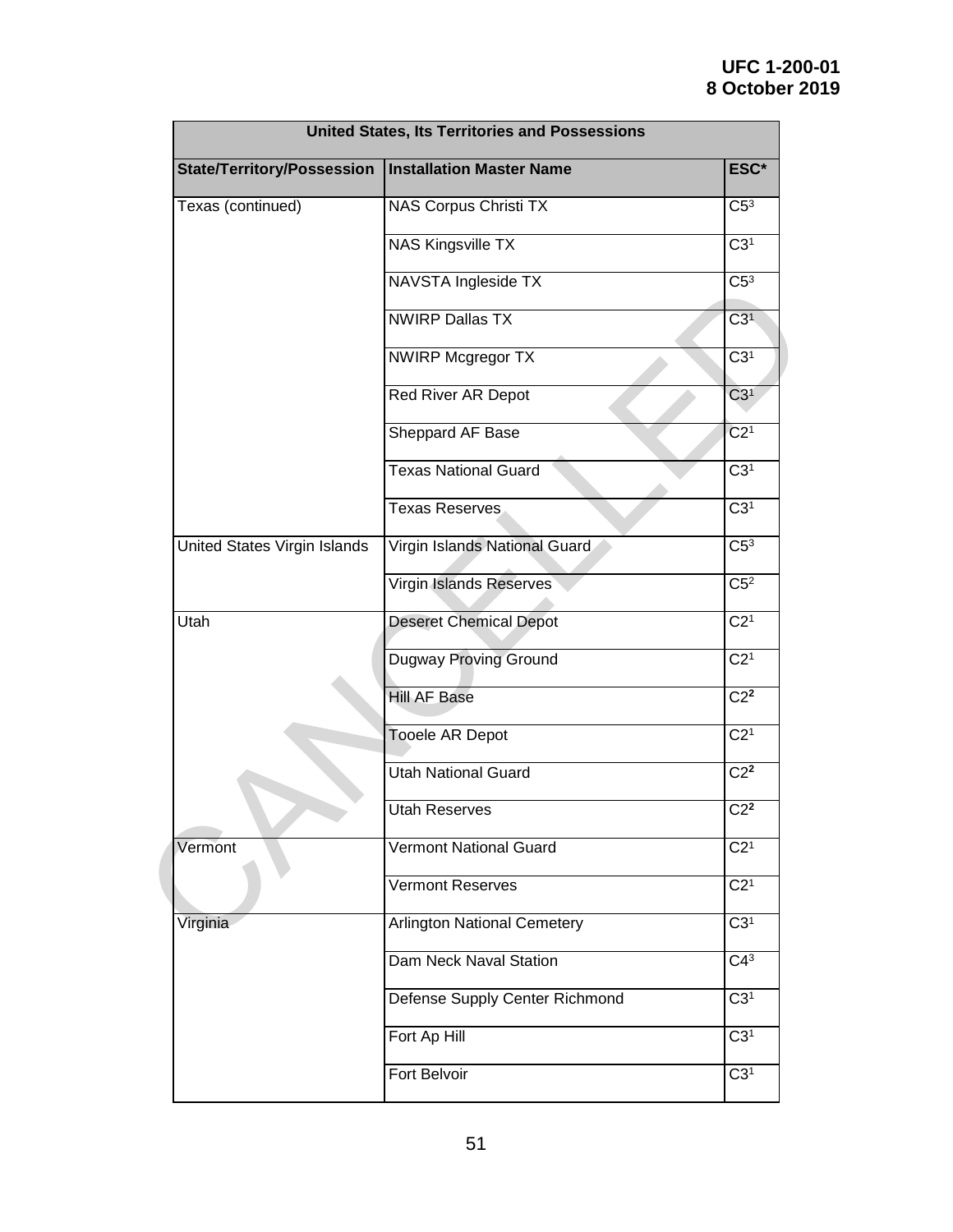| United States, Its Territories and Possessions | | |
|---|---|---|
| **State/Territory/Possession** | **Installation Master Name** | **ESC*** |
| Texas (continued) | NAS Corpus Christi TX | $C5^3$ |
| | NAS Kingsville TX | $C3^1$ |
| | NAVSTA Ingleside TX | $C5^3$ |
| | NWIRP Dallas TX | $C3^1$ |
| | NWIRP Mcgregor TX | $C3^1$ |
| | Red River AR Depot | $C3^1$ |
| | Sheppard AF Base | $C2^1$ |
| | Texas National Guard | $C3^1$ |
| | Texas Reserves | $C3^1$ |
| United States Virgin Islands | Virgin Islands National Guard | $C5^3$ |
| | Virgin Islands Reserves | $C5^2$ |
| Utah | Deseret Chemical Depot | $C2^1$ |
| | Dugway Proving Ground | $C2^1$ |
| | Hill AF Base | $C2^2$ |
| | Tooele AR Depot | $C2^1$ |
| | Utah National Guard | $C2^2$ |
| | Utah Reserves | $C2^2$ |
| Vermont | Vermont National Guard | $C2^1$ |
| | Vermont Reserves | $C2^1$ |
| Virginia | Arlington National Cemetery | $C3^1$ |
| | Dam Neck Naval Station | $C4^3$ |
| | Defense Supply Center Richmond | $C3^1$ |
| | Fort Ap Hill | $C3^1$ |
| | Fort Belvoir | $C3^1$ |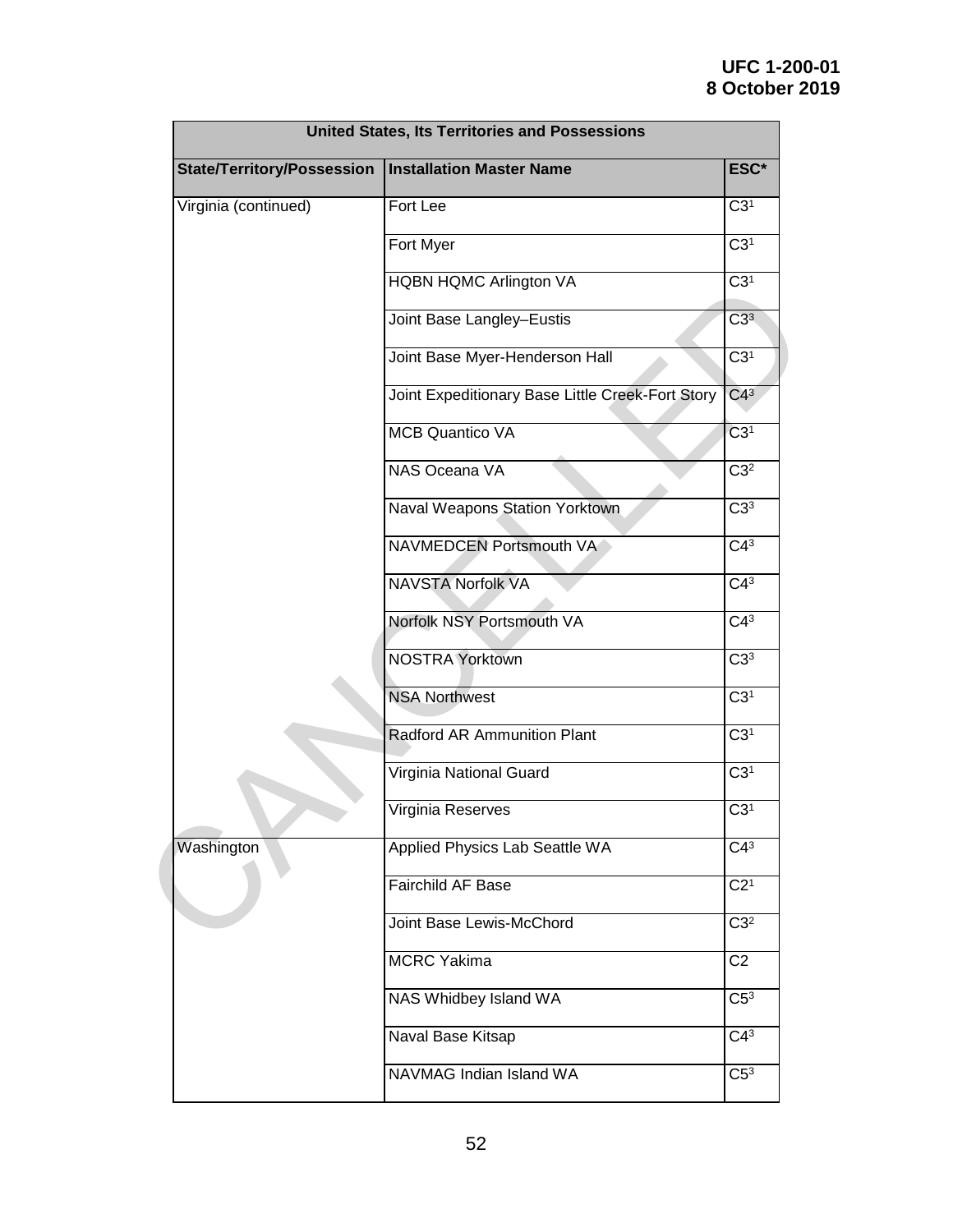| United States, Its Territories and Possessions | | |
|---|---|---|
| **State/Territory/Possession** | **Installation Master Name** | **ESC*** |
| Virginia (continued) | Fort Lee | C3[1] |
| | Fort Myer | C3[1] |
| | HQBN HQMC Arlington VA | C3[1] |
| | Joint Base Langley–Eustis | C3[3] |
| | Joint Base Myer-Henderson Hall | C3[1] |
| | Joint Expeditionary Base Little Creek-Fort Story | C4[3] |
| | MCB Quantico VA | C3[1] |
| | NAS Oceana VA | C3[2] |
| | Naval Weapons Station Yorktown | C3[3] |
| | NAVMEDCEN Portsmouth VA | C4[3] |
| | NAVSTA Norfolk VA | C4[3] |
| | Norfolk NSY Portsmouth VA | C4[3] |
| | NOSTRA Yorktown | C3[3] |
| | NSA Northwest | C3[1] |
| | Radford AR Ammunition Plant | C3[1] |
| | Virginia National Guard | C3[1] |
| | Virginia Reserves | C3[1] |
| Washington | Applied Physics Lab Seattle WA | C4[3] |
| | Fairchild AF Base | C2[1] |
| | Joint Base Lewis-McChord | C3[2] |
| | MCRC Yakima | C2 |
| | NAS Whidbey Island WA | C5[3] |
| | Naval Base Kitsap | C4[3] |
| | NAVMAG Indian Island WA | C5[3] |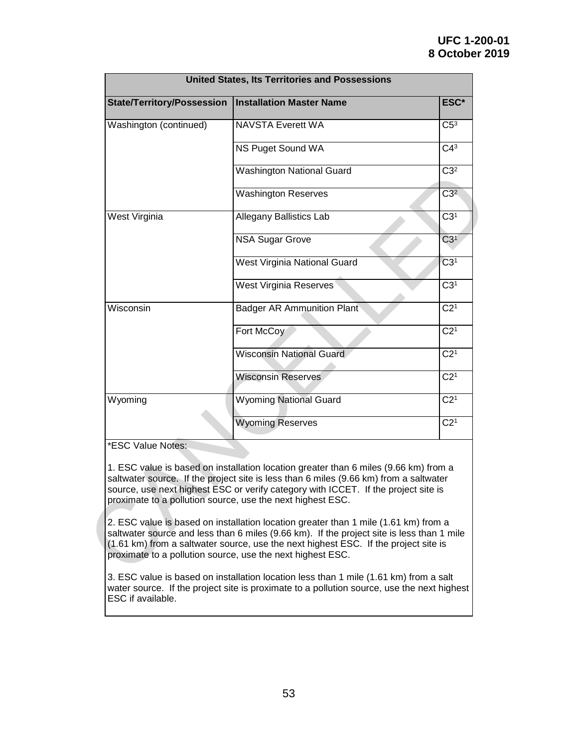| United States, Its Territories and Possessions | | |
|---|---|---|
| **State/Territory/Possession** | **Installation Master Name** | **ESC*** |
| Washington (continued) | NAVSTA Everett WA | C5[3] |
| | NS Puget Sound WA | C4[3] |
| | Washington National Guard | C3[2] |
| | Washington Reserves | C3[2] |
| West Virginia | Allegany Ballistics Lab | C3[1] |
| | NSA Sugar Grove | C3[1] |
| | West Virginia National Guard | C3[1] |
| | West Virginia Reserves | C3[1] |
| Wisconsin | Badger AR Ammunition Plant | C2[1] |
| | Fort McCoy | C2[1] |
| | Wisconsin National Guard | C2[1] |
| | Wisconsin Reserves | C2[1] |
| Wyoming | Wyoming National Guard | C2[1] |
| | Wyoming Reserves | C2[1] |

*ESC Value Notes:

1. ESC value is based on installation location greater than 6 miles (9.66 km) from a saltwater source. If the project site is less than 6 miles (9.66 km) from a saltwater source, use next highest ESC or verify category with ICCET. If the project site is proximate to a pollution source, use the next highest ESC.

2. ESC value is based on installation location greater than 1 mile (1.61 km) from a saltwater source and less than 6 miles (9.66 km). If the project site is less than 1 mile (1.61 km) from a saltwater source, use the next highest ESC. If the project site is proximate to a pollution source, use the next highest ESC.

3. ESC value is based on installation location less than 1 mile (1.61 km) from a salt water source. If the project site is proximate to a pollution source, use the next highest ESC if available.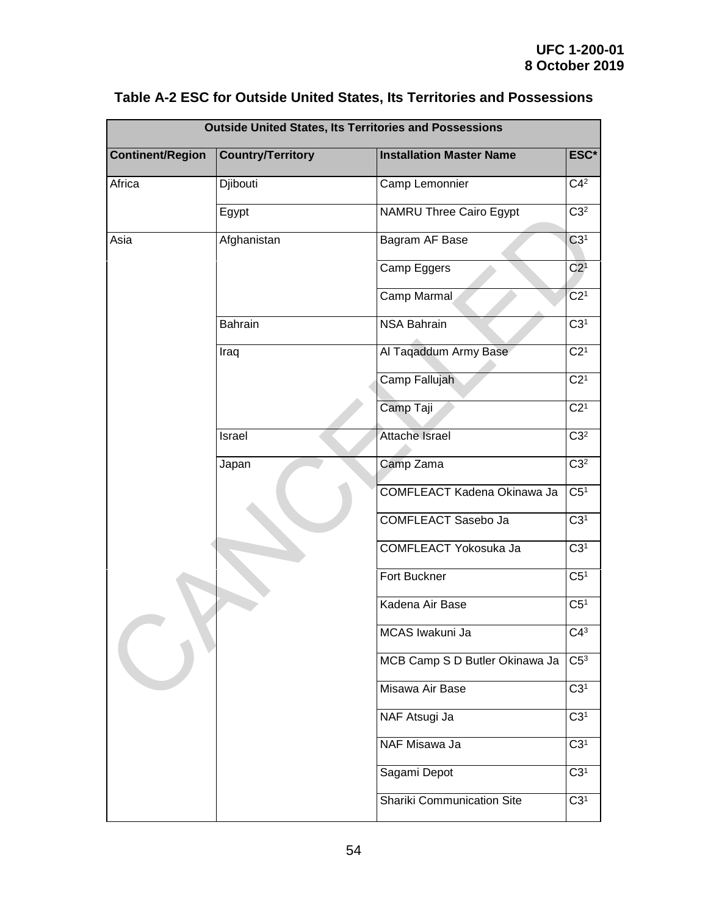## Table A-2 ESC for Outside United States, Its Territories and Possessions

| Outside United States, Its Territories and Possessions | | | |
|---|---|---|---|
| **Continent/Region** | **Country/Territory** | **Installation Master Name** | **ESC*** |
| Africa | Djibouti | Camp Lemonnier | C4[2] |
| | Egypt | NAMRU Three Cairo Egypt | C3[2] |
| Asia | Afghanistan | Bagram AF Base | C3[1] |
| | | Camp Eggers | C2[1] |
| | | Camp Marmal | C2[1] |
| | Bahrain | NSA Bahrain | C3[1] |
| | Iraq | Al Taqaddum Army Base | C2[1] |
| | | Camp Fallujah | C2[1] |
| | | Camp Taji | C2[1] |
| | Israel | Attache Israel | C3[2] |
| | Japan | Camp Zama | C3[2] |
| | | COMFLEACT Kadena Okinawa Ja | C5[1] |
| | | COMFLEACT Sasebo Ja | C3[1] |
| | | COMFLEACT Yokosuka Ja | C3[1] |
| | | Fort Buckner | C5[1] |
| | | Kadena Air Base | C5[1] |
| | | MCAS Iwakuni Ja | C4[3] |
| | | MCB Camp S D Butler Okinawa Ja | C5[3] |
| | | Misawa Air Base | C3[1] |
| | | NAF Atsugi Ja | C3[1] |
| | | NAF Misawa Ja | C3[1] |
| | | Sagami Depot | C3[1] |
| | | Shariki Communication Site | C3[1] |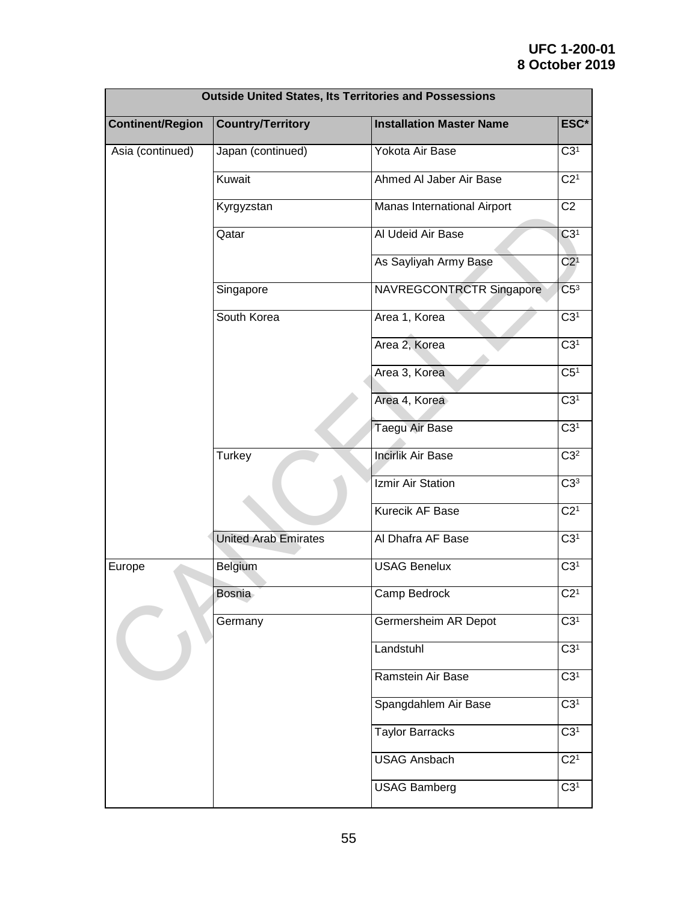| Outside United States, Its Territories and Possessions | | | |
|---|---|---|---|
| **Continent/Region** | **Country/Territory** | **Installation Master Name** | **ESC*** |
| Asia (continued) | Japan (continued) | Yokota Air Base | C3[1] |
| | Kuwait | Ahmed Al Jaber Air Base | C2[1] |
| | Kyrgyzstan | Manas International Airport | C2 |
| | Qatar | Al Udeid Air Base | C3[1] |
| | | As Sayliyah Army Base | C2[1] |
| | Singapore | NAVREGCONTRCTR Singapore | C5[3] |
| | South Korea | Area 1, Korea | C3[1] |
| | | Area 2, Korea | C3[1] |
| | | Area 3, Korea | C5[1] |
| | | Area 4, Korea | C3[1] |
| | | Taegu Air Base | C3[1] |
| | Turkey | Incirlik Air Base | C3[2] |
| | | Izmir Air Station | C3[3] |
| | | Kurecik AF Base | C2[1] |
| | United Arab Emirates | Al Dhafra AF Base | C3[1] |
| Europe | Belgium | USAG Benelux | C3[1] |
| | Bosnia | Camp Bedrock | C2[1] |
| | Germany | Germersheim AR Depot | C3[1] |
| | | Landstuhl | C3[1] |
| | | Ramstein Air Base | C3[1] |
| | | Spangdahlem Air Base | C3[1] |
| | | Taylor Barracks | C3[1] |
| | | USAG Ansbach | C2[1] |
| | | USAG Bamberg | C3[1] |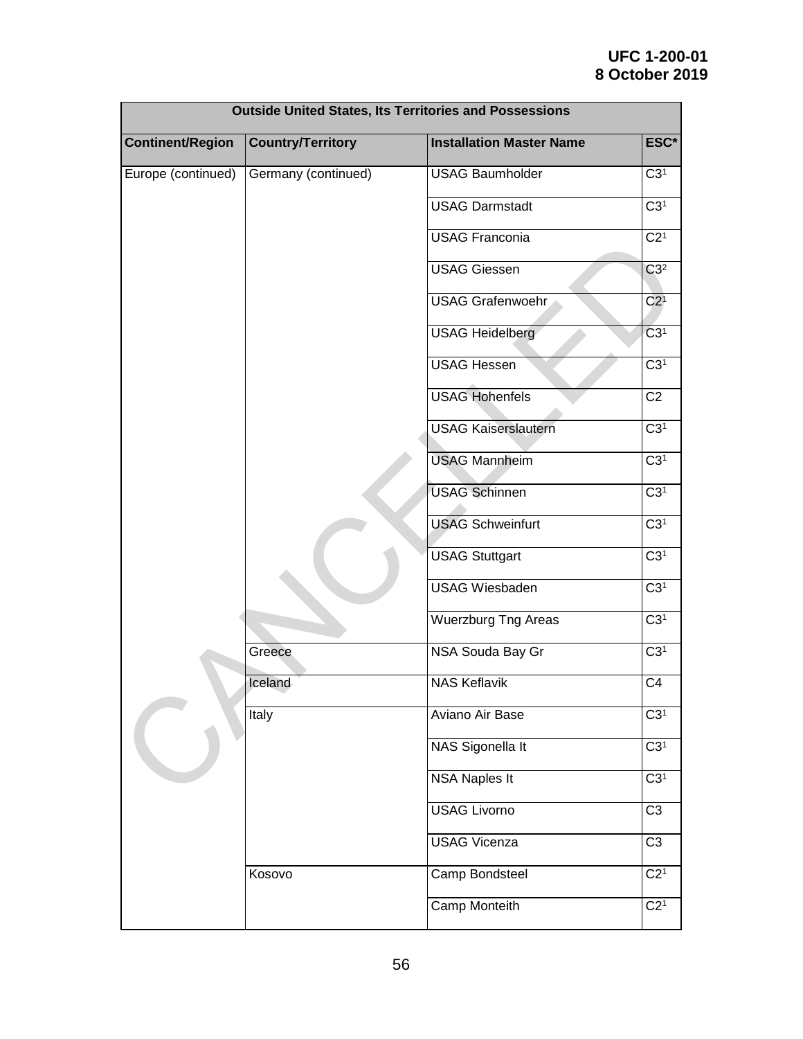| Outside United States, Its Territories and Possessions | | | |
|---|---|---|---|
| **Continent/Region** | **Country/Territory** | **Installation Master Name** | **ESC*** |
| Europe (continued) | Germany (continued) | USAG Baumholder | C3[1] |
| | | USAG Darmstadt | C3[1] |
| | | USAG Franconia | C2[1] |
| | | USAG Giessen | C3[2] |
| | | USAG Grafenwoehr | C2[1] |
| | | USAG Heidelberg | C3[1] |
| | | USAG Hessen | C3[1] |
| | | USAG Hohenfels | C2 |
| | | USAG Kaiserslautern | C3[1] |
| | | USAG Mannheim | C3[1] |
| | | USAG Schinnen | C3[1] |
| | | USAG Schweinfurt | C3[1] |
| | | USAG Stuttgart | C3[1] |
| | | USAG Wiesbaden | C3[1] |
| | | Wuerzburg Tng Areas | C3[1] |
| | Greece | NSA Souda Bay Gr | C3[1] |
| | Iceland | NAS Keflavik | C4 |
| | Italy | Aviano Air Base | C3[1] |
| | | NAS Sigonella It | C3[1] |
| | | NSA Naples It | C3[1] |
| | | USAG Livorno | C3 |
| | | USAG Vicenza | C3 |
| | Kosovo | Camp Bondsteel | C2[1] |
| | | Camp Monteith | C2[1] |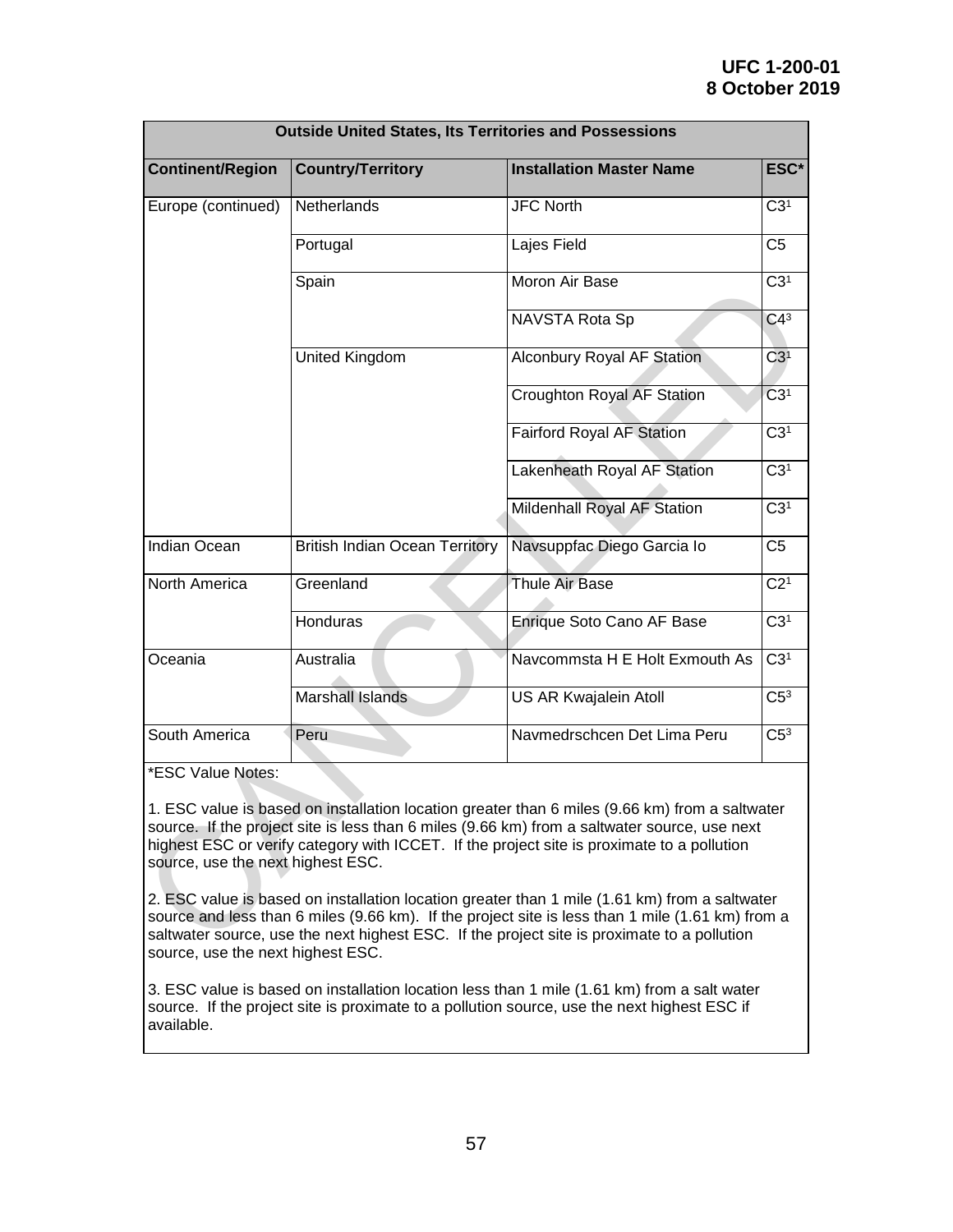| Outside United States, Its Territories and Possessions | | | |
|---|---|---|---|
| **Continent/Region** | **Country/Territory** | **Installation Master Name** | **ESC*** |
| Europe (continued) | Netherlands | JFC North | C3[1] |
| | Portugal | Lajes Field | C5 |
| | Spain | Moron Air Base | C3[1] |
| | | NAVSTA Rota Sp | C4[3] |
| | United Kingdom | Alconbury Royal AF Station | C3[1] |
| | | Croughton Royal AF Station | C3[1] |
| | | Fairford Royal AF Station | C3[1] |
| | | Lakenheath Royal AF Station | C3[1] |
| | | Mildenhall Royal AF Station | C3[1] |
| Indian Ocean | British Indian Ocean Territory | Navsuppfac Diego Garcia Io | C5 |
| North America | Greenland | Thule Air Base | C2[1] |
| | Honduras | Enrique Soto Cano AF Base | C3[1] |
| Oceania | Australia | Navcommsta H E Holt Exmouth As | C3[1] |
| | Marshall Islands | US AR Kwajalein Atoll | C5[3] |
| South America | Peru | Navmedrschcen Det Lima Peru | C5[3] |

*ESC Value Notes:

1. ESC value is based on installation location greater than 6 miles (9.66 km) from a saltwater source. If the project site is less than 6 miles (9.66 km) from a saltwater source, use next highest ESC or verify category with ICCET. If the project site is proximate to a pollution source, use the next highest ESC.

2. ESC value is based on installation location greater than 1 mile (1.61 km) from a saltwater source and less than 6 miles (9.66 km). If the project site is less than 1 mile (1.61 km) from a saltwater source, use the next highest ESC. If the project site is proximate to a pollution source, use the next highest ESC.

3. ESC value is based on installation location less than 1 mile (1.61 km) from a salt water source. If the project site is proximate to a pollution source, use the next highest ESC if available.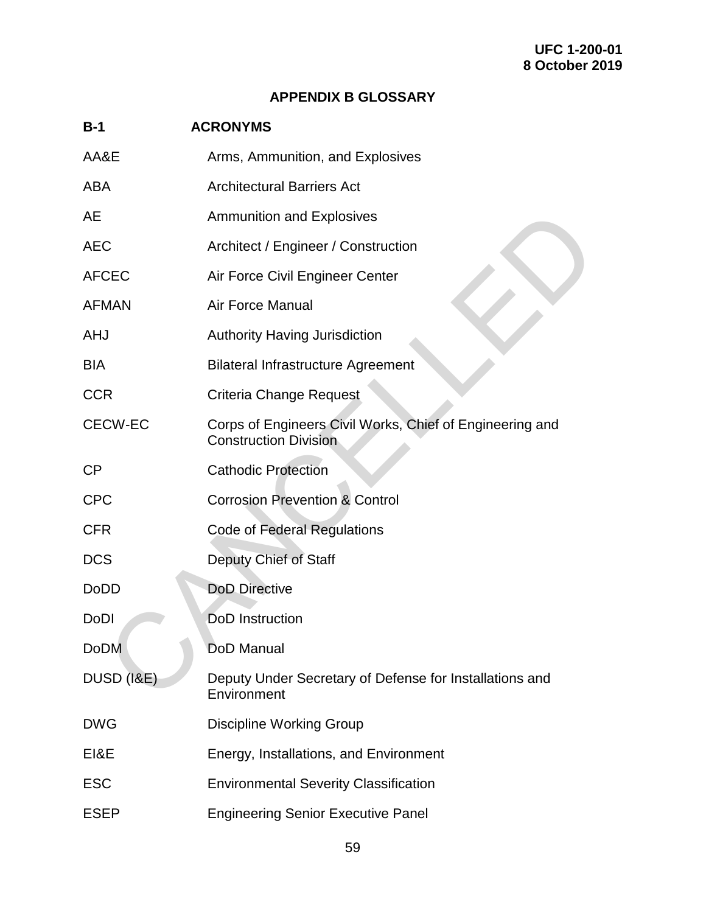## APPENDIX B GLOSSARY

### B-1 ACRONYMS

| | |
|---|---|
| AA&E | Arms, Ammunition, and Explosives |
| ABA | Architectural Barriers Act |
| AE | Ammunition and Explosives |
| AEC | Architect / Engineer / Construction |
| AFCEC | Air Force Civil Engineer Center |
| AFMAN | Air Force Manual |
| AHJ | Authority Having Jurisdiction |
| BIA | Bilateral Infrastructure Agreement |
| CCR | Criteria Change Request |
| CECW-EC | Corps of Engineers Civil Works, Chief of Engineering and Construction Division |
| CP | Cathodic Protection |
| CPC | Corrosion Prevention & Control |
| CFR | Code of Federal Regulations |
| DCS | Deputy Chief of Staff |
| DoDD | DoD Directive |
| DoDI | DoD Instruction |
| DoDM | DoD Manual |
| DUSD (I&E) | Deputy Under Secretary of Defense for Installations and Environment |
| DWG | Discipline Working Group |
| EI&E | Energy, Installations, and Environment |
| ESC | Environmental Severity Classification |
| ESEP | Engineering Senior Executive Panel |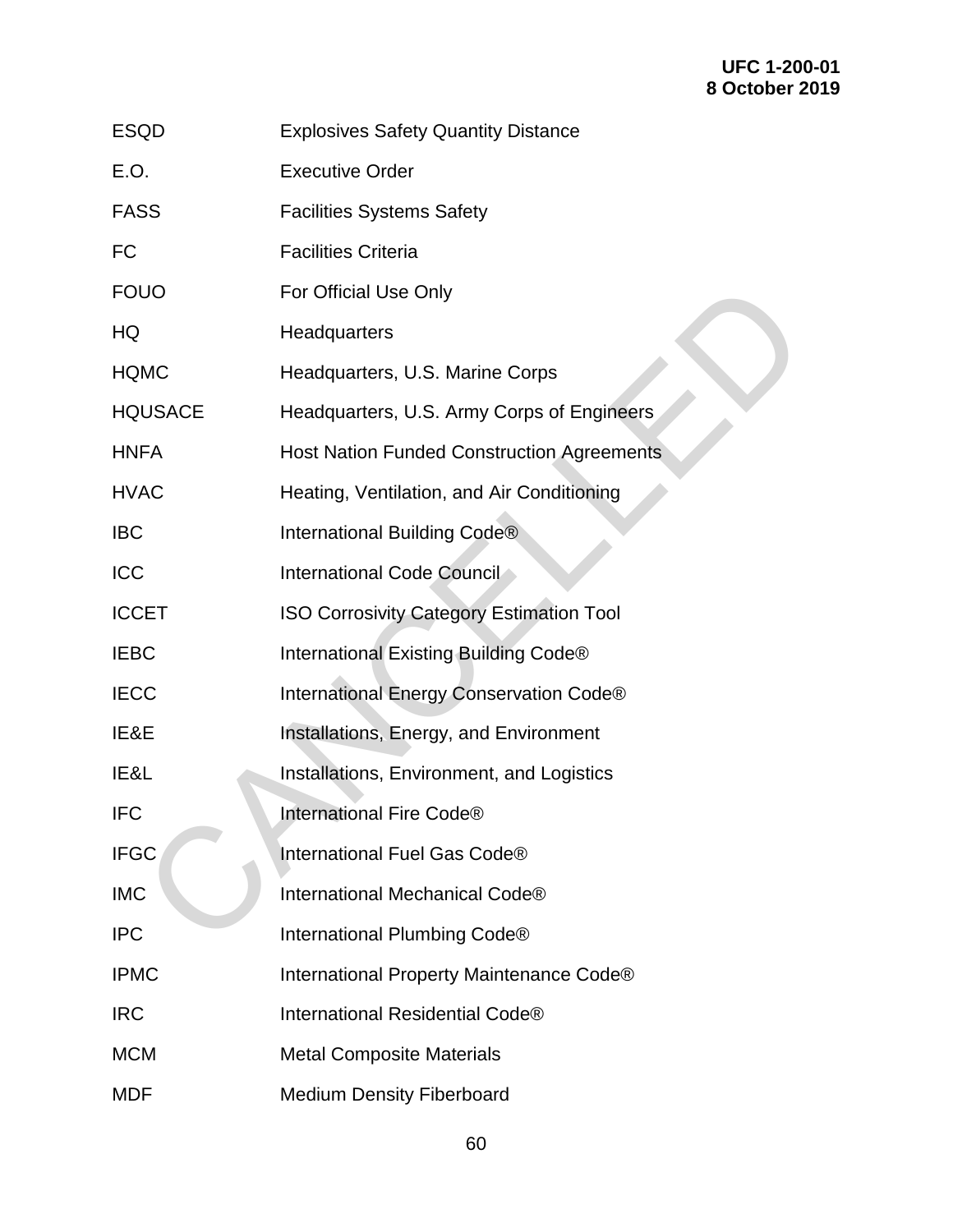| | |
|---|---|
| ESQD | Explosives Safety Quantity Distance |
| E.O. | Executive Order |
| FASS | Facilities Systems Safety |
| FC | Facilities Criteria |
| FOUO | For Official Use Only |
| HQ | Headquarters |
| HQMC | Headquarters, U.S. Marine Corps |
| HQUSACE | Headquarters, U.S. Army Corps of Engineers |
| HNFA | Host Nation Funded Construction Agreements |
| HVAC | Heating, Ventilation, and Air Conditioning |
| IBC | International Building Code® |
| ICC | International Code Council |
| ICCET | ISO Corrosivity Category Estimation Tool |
| IEBC | International Existing Building Code® |
| IECC | International Energy Conservation Code® |
| IE&E | Installations, Energy, and Environment |
| IE&L | Installations, Environment, and Logistics |
| IFC | International Fire Code® |
| IFGC | International Fuel Gas Code® |
| IMC | International Mechanical Code® |
| IPC | International Plumbing Code® |
| IPMC | International Property Maintenance Code® |
| IRC | International Residential Code® |
| MCM | Metal Composite Materials |
| MDF | Medium Density Fiberboard |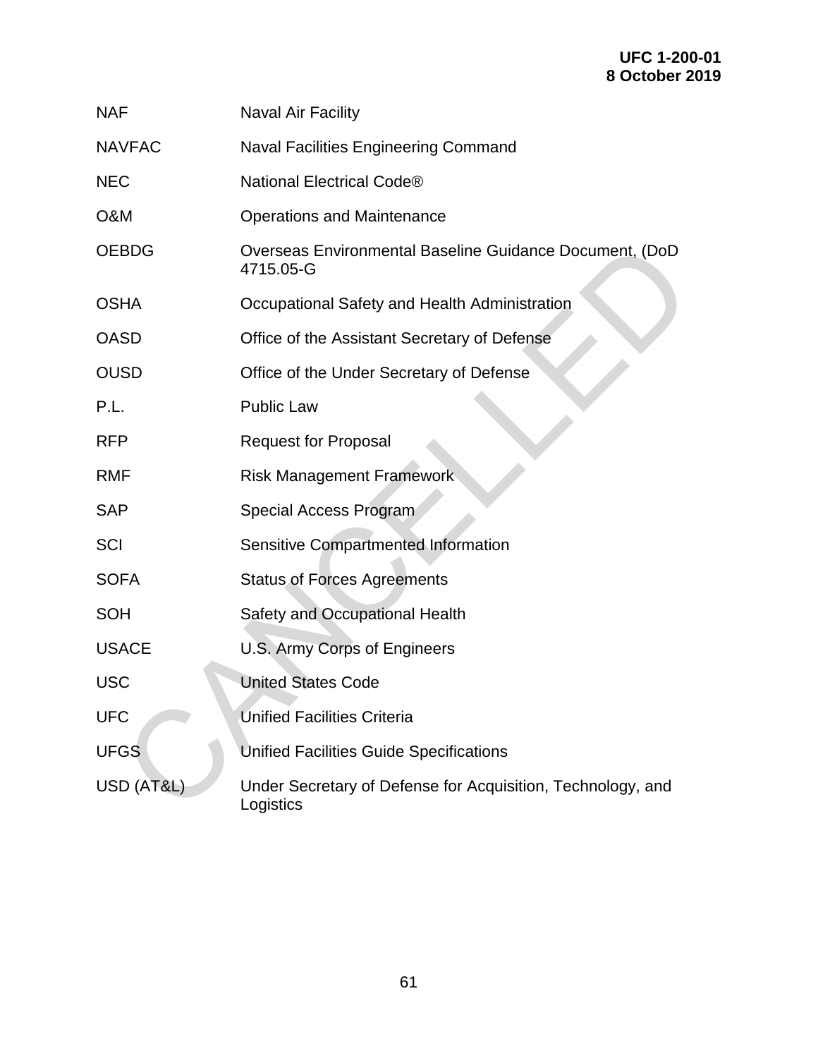| | |
|---|---|
| NAF | Naval Air Facility |
| NAVFAC | Naval Facilities Engineering Command |
| NEC | National Electrical Code® |
| O&M | Operations and Maintenance |
| OEBDG | Overseas Environmental Baseline Guidance Document, (DoD 4715.05-G |
| OSHA | Occupational Safety and Health Administration |
| OASD | Office of the Assistant Secretary of Defense |
| OUSD | Office of the Under Secretary of Defense |
| P.L. | Public Law |
| RFP | Request for Proposal |
| RMF | Risk Management Framework |
| SAP | Special Access Program |
| SCI | Sensitive Compartmented Information |
| SOFA | Status of Forces Agreements |
| SOH | Safety and Occupational Health |
| USACE | U.S. Army Corps of Engineers |
| USC | United States Code |
| UFC | Unified Facilities Criteria |
| UFGS | Unified Facilities Guide Specifications |
| USD (AT&L) | Under Secretary of Defense for Acquisition, Technology, and Logistics |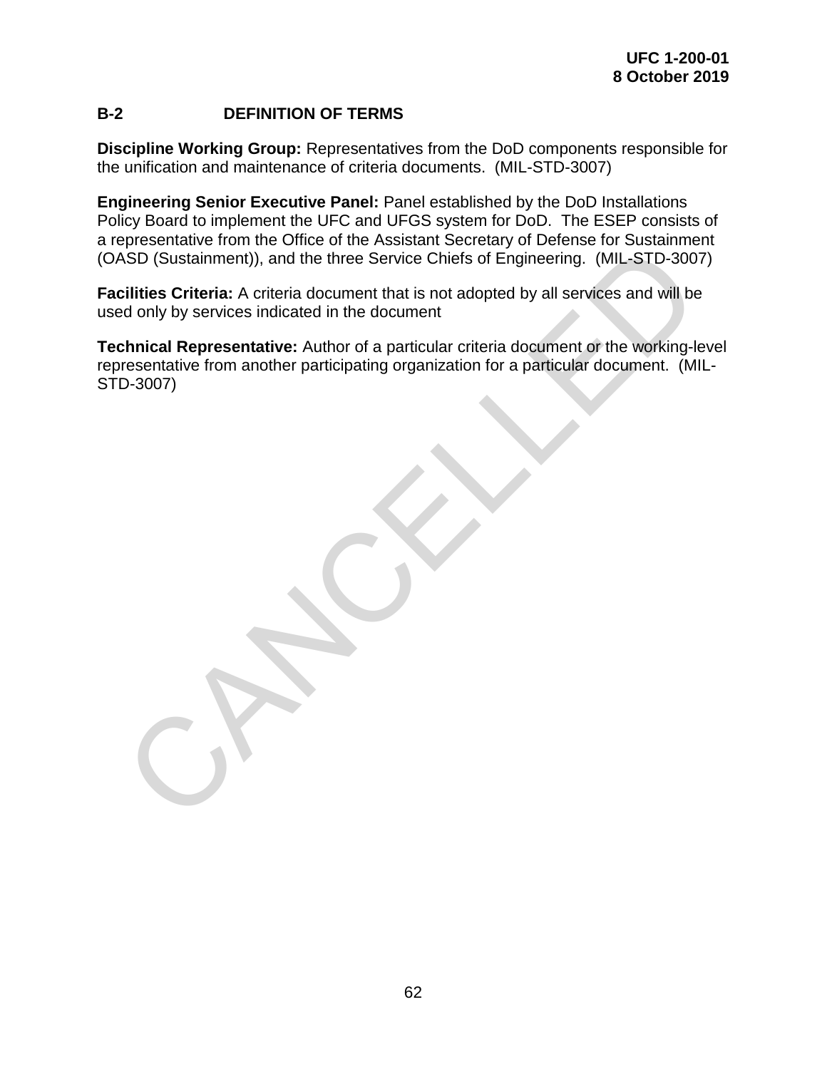## B-2 DEFINITION OF TERMS

**Discipline Working Group:** Representatives from the DoD components responsible for the unification and maintenance of criteria documents. (MIL-STD-3007)

**Engineering Senior Executive Panel:** Panel established by the DoD Installations Policy Board to implement the UFC and UFGS system for DoD. The ESEP consists of a representative from the Office of the Assistant Secretary of Defense for Sustainment (OASD (Sustainment)), and the three Service Chiefs of Engineering. (MIL-STD-3007)

**Facilities Criteria:** A criteria document that is not adopted by all services and will be used only by services indicated in the document

**Technical Representative:** Author of a particular criteria document or the working-level representative from another participating organization for a particular document. (MIL-STD-3007)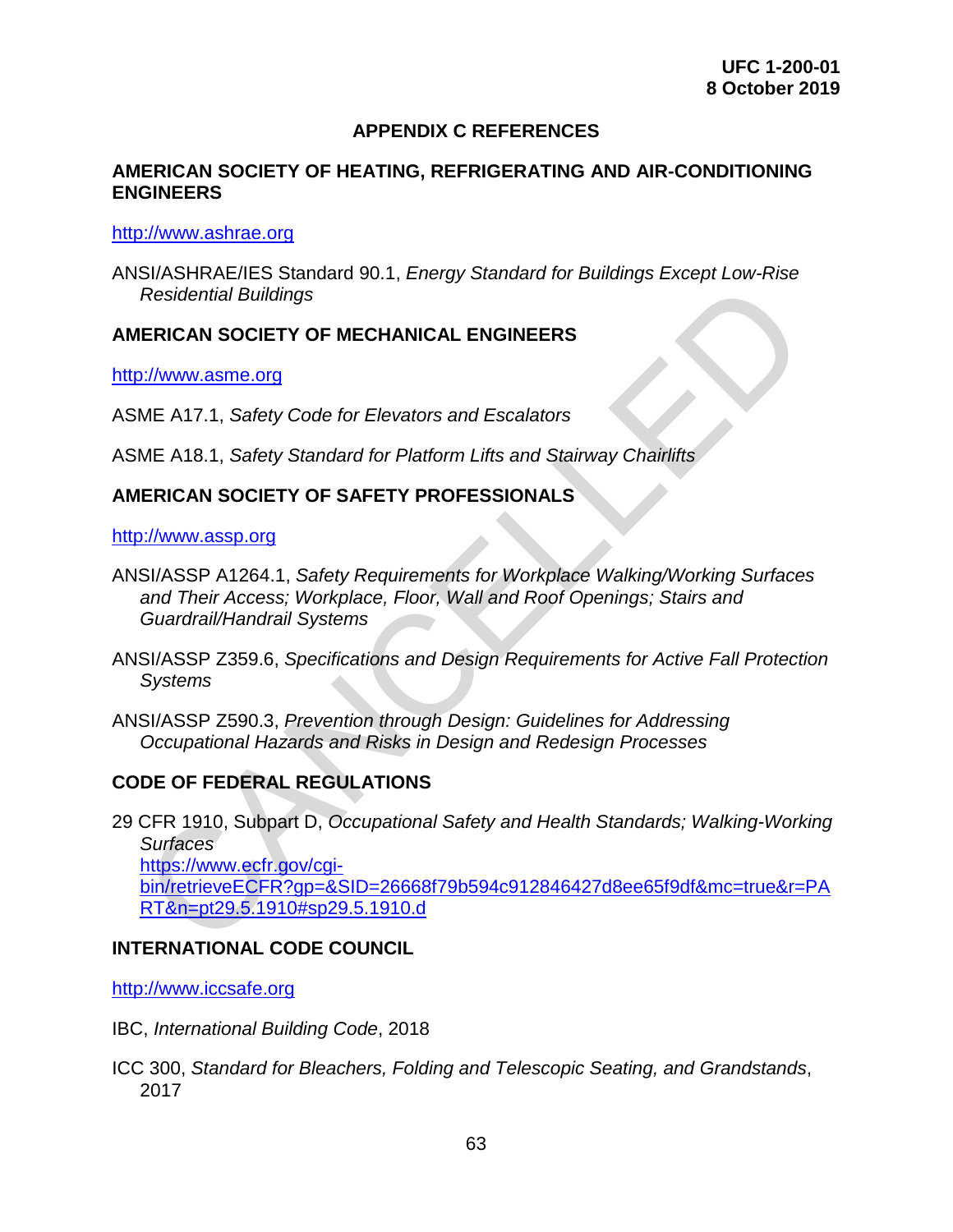# APPENDIX C REFERENCES

## AMERICAN SOCIETY OF HEATING, REFRIGERATING AND AIR-CONDITIONING ENGINEERS

http://www.ashrae.org

ANSI/ASHRAE/IES Standard 90.1, *Energy Standard for Buildings Except Low-Rise Residential Buildings*

## AMERICAN SOCIETY OF MECHANICAL ENGINEERS

http://www.asme.org

ASME A17.1, *Safety Code for Elevators and Escalators*

ASME A18.1, *Safety Standard for Platform Lifts and Stairway Chairlifts*

## AMERICAN SOCIETY OF SAFETY PROFESSIONALS

http://www.assp.org

ANSI/ASSP A1264.1, *Safety Requirements for Workplace Walking/Working Surfaces and Their Access; Workplace, Floor, Wall and Roof Openings; Stairs and Guardrail/Handrail Systems*

ANSI/ASSP Z359.6, *Specifications and Design Requirements for Active Fall Protection Systems*

ANSI/ASSP Z590.3, *Prevention through Design: Guidelines for Addressing Occupational Hazards and Risks in Design and Redesign Processes*

## CODE OF FEDERAL REGULATIONS

29 CFR 1910, Subpart D, *Occupational Safety and Health Standards; Walking-Working Surfaces*
https://www.ecfr.gov/cgi-bin/retrieveECFR?gp=&SID=26668f79b594c912846427d8ee65f9df&mc=true&r=PART&n=pt29.5.1910#sp29.5.1910.d

## INTERNATIONAL CODE COUNCIL

http://www.iccsafe.org

IBC, *International Building Code*, 2018

ICC 300, *Standard for Bleachers, Folding and Telescopic Seating, and Grandstands*, 2017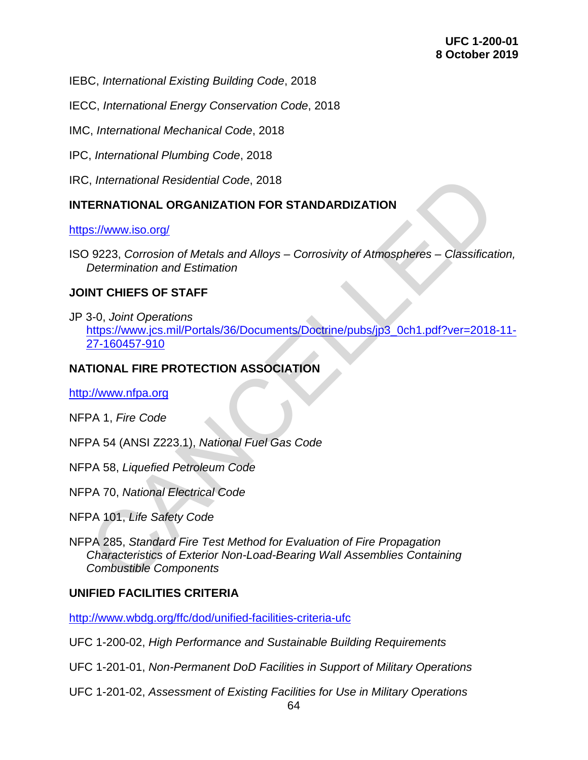IEBC, *International Existing Building Code*, 2018

IECC, *International Energy Conservation Code*, 2018

IMC, *International Mechanical Code*, 2018

IPC, *International Plumbing Code*, 2018

IRC, *International Residential Code*, 2018

**INTERNATIONAL ORGANIZATION FOR STANDARDIZATION**

https://www.iso.org/

ISO 9223, *Corrosion of Metals and Alloys – Corrosivity of Atmospheres – Classification, Determination and Estimation*

**JOINT CHIEFS OF STAFF**

JP 3-0, *Joint Operations*
https://www.jcs.mil/Portals/36/Documents/Doctrine/pubs/jp3_0ch1.pdf?ver=2018-11-27-160457-910

**NATIONAL FIRE PROTECTION ASSOCIATION**

http://www.nfpa.org

NFPA 1, *Fire Code*

NFPA 54 (ANSI Z223.1), *National Fuel Gas Code*

NFPA 58, *Liquefied Petroleum Code*

NFPA 70, *National Electrical Code*

NFPA 101, *Life Safety Code*

NFPA 285, *Standard Fire Test Method for Evaluation of Fire Propagation Characteristics of Exterior Non-Load-Bearing Wall Assemblies Containing Combustible Components*

**UNIFIED FACILITIES CRITERIA**

http://www.wbdg.org/ffc/dod/unified-facilities-criteria-ufc

UFC 1-200-02, *High Performance and Sustainable Building Requirements*

UFC 1-201-01, *Non-Permanent DoD Facilities in Support of Military Operations*

UFC 1-201-02, *Assessment of Existing Facilities for Use in Military Operations*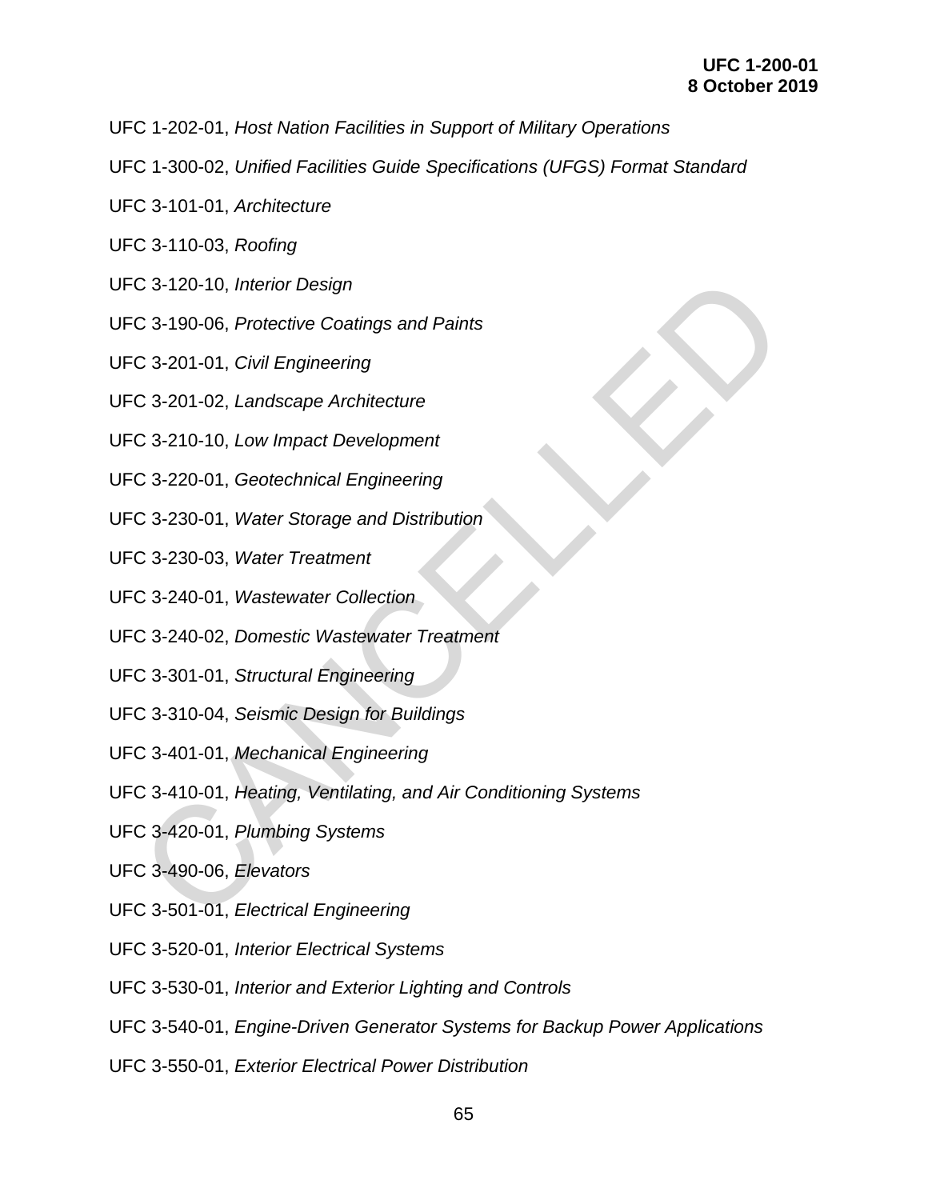UFC 1-202-01, *Host Nation Facilities in Support of Military Operations*

UFC 1-300-02, *Unified Facilities Guide Specifications (UFGS) Format Standard*

UFC 3-101-01, *Architecture*

UFC 3-110-03, *Roofing*

UFC 3-120-10, *Interior Design*

UFC 3-190-06, *Protective Coatings and Paints*

UFC 3-201-01, *Civil Engineering*

UFC 3-201-02, *Landscape Architecture*

UFC 3-210-10, *Low Impact Development*

UFC 3-220-01, *Geotechnical Engineering*

UFC 3-230-01, *Water Storage and Distribution*

UFC 3-230-03, *Water Treatment*

UFC 3-240-01, *Wastewater Collection*

UFC 3-240-02, *Domestic Wastewater Treatment*

UFC 3-301-01, *Structural Engineering*

UFC 3-310-04, *Seismic Design for Buildings*

UFC 3-401-01, *Mechanical Engineering*

UFC 3-410-01, *Heating, Ventilating, and Air Conditioning Systems*

UFC 3-420-01, *Plumbing Systems*

UFC 3-490-06, *Elevators*

UFC 3-501-01, *Electrical Engineering*

UFC 3-520-01, *Interior Electrical Systems*

UFC 3-530-01, *Interior and Exterior Lighting and Controls*

UFC 3-540-01, *Engine-Driven Generator Systems for Backup Power Applications*

UFC 3-550-01, *Exterior Electrical Power Distribution*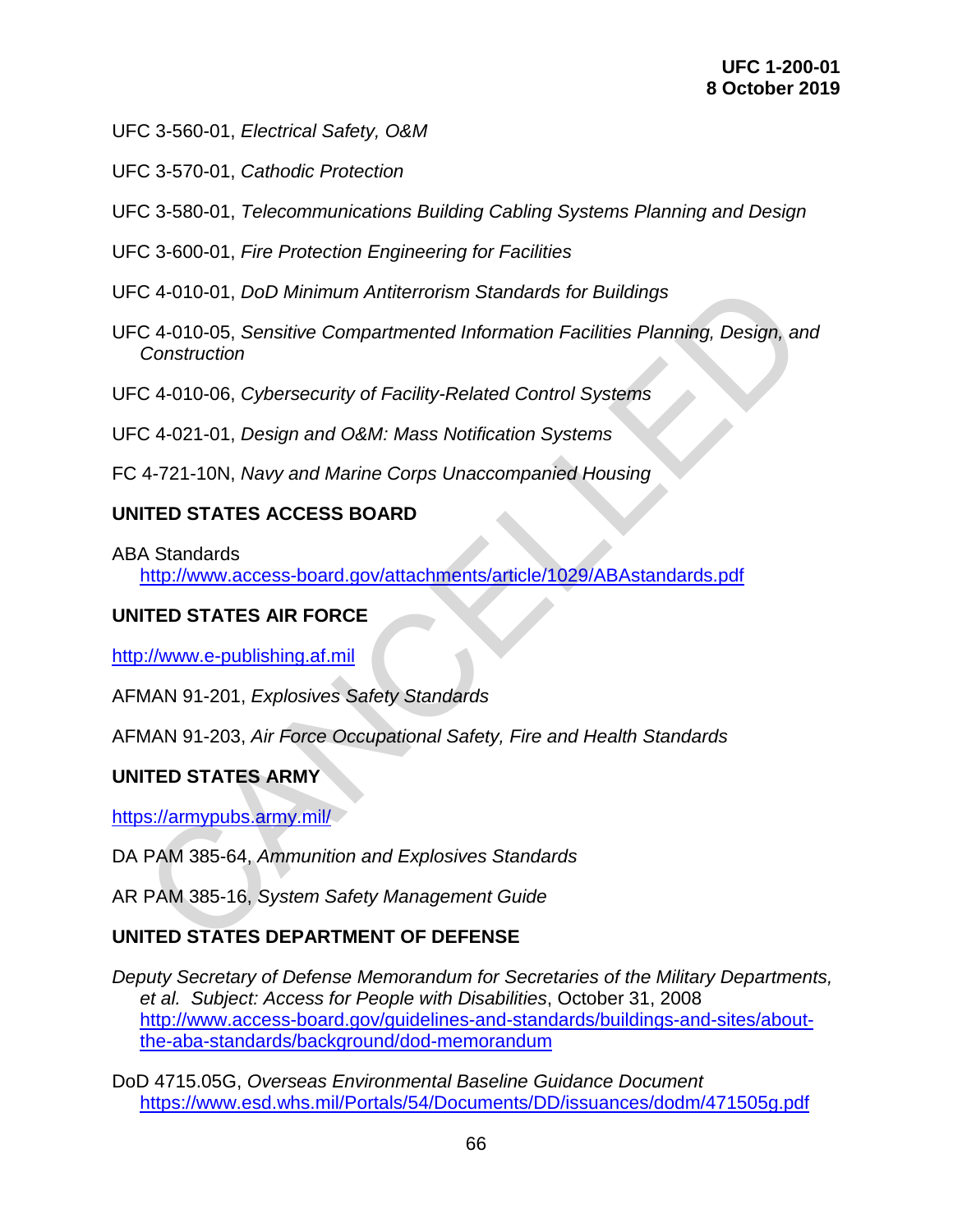UFC 3-560-01, *Electrical Safety, O&M*

UFC 3-570-01, *Cathodic Protection*

UFC 3-580-01, *Telecommunications Building Cabling Systems Planning and Design*

UFC 3-600-01, *Fire Protection Engineering for Facilities*

UFC 4-010-01, *DoD Minimum Antiterrorism Standards for Buildings*

UFC 4-010-05, *Sensitive Compartmented Information Facilities Planning, Design, and Construction*

UFC 4-010-06, *Cybersecurity of Facility-Related Control Systems*

UFC 4-021-01, *Design and O&M: Mass Notification Systems*

FC 4-721-10N, *Navy and Marine Corps Unaccompanied Housing*

**UNITED STATES ACCESS BOARD**

ABA Standards
http://www.access-board.gov/attachments/article/1029/ABAstandards.pdf

**UNITED STATES AIR FORCE**

http://www.e-publishing.af.mil

AFMAN 91-201, *Explosives Safety Standards*

AFMAN 91-203, *Air Force Occupational Safety, Fire and Health Standards*

**UNITED STATES ARMY**

https://armypubs.army.mil/

DA PAM 385-64, *Ammunition and Explosives Standards*

AR PAM 385-16, *System Safety Management Guide*

**UNITED STATES DEPARTMENT OF DEFENSE**

*Deputy Secretary of Defense Memorandum for Secretaries of the Military Departments, et al. Subject: Access for People with Disabilities*, October 31, 2008
http://www.access-board.gov/guidelines-and-standards/buildings-and-sites/about-the-aba-standards/background/dod-memorandum

DoD 4715.05G, *Overseas Environmental Baseline Guidance Document*
https://www.esd.whs.mil/Portals/54/Documents/DD/issuances/dodm/471505g.pdf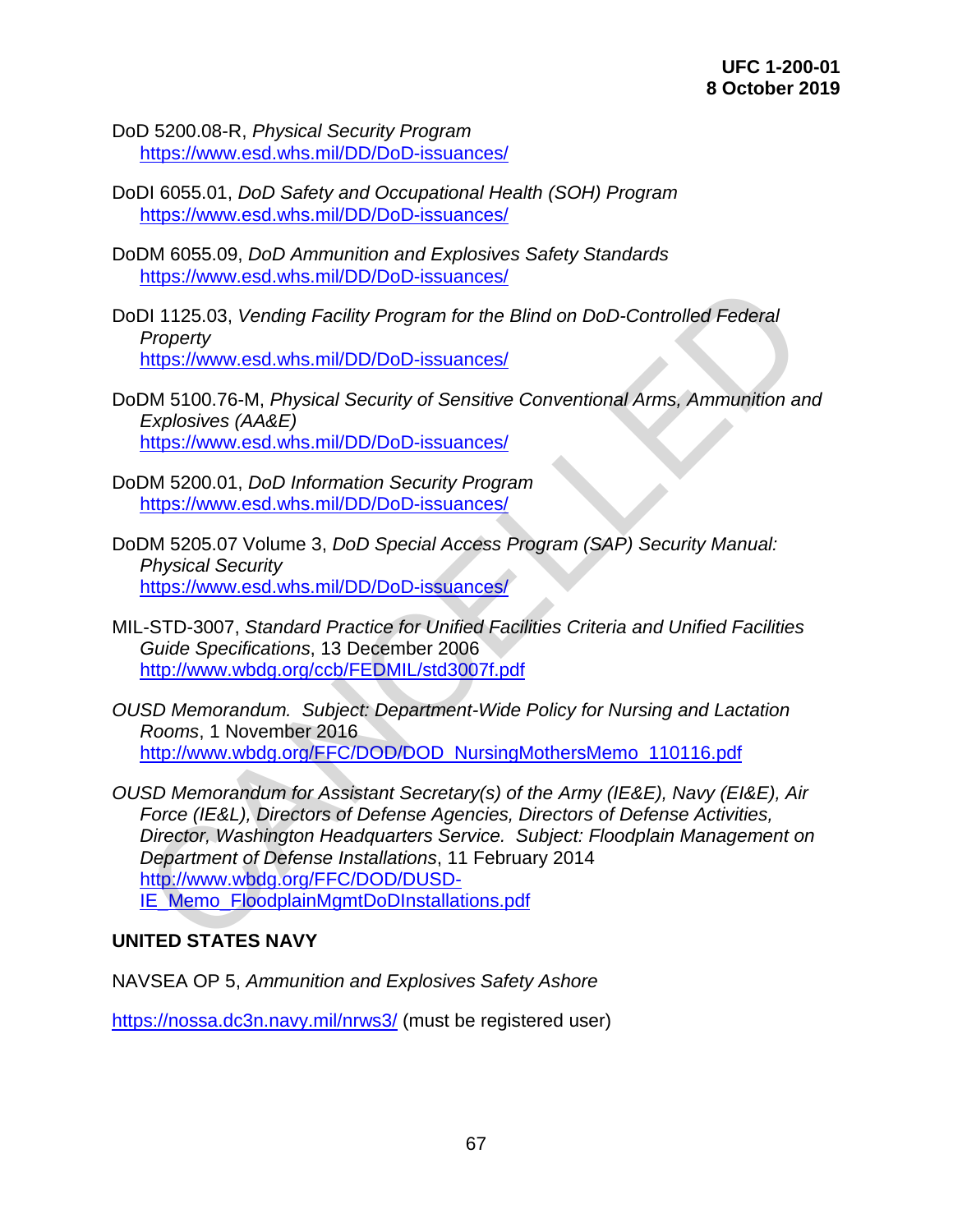DoD 5200.08-R, *Physical Security Program*
https://www.esd.whs.mil/DD/DoD-issuances/

DoDI 6055.01, *DoD Safety and Occupational Health (SOH) Program*
https://www.esd.whs.mil/DD/DoD-issuances/

DoDM 6055.09, *DoD Ammunition and Explosives Safety Standards*
https://www.esd.whs.mil/DD/DoD-issuances/

DoDI 1125.03, *Vending Facility Program for the Blind on DoD-Controlled Federal Property*
https://www.esd.whs.mil/DD/DoD-issuances/

DoDM 5100.76-M, *Physical Security of Sensitive Conventional Arms, Ammunition and Explosives (AA&E)*
https://www.esd.whs.mil/DD/DoD-issuances/

DoDM 5200.01, *DoD Information Security Program*
https://www.esd.whs.mil/DD/DoD-issuances/

DoDM 5205.07 Volume 3, *DoD Special Access Program (SAP) Security Manual: Physical Security*
https://www.esd.whs.mil/DD/DoD-issuances/

MIL-STD-3007, *Standard Practice for Unified Facilities Criteria and Unified Facilities Guide Specifications*, 13 December 2006
http://www.wbdg.org/ccb/FEDMIL/std3007f.pdf

*OUSD Memorandum. Subject: Department-Wide Policy for Nursing and Lactation Rooms*, 1 November 2016
http://www.wbdg.org/FFC/DOD/DOD_NursingMothersMemo_110116.pdf

*OUSD Memorandum for Assistant Secretary(s) of the Army (IE&E), Navy (EI&E), Air Force (IE&L), Directors of Defense Agencies, Directors of Defense Activities, Director, Washington Headquarters Service. Subject: Floodplain Management on Department of Defense Installations*, 11 February 2014
http://www.wbdg.org/FFC/DOD/DUSD-IE_Memo_FloodplainMgmtDoDInstallations.pdf

**UNITED STATES NAVY**

NAVSEA OP 5, *Ammunition and Explosives Safety Ashore*

https://nossa.dc3n.navy.mil/nrws3/ (must be registered user)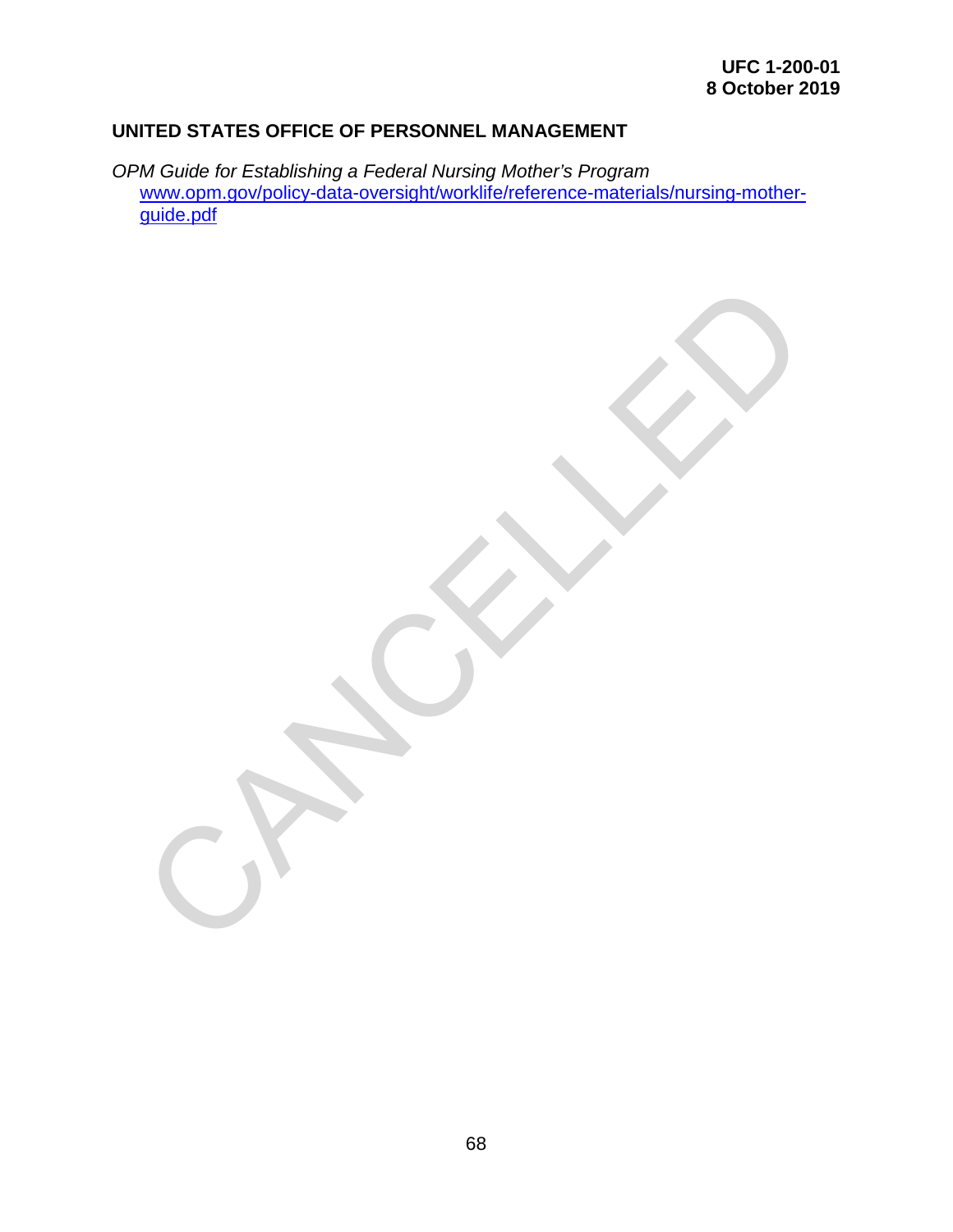## UNITED STATES OFFICE OF PERSONNEL MANAGEMENT

*OPM Guide for Establishing a Federal Nursing Mother's Program*
[www.opm.gov/policy-data-oversight/worklife/reference-materials/nursing-mother-guide.pdf](www.opm.gov/policy-data-oversight/worklife/reference-materials/nursing-mother-guide.pdf)